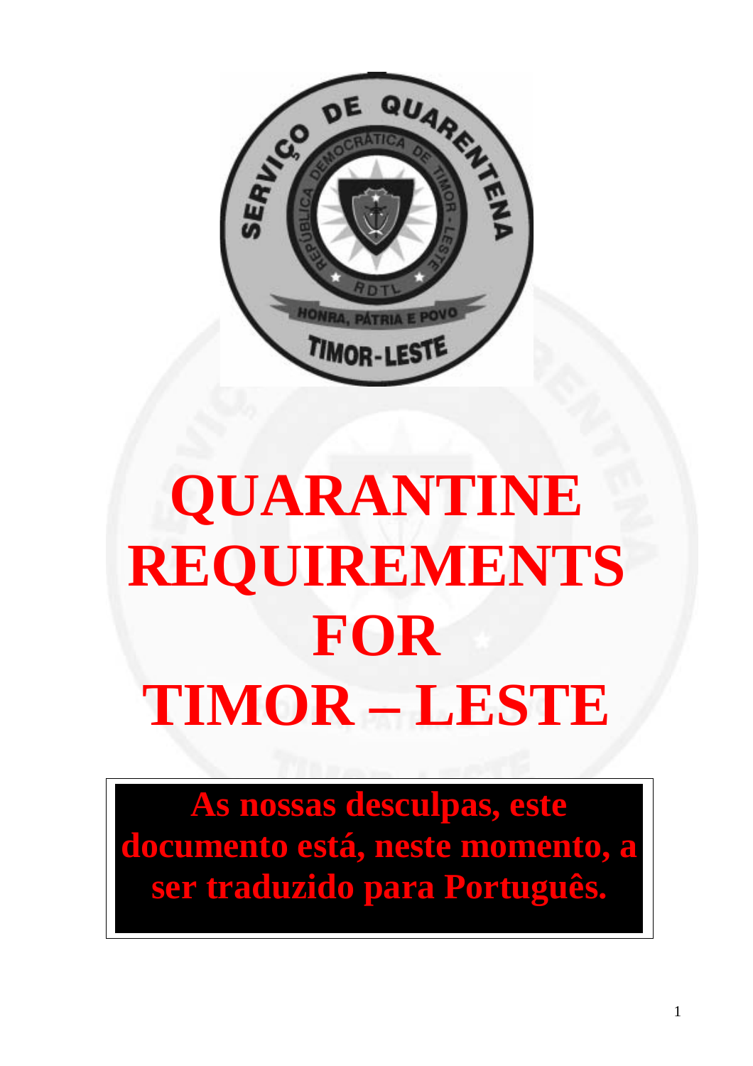# QUARANTINE REQUIREMENTS FOR TIMOR – LESTE

**As nossas desculpas, este documento está, neste momento, a ser traduzido para Português.**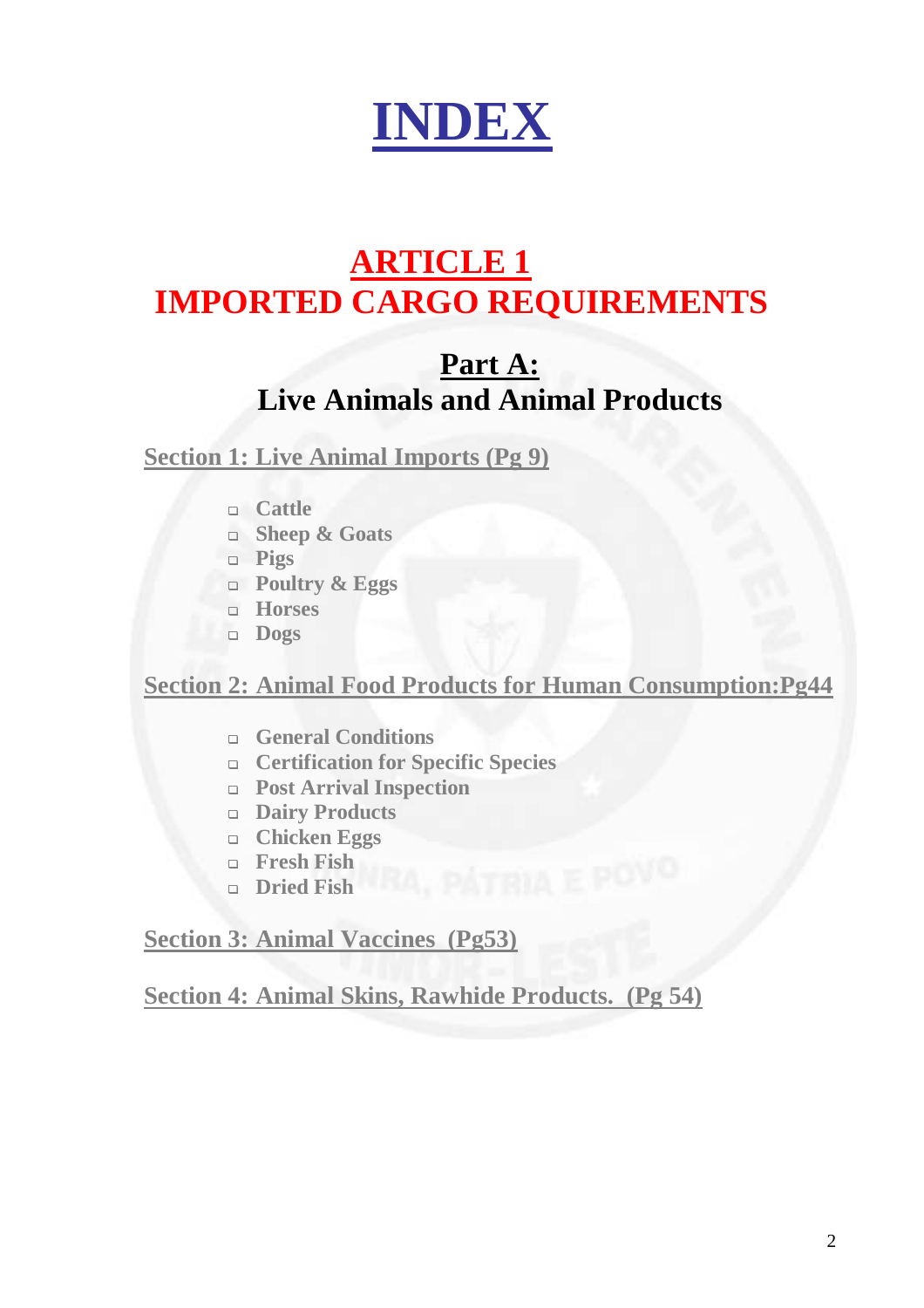# INDEX

## ARTICLE 1
## IMPORTED CARGO REQUIREMENTS

### Part A:
### Live Animals and Animal Products

**Section 1: Live Animal Imports (Pg 9)**

- Cattle
- Sheep & Goats
- Pigs
- Poultry & Eggs
- Horses
- Dogs

**Section 2: Animal Food Products for Human Consumption:Pg44**

- General Conditions
- Certification for Specific Species
- Post Arrival Inspection
- Dairy Products
- Chicken Eggs
- Fresh Fish
- Dried Fish

**Section 3: Animal Vaccines (Pg53)**

**Section 4: Animal Skins, Rawhide Products. (Pg 54)**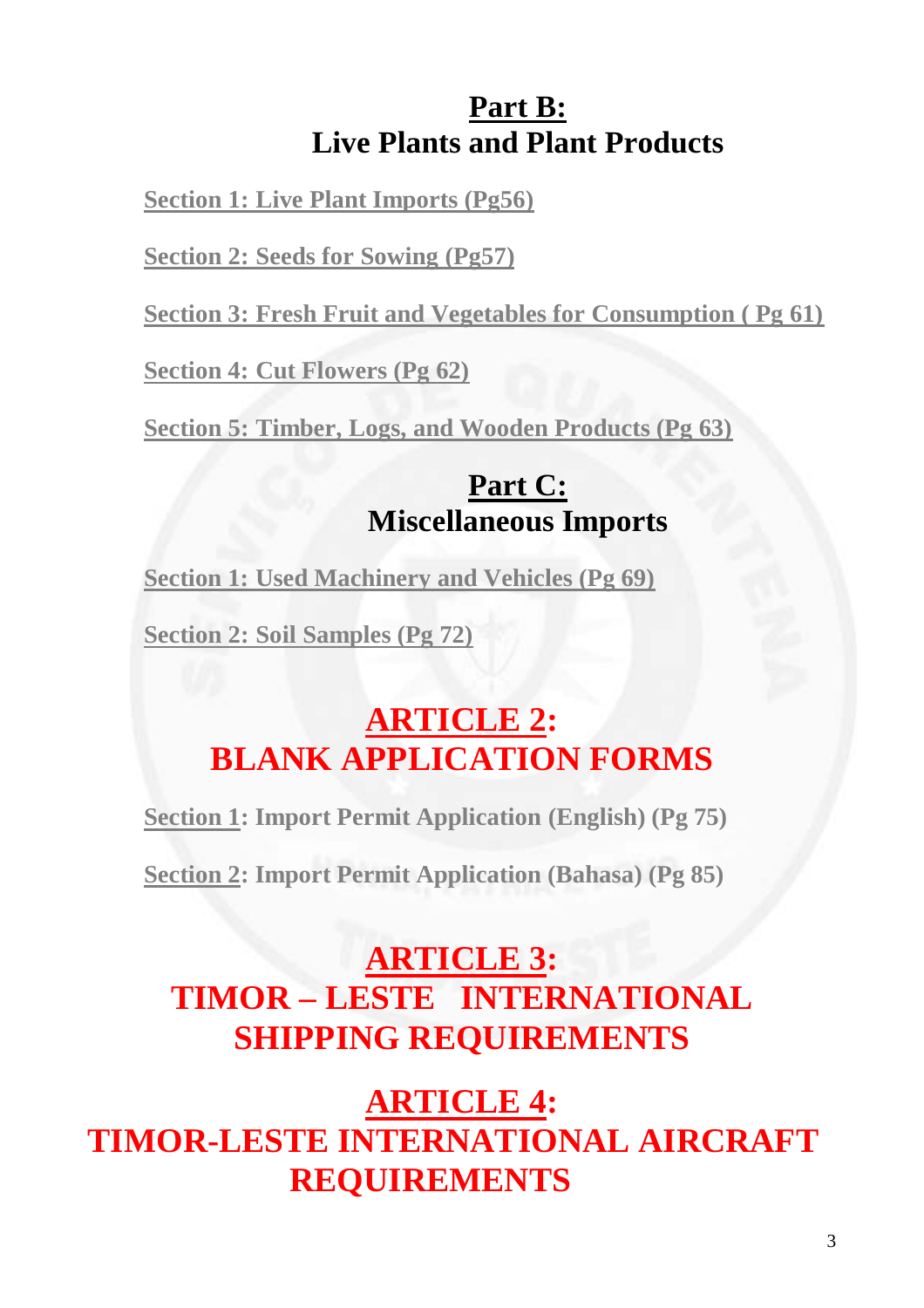## **Part B:**
## **Live Plants and Plant Products**

**Section 1: Live Plant Imports (Pg56)**

**Section 2: Seeds for Sowing (Pg57)**

**Section 3: Fresh Fruit and Vegetables for Consumption ( Pg 61)**

**Section 4: Cut Flowers (Pg 62)**

**Section 5: Timber, Logs, and Wooden Products (Pg 63)**

## **Part C:**
## **Miscellaneous Imports**

**Section 1: Used Machinery and Vehicles (Pg 69)**

**Section 2: Soil Samples (Pg 72)**

# **ARTICLE 2:**
# **BLANK APPLICATION FORMS**

**Section 1: Import Permit Application (English) (Pg 75)**

**Section 2: Import Permit Application (Bahasa) (Pg 85)**

# **ARTICLE 3:**
# **TIMOR – LESTE INTERNATIONAL SHIPPING REQUIREMENTS**

# **ARTICLE 4:**
# **TIMOR-LESTE INTERNATIONAL AIRCRAFT REQUIREMENTS**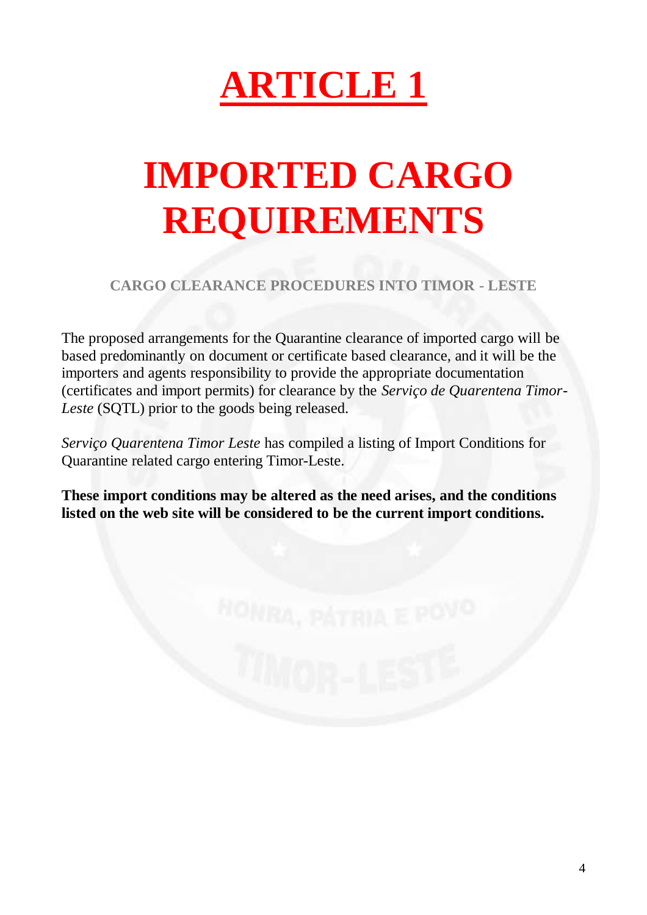# ARTICLE 1

# IMPORTED CARGO REQUIREMENTS

## CARGO CLEARANCE PROCEDURES INTO TIMOR - LESTE

The proposed arrangements for the Quarantine clearance of imported cargo will be based predominantly on document or certificate based clearance, and it will be the importers and agents responsibility to provide the appropriate documentation (certificates and import permits) for clearance by the *Serviço de Quarentena Timor-Leste* (SQTL) prior to the goods being released.

*Serviço Quarentena Timor Leste* has compiled a listing of Import Conditions for Quarantine related cargo entering Timor-Leste.

**These import conditions may be altered as the need arises, and the conditions listed on the web site will be considered to be the current import conditions.**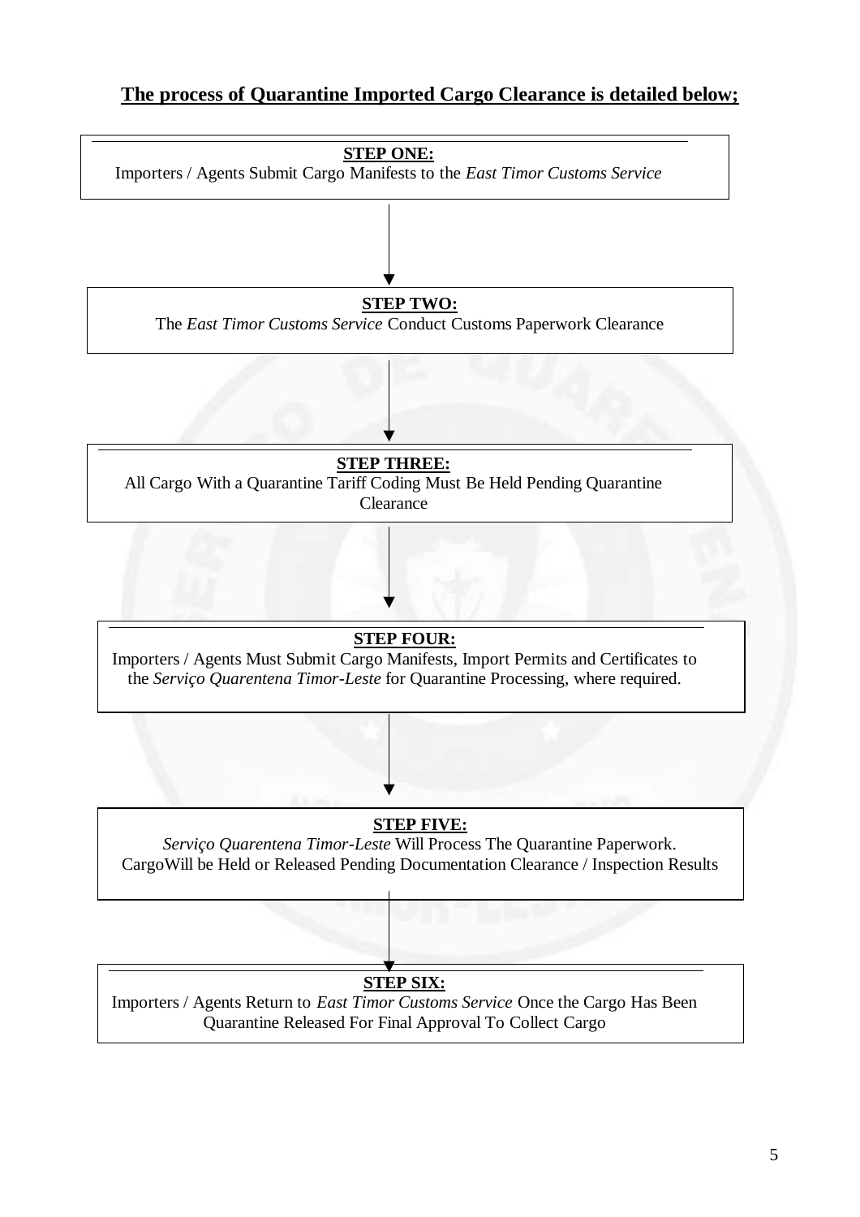**The process of Quarantine Imported Cargo Clearance is detailed below;**

**STEP ONE:**
Importers / Agents Submit Cargo Manifests to the *East Timor Customs Service*

↓

**STEP TWO:**
The *East Timor Customs Service* Conduct Customs Paperwork Clearance

↓

**STEP THREE:**
All Cargo With a Quarantine Tariff Coding Must Be Held Pending Quarantine Clearance

↓

**STEP FOUR:**
Importers / Agents Must Submit Cargo Manifests, Import Permits and Certificates to the *Serviço Quarentena Timor-Leste* for Quarantine Processing, where required.

↓

**STEP FIVE:**
*Serviço Quarentena Timor-Leste* Will Process The Quarantine Paperwork. CargoWill be Held or Released Pending Documentation Clearance / Inspection Results

↓

**STEP SIX:**
Importers / Agents Return to *East Timor Customs Service* Once the Cargo Has Been Quarantine Released For Final Approval To Collect Cargo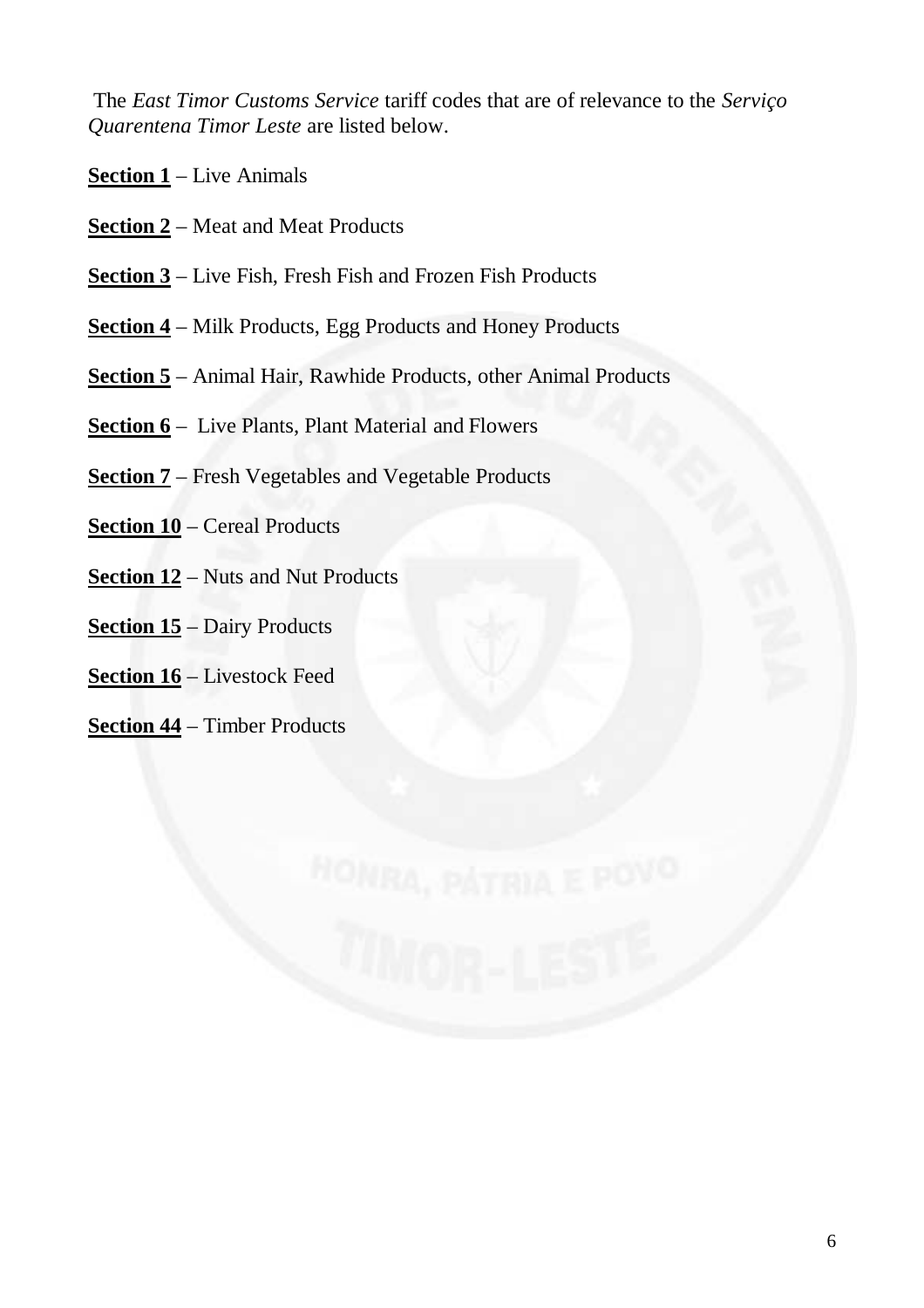The *East Timor Customs Service* tariff codes that are of relevance to the *Serviço Quarentena Timor Leste* are listed below.

**Section 1** – Live Animals

**Section 2** – Meat and Meat Products

**Section 3** – Live Fish, Fresh Fish and Frozen Fish Products

**Section 4** – Milk Products, Egg Products and Honey Products

**Section 5** – Animal Hair, Rawhide Products, other Animal Products

**Section 6** – Live Plants, Plant Material and Flowers

**Section 7** – Fresh Vegetables and Vegetable Products

**Section 10** – Cereal Products

**Section 12** – Nuts and Nut Products

**Section 15** – Dairy Products

**Section 16** – Livestock Feed

**Section 44** – Timber Products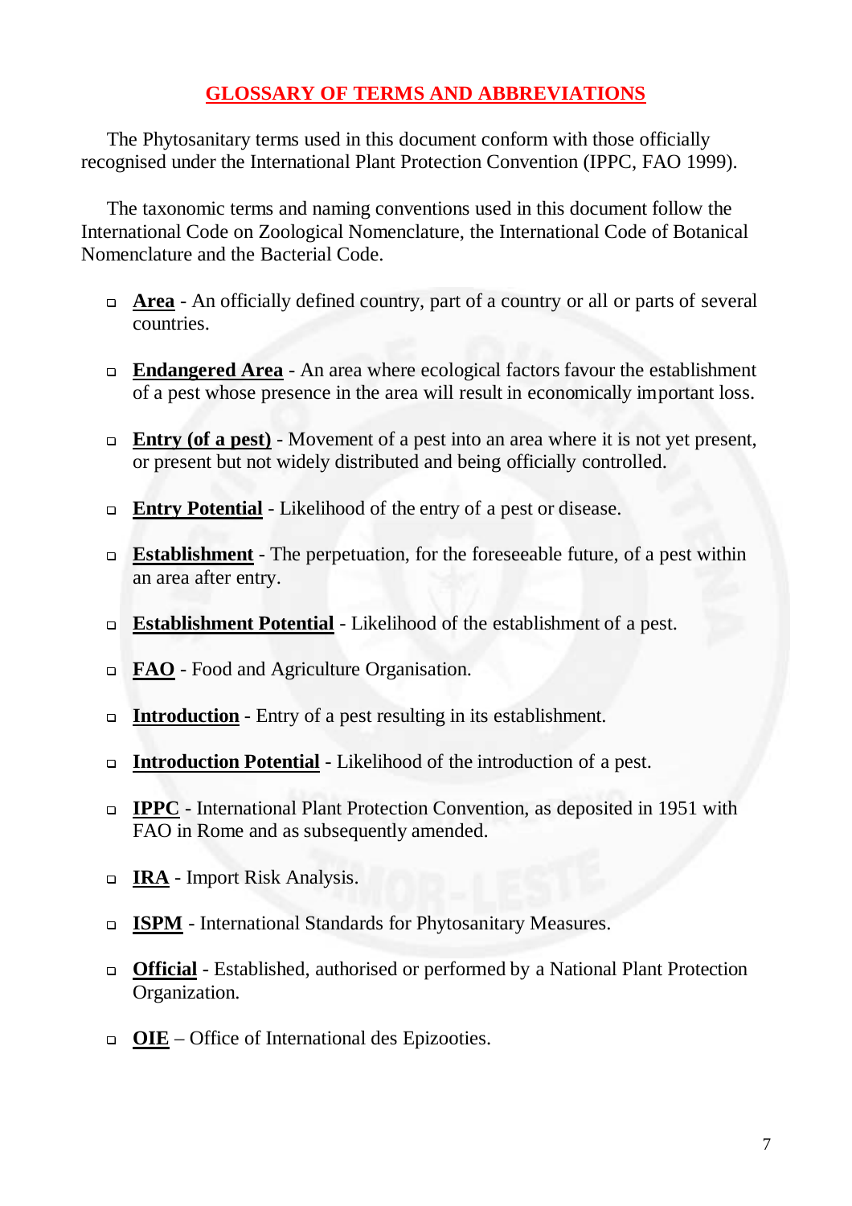# GLOSSARY OF TERMS AND ABBREVIATIONS

The Phytosanitary terms used in this document conform with those officially recognised under the International Plant Protection Convention (IPPC, FAO 1999).

The taxonomic terms and naming conventions used in this document follow the International Code on Zoological Nomenclature, the International Code of Botanical Nomenclature and the Bacterial Code.

- **Area** - An officially defined country, part of a country or all or parts of several countries.
- **Endangered Area** - An area where ecological factors favour the establishment of a pest whose presence in the area will result in economically important loss.
- **Entry (of a pest)** - Movement of a pest into an area where it is not yet present, or present but not widely distributed and being officially controlled.
- **Entry Potential** - Likelihood of the entry of a pest or disease.
- **Establishment** - The perpetuation, for the foreseeable future, of a pest within an area after entry.
- **Establishment Potential** - Likelihood of the establishment of a pest.
- **FAO** - Food and Agriculture Organisation.
- **Introduction** - Entry of a pest resulting in its establishment.
- **Introduction Potential** - Likelihood of the introduction of a pest.
- **IPPC** - International Plant Protection Convention, as deposited in 1951 with FAO in Rome and as subsequently amended.
- **IRA** - Import Risk Analysis.
- **ISPM** - International Standards for Phytosanitary Measures.
- **Official** - Established, authorised or performed by a National Plant Protection Organization.
- **OIE** – Office of International des Epizooties.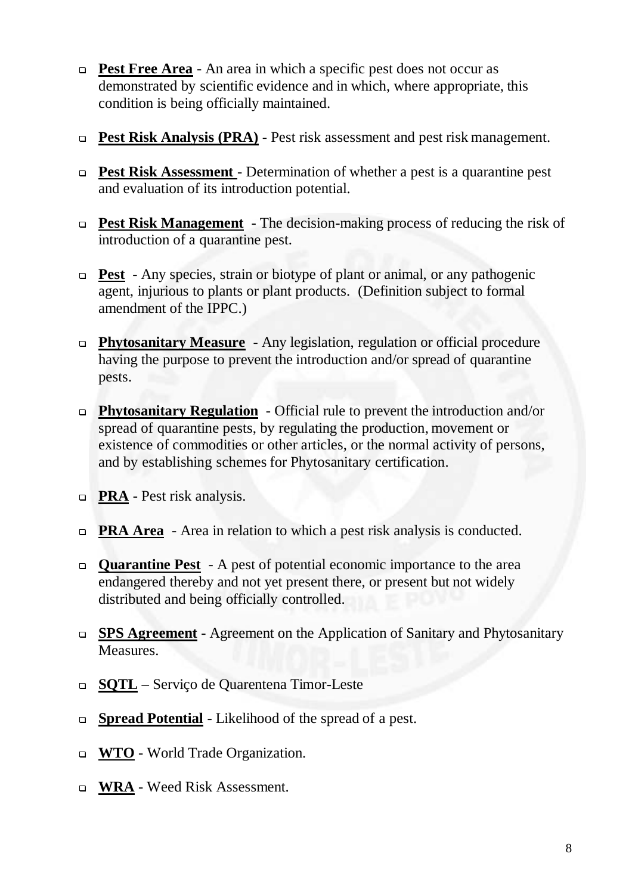- **Pest Free Area** - An area in which a specific pest does not occur as demonstrated by scientific evidence and in which, where appropriate, this condition is being officially maintained.

- **Pest Risk Analysis (PRA)** - Pest risk assessment and pest risk management.

- **Pest Risk Assessment** - Determination of whether a pest is a quarantine pest and evaluation of its introduction potential.

- **Pest Risk Management** - The decision-making process of reducing the risk of introduction of a quarantine pest.

- **Pest** - Any species, strain or biotype of plant or animal, or any pathogenic agent, injurious to plants or plant products. (Definition subject to formal amendment of the IPPC.)

- **Phytosanitary Measure** - Any legislation, regulation or official procedure having the purpose to prevent the introduction and/or spread of quarantine pests.

- **Phytosanitary Regulation** - Official rule to prevent the introduction and/or spread of quarantine pests, by regulating the production, movement or existence of commodities or other articles, or the normal activity of persons, and by establishing schemes for Phytosanitary certification.

- **PRA** - Pest risk analysis.

- **PRA Area** - Area in relation to which a pest risk analysis is conducted.

- **Quarantine Pest** - A pest of potential economic importance to the area endangered thereby and not yet present there, or present but not widely distributed and being officially controlled.

- **SPS Agreement** - Agreement on the Application of Sanitary and Phytosanitary Measures.

- **SQTL** – Serviço de Quarentena Timor-Leste

- **Spread Potential** - Likelihood of the spread of a pest.

- **WTO** - World Trade Organization.

- **WRA** - Weed Risk Assessment.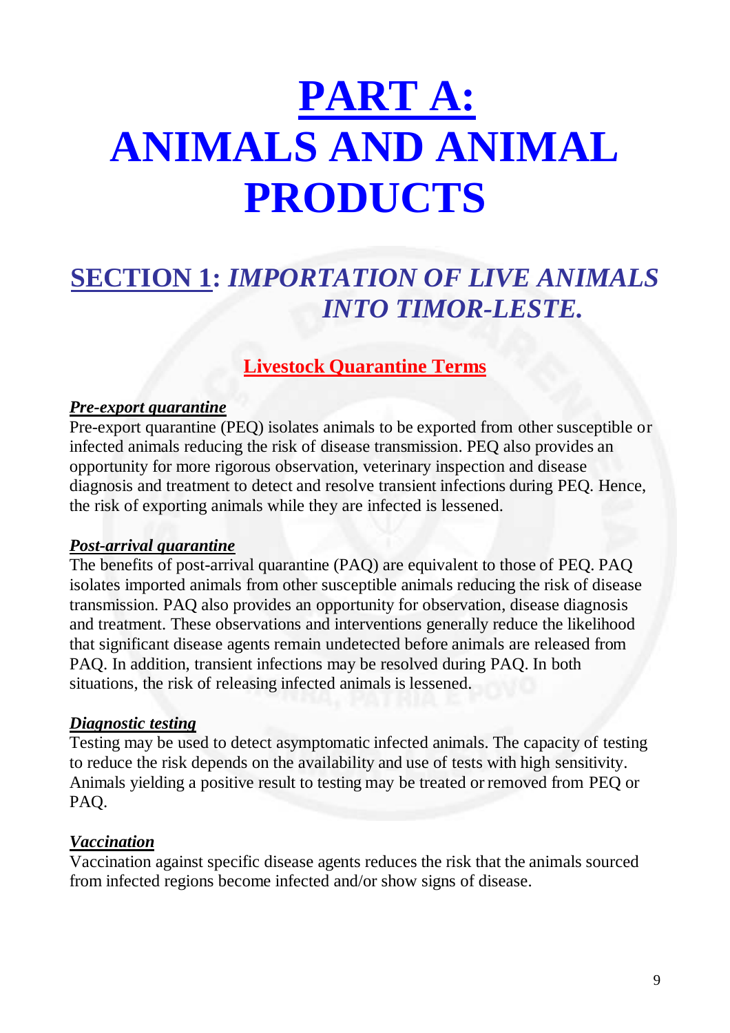# PART A: ANIMALS AND ANIMAL PRODUCTS

## SECTION 1: *IMPORTATION OF LIVE ANIMALS INTO TIMOR-LESTE.*

### Livestock Quarantine Terms

***Pre-export quarantine***

Pre-export quarantine (PEQ) isolates animals to be exported from other susceptible or infected animals reducing the risk of disease transmission. PEQ also provides an opportunity for more rigorous observation, veterinary inspection and disease diagnosis and treatment to detect and resolve transient infections during PEQ. Hence, the risk of exporting animals while they are infected is lessened.

***Post-arrival quarantine***

The benefits of post-arrival quarantine (PAQ) are equivalent to those of PEQ. PAQ isolates imported animals from other susceptible animals reducing the risk of disease transmission. PAQ also provides an opportunity for observation, disease diagnosis and treatment. These observations and interventions generally reduce the likelihood that significant disease agents remain undetected before animals are released from PAQ. In addition, transient infections may be resolved during PAQ. In both situations, the risk of releasing infected animals is lessened.

***Diagnostic testing***

Testing may be used to detect asymptomatic infected animals. The capacity of testing to reduce the risk depends on the availability and use of tests with high sensitivity. Animals yielding a positive result to testing may be treated or removed from PEQ or PAQ.

***Vaccination***

Vaccination against specific disease agents reduces the risk that the animals sourced from infected regions become infected and/or show signs of disease.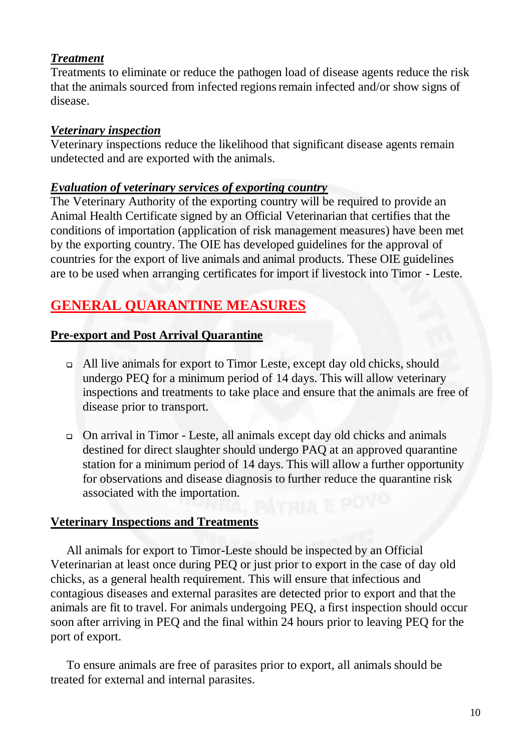***Treatment***

Treatments to eliminate or reduce the pathogen load of disease agents reduce the risk that the animals sourced from infected regions remain infected and/or show signs of disease.

***Veterinary inspection***

Veterinary inspections reduce the likelihood that significant disease agents remain undetected and are exported with the animals.

***Evaluation of veterinary services of exporting country***

The Veterinary Authority of the exporting country will be required to provide an Animal Health Certificate signed by an Official Veterinarian that certifies that the conditions of importation (application of risk management measures) have been met by the exporting country. The OIE has developed guidelines for the approval of countries for the export of live animals and animal products. These OIE guidelines are to be used when arranging certificates for import if livestock into Timor - Leste.

## GENERAL QUARANTINE MEASURES

### Pre-export and Post Arrival Quarantine

- All live animals for export to Timor Leste, except day old chicks, should undergo PEQ for a minimum period of 14 days. This will allow veterinary inspections and treatments to take place and ensure that the animals are free of disease prior to transport.
- On arrival in Timor - Leste, all animals except day old chicks and animals destined for direct slaughter should undergo PAQ at an approved quarantine station for a minimum period of 14 days. This will allow a further opportunity for observations and disease diagnosis to further reduce the quarantine risk associated with the importation.

### Veterinary Inspections and Treatments

All animals for export to Timor-Leste should be inspected by an Official Veterinarian at least once during PEQ or just prior to export in the case of day old chicks, as a general health requirement. This will ensure that infectious and contagious diseases and external parasites are detected prior to export and that the animals are fit to travel. For animals undergoing PEQ, a first inspection should occur soon after arriving in PEQ and the final within 24 hours prior to leaving PEQ for the port of export.

To ensure animals are free of parasites prior to export, all animals should be treated for external and internal parasites.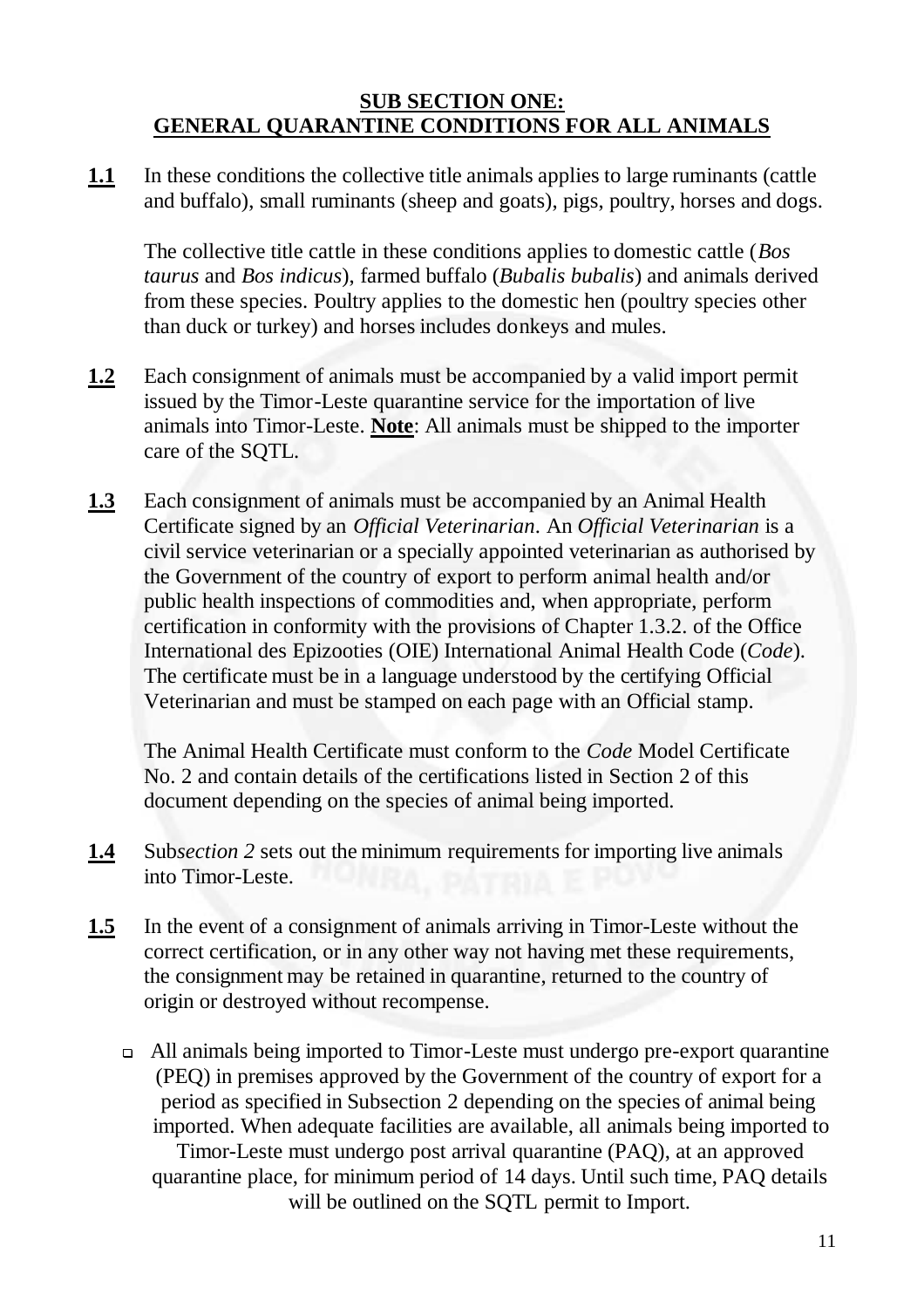## **SUB SECTION ONE: GENERAL QUARANTINE CONDITIONS FOR ALL ANIMALS**

**1.1** In these conditions the collective title animals applies to large ruminants (cattle and buffalo), small ruminants (sheep and goats), pigs, poultry, horses and dogs.

The collective title cattle in these conditions applies to domestic cattle (*Bos taurus* and *Bos indicus*), farmed buffalo (*Bubalis bubalis*) and animals derived from these species. Poultry applies to the domestic hen (poultry species other than duck or turkey) and horses includes donkeys and mules.

**1.2** Each consignment of animals must be accompanied by a valid import permit issued by the Timor-Leste quarantine service for the importation of live animals into Timor-Leste. **Note**: All animals must be shipped to the importer care of the SQTL.

**1.3** Each consignment of animals must be accompanied by an Animal Health Certificate signed by an *Official Veterinarian*. An *Official Veterinarian* is a civil service veterinarian or a specially appointed veterinarian as authorised by the Government of the country of export to perform animal health and/or public health inspections of commodities and, when appropriate, perform certification in conformity with the provisions of Chapter 1.3.2. of the Office International des Epizooties (OIE) International Animal Health Code (*Code*). The certificate must be in a language understood by the certifying Official Veterinarian and must be stamped on each page with an Official stamp.

The Animal Health Certificate must conform to the *Code* Model Certificate No. 2 and contain details of the certifications listed in Section 2 of this document depending on the species of animal being imported.

**1.4** Sub*section 2* sets out the minimum requirements for importing live animals into Timor-Leste.

**1.5** In the event of a consignment of animals arriving in Timor-Leste without the correct certification, or in any other way not having met these requirements, the consignment may be retained in quarantine, returned to the country of origin or destroyed without recompense.

- All animals being imported to Timor-Leste must undergo pre-export quarantine (PEQ) in premises approved by the Government of the country of export for a period as specified in Subsection 2 depending on the species of animal being imported. When adequate facilities are available, all animals being imported to Timor-Leste must undergo post arrival quarantine (PAQ), at an approved quarantine place, for minimum period of 14 days. Until such time, PAQ details will be outlined on the SQTL permit to Import.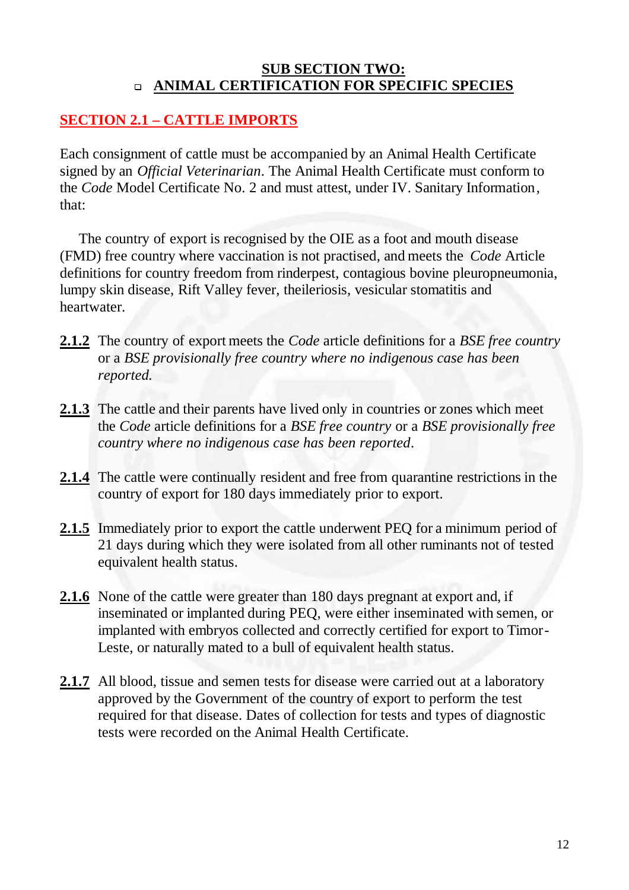## SUB SECTION TWO:

## ANIMAL CERTIFICATION FOR SPECIFIC SPECIES

### SECTION 2.1 – CATTLE IMPORTS

Each consignment of cattle must be accompanied by an Animal Health Certificate signed by an *Official Veterinarian*. The Animal Health Certificate must conform to the *Code* Model Certificate No. 2 and must attest, under IV. Sanitary Information, that:

The country of export is recognised by the OIE as a foot and mouth disease (FMD) free country where vaccination is not practised, and meets the *Code* Article definitions for country freedom from rinderpest, contagious bovine pleuropneumonia, lumpy skin disease, Rift Valley fever, theileriosis, vesicular stomatitis and heartwater.

**2.1.2** The country of export meets the *Code* article definitions for a *BSE free country* or a *BSE provisionally free country where no indigenous case has been reported.*

**2.1.3** The cattle and their parents have lived only in countries or zones which meet the *Code* article definitions for a *BSE free country* or a *BSE provisionally free country where no indigenous case has been reported*.

**2.1.4** The cattle were continually resident and free from quarantine restrictions in the country of export for 180 days immediately prior to export.

**2.1.5** Immediately prior to export the cattle underwent PEQ for a minimum period of 21 days during which they were isolated from all other ruminants not of tested equivalent health status.

**2.1.6** None of the cattle were greater than 180 days pregnant at export and, if inseminated or implanted during PEQ, were either inseminated with semen, or implanted with embryos collected and correctly certified for export to Timor-Leste, or naturally mated to a bull of equivalent health status.

**2.1.7** All blood, tissue and semen tests for disease were carried out at a laboratory approved by the Government of the country of export to perform the test required for that disease. Dates of collection for tests and types of diagnostic tests were recorded on the Animal Health Certificate.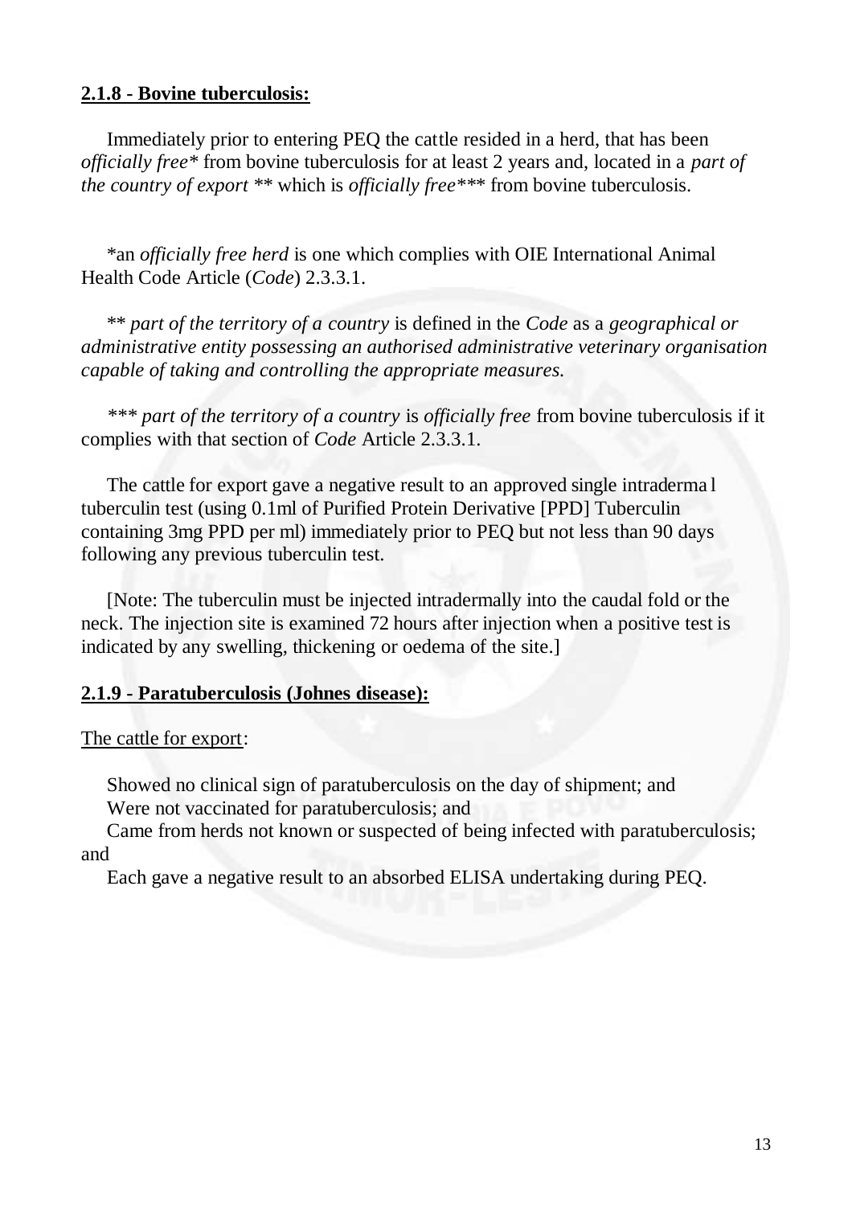**2.1.8 - Bovine tuberculosis:**

Immediately prior to entering PEQ the cattle resided in a herd, that has been *officially free** from bovine tuberculosis for at least 2 years and, located in a *part of the country of export* ** which is *officially free**** from bovine tuberculosis.

*an *officially free herd* is one which complies with OIE International Animal Health Code Article (*Code*) 2.3.3.1.

** *part of the territory of a country* is defined in the *Code* as a *geographical or administrative entity possessing an authorised administrative veterinary organisation capable of taking and controlling the appropriate measures.*

*** *part of the territory of a country* is *officially free* from bovine tuberculosis if it complies with that section of *Code* Article 2.3.3.1.

The cattle for export gave a negative result to an approved single intradermal tuberculin test (using 0.1ml of Purified Protein Derivative [PPD] Tuberculin containing 3mg PPD per ml) immediately prior to PEQ but not less than 90 days following any previous tuberculin test.

[Note: The tuberculin must be injected intradermally into the caudal fold or the neck. The injection site is examined 72 hours after injection when a positive test is indicated by any swelling, thickening or oedema of the site.]

**2.1.9 - Paratuberculosis (Johnes disease):**

The cattle for export:

Showed no clinical sign of paratuberculosis on the day of shipment; and
Were not vaccinated for paratuberculosis; and
Came from herds not known or suspected of being infected with paratuberculosis; and
Each gave a negative result to an absorbed ELISA undertaking during PEQ.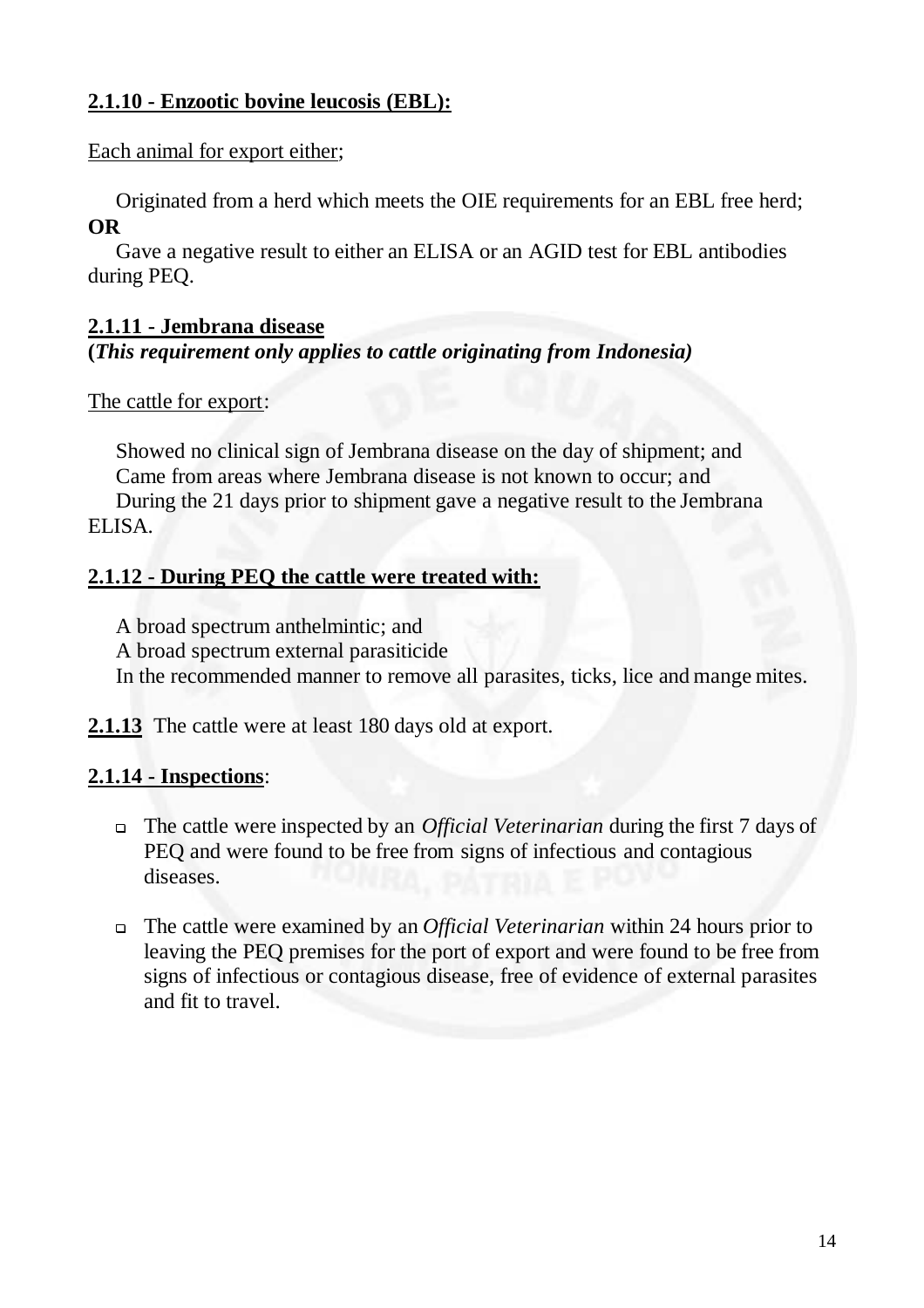**2.1.10 - Enzootic bovine leucosis (EBL):**

Each animal for export either;

Originated from a herd which meets the OIE requirements for an EBL free herd;
**OR**
Gave a negative result to either an ELISA or an AGID test for EBL antibodies during PEQ.

**2.1.11 - Jembrana disease**
**(*This requirement only applies to cattle originating from Indonesia)***

The cattle for export:

Showed no clinical sign of Jembrana disease on the day of shipment; and
Came from areas where Jembrana disease is not known to occur; and
During the 21 days prior to shipment gave a negative result to the Jembrana ELISA.

**2.1.12 - During PEQ the cattle were treated with:**

A broad spectrum anthelmintic; and
A broad spectrum external parasiticide
In the recommended manner to remove all parasites, ticks, lice and mange mites.

**2.1.13** The cattle were at least 180 days old at export.

**2.1.14 - Inspections**:

- The cattle were inspected by an *Official Veterinarian* during the first 7 days of PEQ and were found to be free from signs of infectious and contagious diseases.
- The cattle were examined by an *Official Veterinarian* within 24 hours prior to leaving the PEQ premises for the port of export and were found to be free from signs of infectious or contagious disease, free of evidence of external parasites and fit to travel.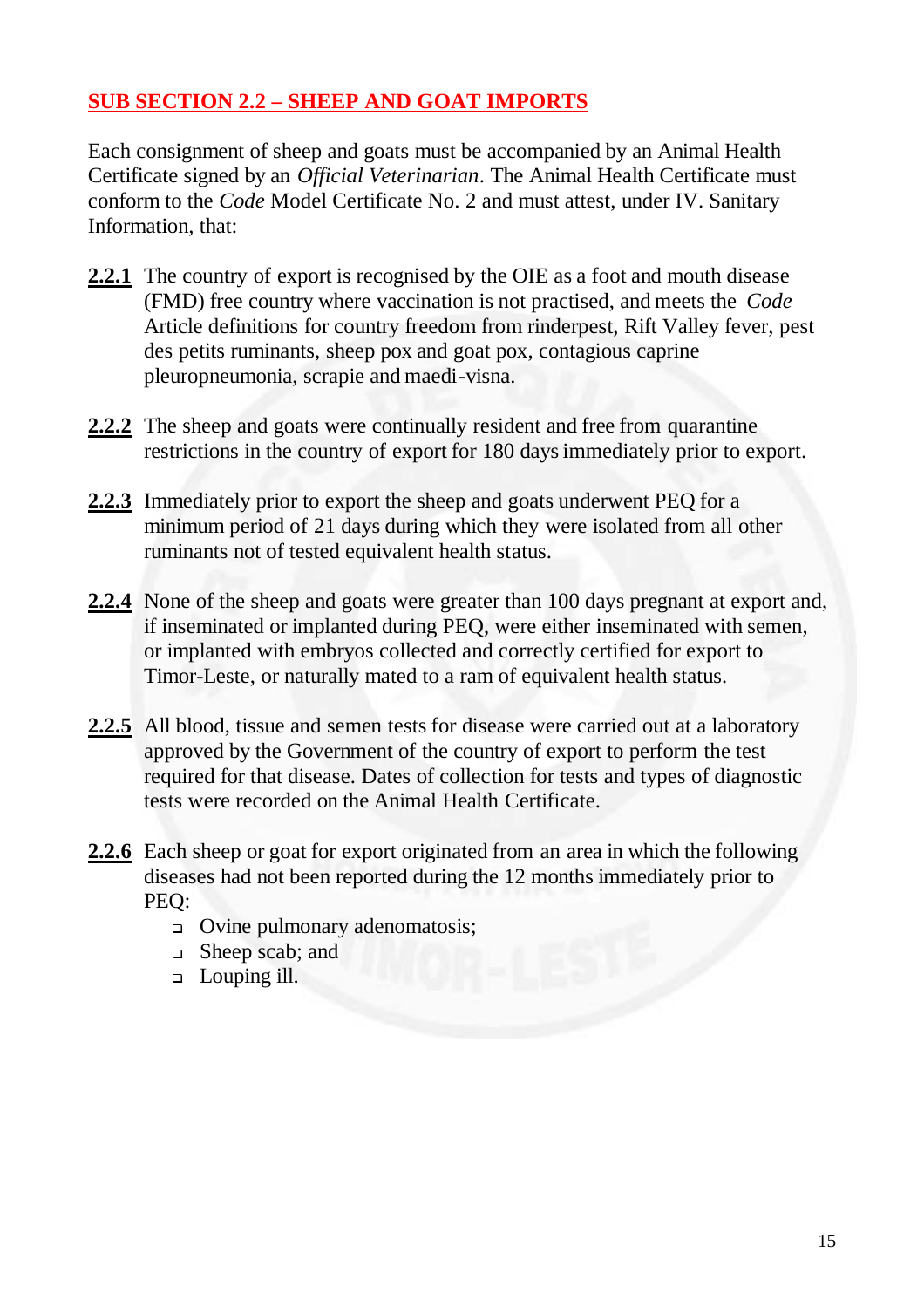## SUB SECTION 2.2 – SHEEP AND GOAT IMPORTS

Each consignment of sheep and goats must be accompanied by an Animal Health Certificate signed by an *Official Veterinarian*. The Animal Health Certificate must conform to the *Code* Model Certificate No. 2 and must attest, under IV. Sanitary Information, that:

**2.2.1** The country of export is recognised by the OIE as a foot and mouth disease (FMD) free country where vaccination is not practised, and meets the *Code* Article definitions for country freedom from rinderpest, Rift Valley fever, pest des petits ruminants, sheep pox and goat pox, contagious caprine pleuropneumonia, scrapie and maedi-visna.

**2.2.2** The sheep and goats were continually resident and free from quarantine restrictions in the country of export for 180 days immediately prior to export.

**2.2.3** Immediately prior to export the sheep and goats underwent PEQ for a minimum period of 21 days during which they were isolated from all other ruminants not of tested equivalent health status.

**2.2.4** None of the sheep and goats were greater than 100 days pregnant at export and, if inseminated or implanted during PEQ, were either inseminated with semen, or implanted with embryos collected and correctly certified for export to Timor-Leste, or naturally mated to a ram of equivalent health status.

**2.2.5** All blood, tissue and semen tests for disease were carried out at a laboratory approved by the Government of the country of export to perform the test required for that disease. Dates of collection for tests and types of diagnostic tests were recorded on the Animal Health Certificate.

**2.2.6** Each sheep or goat for export originated from an area in which the following diseases had not been reported during the 12 months immediately prior to PEQ:

- Ovine pulmonary adenomatosis;
- Sheep scab; and
- Louping ill.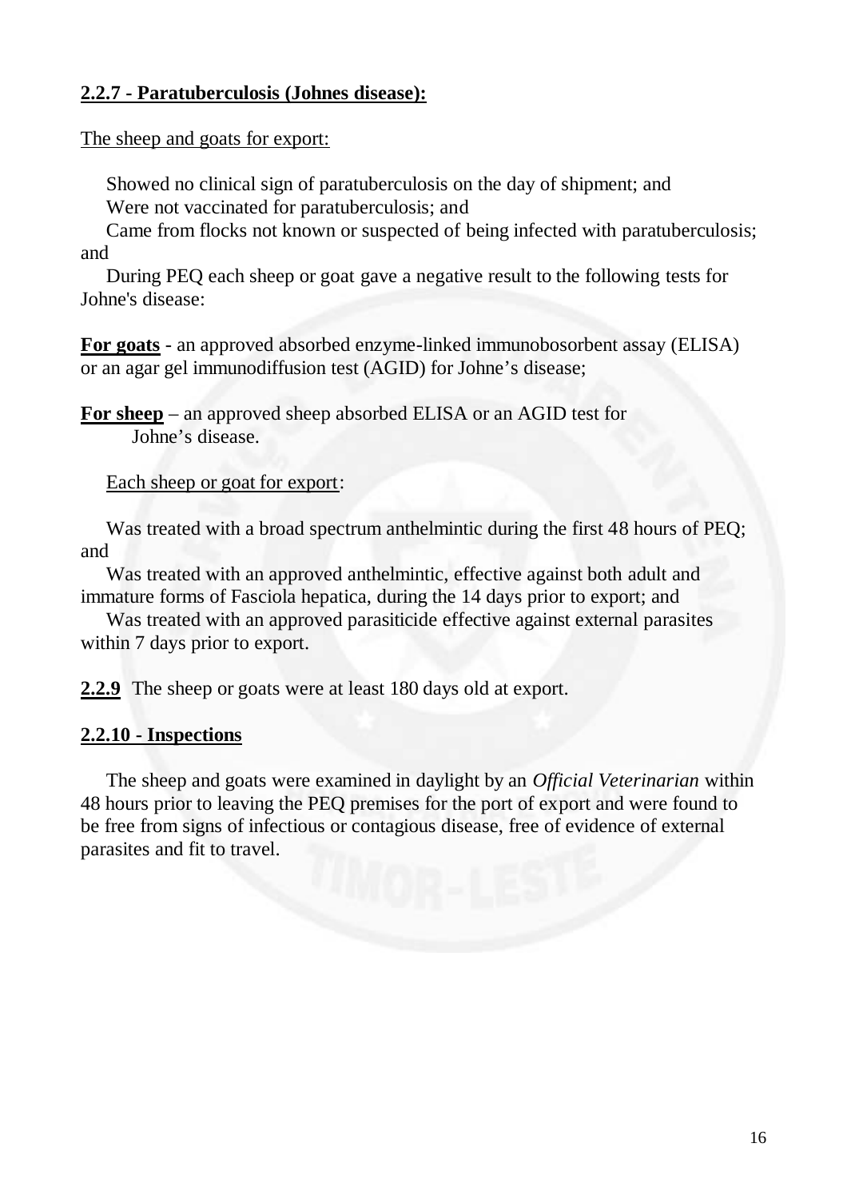**2.2.7 - Paratuberculosis (Johnes disease):**

The sheep and goats for export:

Showed no clinical sign of paratuberculosis on the day of shipment; and
Were not vaccinated for paratuberculosis; and
Came from flocks not known or suspected of being infected with paratuberculosis; and
During PEQ each sheep or goat gave a negative result to the following tests for Johne's disease:

**For goats** - an approved absorbed enzyme-linked immunobosorbent assay (ELISA) or an agar gel immunodiffusion test (AGID) for Johne's disease;

**For sheep** – an approved sheep absorbed ELISA or an AGID test for Johne's disease.

Each sheep or goat for export:

Was treated with a broad spectrum anthelmintic during the first 48 hours of PEQ; and
Was treated with an approved anthelmintic, effective against both adult and immature forms of Fasciola hepatica, during the 14 days prior to export; and
Was treated with an approved parasiticide effective against external parasites within 7 days prior to export.

**2.2.9** The sheep or goats were at least 180 days old at export.

**2.2.10 - Inspections**

The sheep and goats were examined in daylight by an *Official Veterinarian* within 48 hours prior to leaving the PEQ premises for the port of export and were found to be free from signs of infectious or contagious disease, free of evidence of external parasites and fit to travel.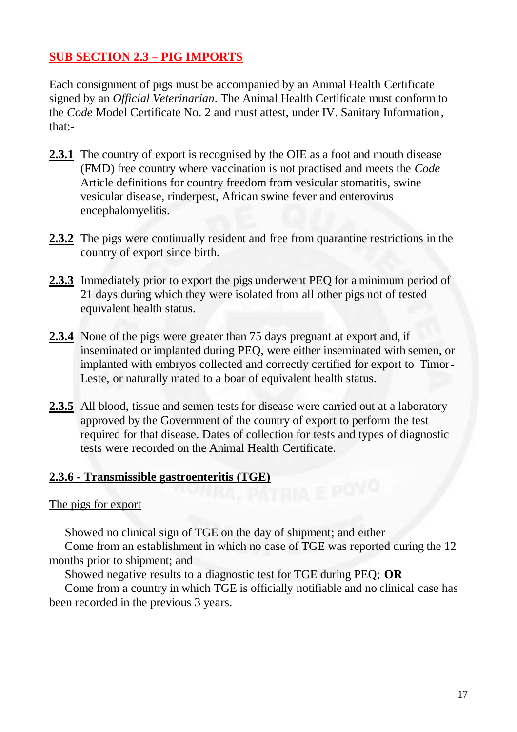## SUB SECTION 2.3 – PIG IMPORTS

Each consignment of pigs must be accompanied by an Animal Health Certificate signed by an *Official Veterinarian*. The Animal Health Certificate must conform to the *Code* Model Certificate No. 2 and must attest, under IV. Sanitary Information, that:-

**2.3.1** The country of export is recognised by the OIE as a foot and mouth disease (FMD) free country where vaccination is not practised and meets the *Code* Article definitions for country freedom from vesicular stomatitis, swine vesicular disease, rinderpest, African swine fever and enterovirus encephalomyelitis.

**2.3.2** The pigs were continually resident and free from quarantine restrictions in the country of export since birth.

**2.3.3** Immediately prior to export the pigs underwent PEQ for a minimum period of 21 days during which they were isolated from all other pigs not of tested equivalent health status.

**2.3.4** None of the pigs were greater than 75 days pregnant at export and, if inseminated or implanted during PEQ, were either inseminated with semen, or implanted with embryos collected and correctly certified for export to Timor-Leste, or naturally mated to a boar of equivalent health status.

**2.3.5** All blood, tissue and semen tests for disease were carried out at a laboratory approved by the Government of the country of export to perform the test required for that disease. Dates of collection for tests and types of diagnostic tests were recorded on the Animal Health Certificate.

### 2.3.6 - Transmissible gastroenteritis (TGE)

The pigs for export

Showed no clinical sign of TGE on the day of shipment; and either

Come from an establishment in which no case of TGE was reported during the 12 months prior to shipment; and

Showed negative results to a diagnostic test for TGE during PEQ; **OR**

Come from a country in which TGE is officially notifiable and no clinical case has been recorded in the previous 3 years.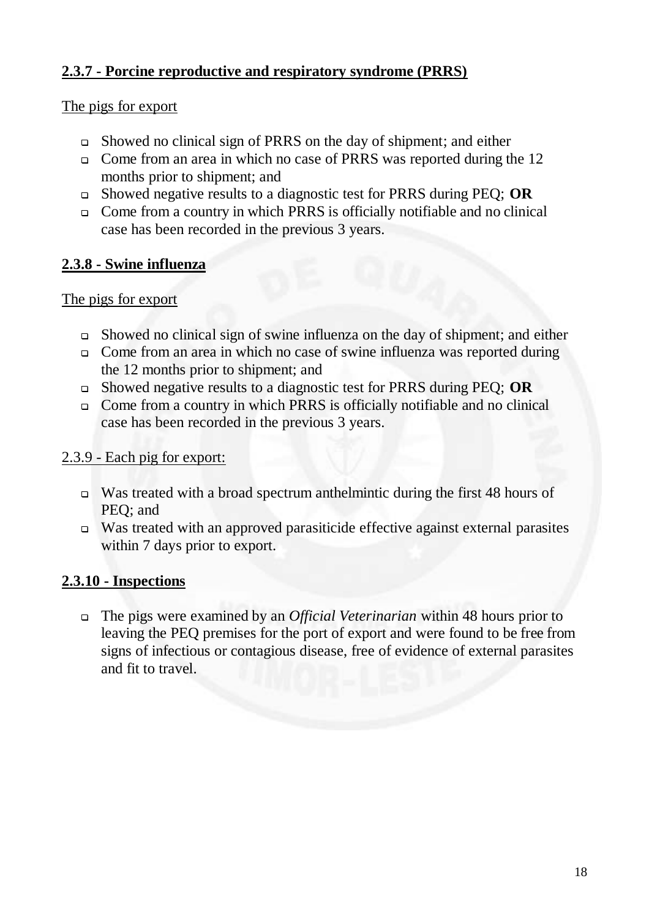**2.3.7 - Porcine reproductive and respiratory syndrome (PRRS)**

The pigs for export

- Showed no clinical sign of PRRS on the day of shipment; and either
- Come from an area in which no case of PRRS was reported during the 12 months prior to shipment; and
- Showed negative results to a diagnostic test for PRRS during PEQ; **OR**
- Come from a country in which PRRS is officially notifiable and no clinical case has been recorded in the previous 3 years.

**2.3.8 - Swine influenza**

The pigs for export

- Showed no clinical sign of swine influenza on the day of shipment; and either
- Come from an area in which no case of swine influenza was reported during the 12 months prior to shipment; and
- Showed negative results to a diagnostic test for PRRS during PEQ; **OR**
- Come from a country in which PRRS is officially notifiable and no clinical case has been recorded in the previous 3 years.

2.3.9 - Each pig for export:

- Was treated with a broad spectrum anthelmintic during the first 48 hours of PEQ; and
- Was treated with an approved parasiticide effective against external parasites within 7 days prior to export.

**2.3.10 - Inspections**

- The pigs were examined by an *Official Veterinarian* within 48 hours prior to leaving the PEQ premises for the port of export and were found to be free from signs of infectious or contagious disease, free of evidence of external parasites and fit to travel.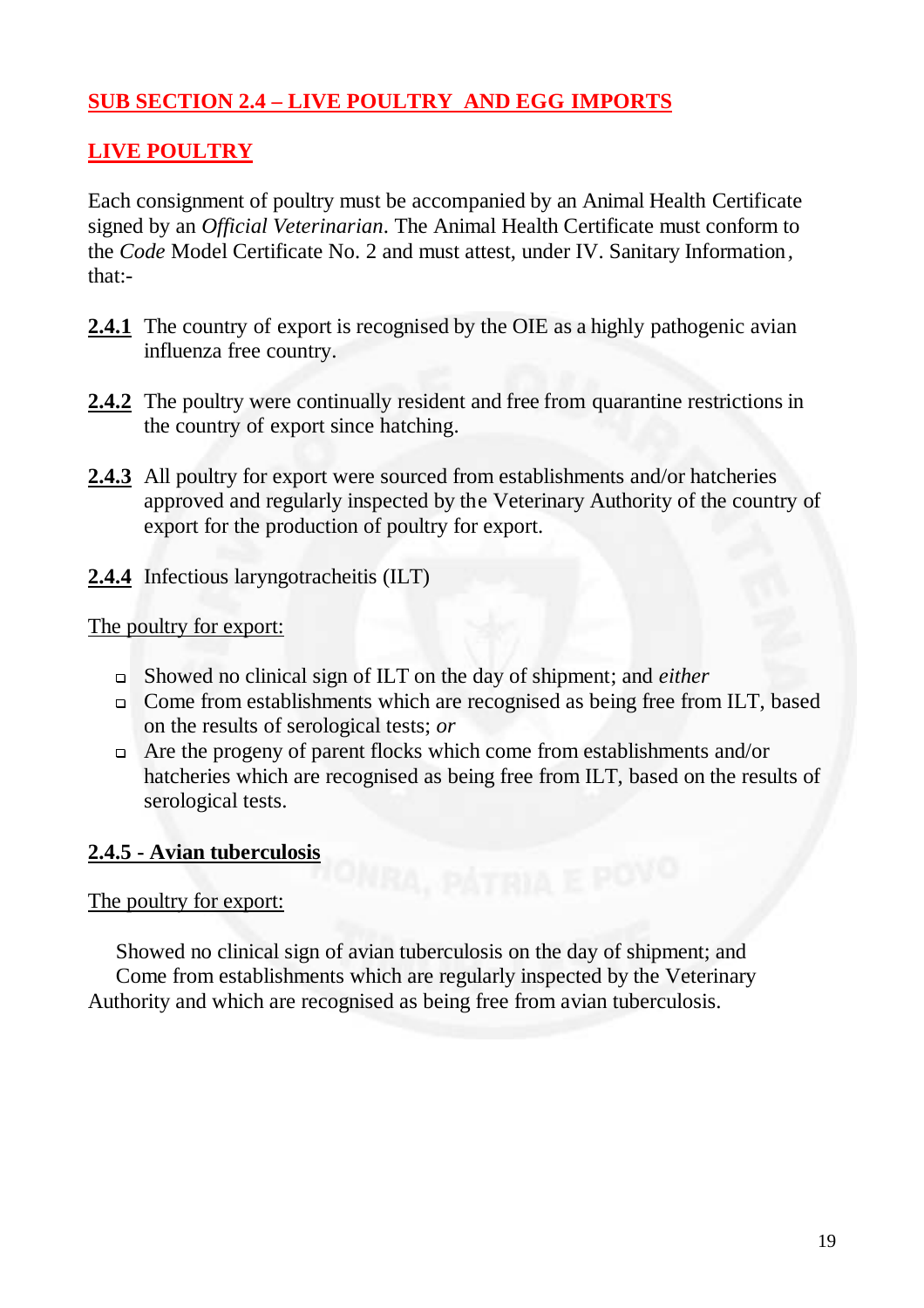## SUB SECTION 2.4 – LIVE POULTRY AND EGG IMPORTS

### LIVE POULTRY

Each consignment of poultry must be accompanied by an Animal Health Certificate signed by an *Official Veterinarian*. The Animal Health Certificate must conform to the *Code* Model Certificate No. 2 and must attest, under IV. Sanitary Information, that:-

**2.4.1** The country of export is recognised by the OIE as a highly pathogenic avian influenza free country.

**2.4.2** The poultry were continually resident and free from quarantine restrictions in the country of export since hatching.

**2.4.3** All poultry for export were sourced from establishments and/or hatcheries approved and regularly inspected by the Veterinary Authority of the country of export for the production of poultry for export.

**2.4.4** Infectious laryngotracheitis (ILT)

The poultry for export:

- Showed no clinical sign of ILT on the day of shipment; and *either*
- Come from establishments which are recognised as being free from ILT, based on the results of serological tests; *or*
- Are the progeny of parent flocks which come from establishments and/or hatcheries which are recognised as being free from ILT, based on the results of serological tests.

**2.4.5 - Avian tuberculosis**

The poultry for export:

Showed no clinical sign of avian tuberculosis on the day of shipment; and
Come from establishments which are regularly inspected by the Veterinary Authority and which are recognised as being free from avian tuberculosis.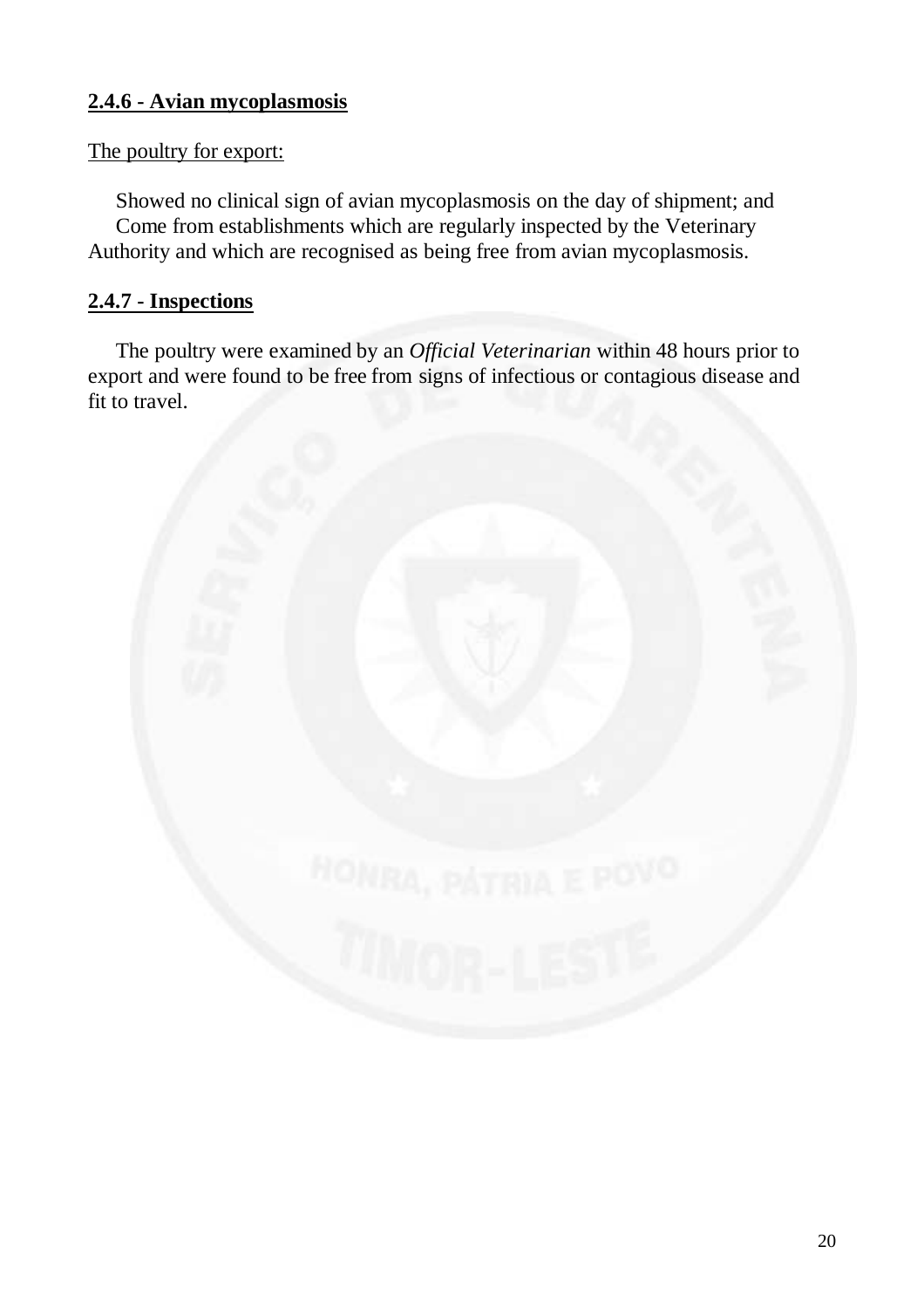**2.4.6 - Avian mycoplasmosis**

The poultry for export:

Showed no clinical sign of avian mycoplasmosis on the day of shipment; and

Come from establishments which are regularly inspected by the Veterinary Authority and which are recognised as being free from avian mycoplasmosis.

**2.4.7 - Inspections**

The poultry were examined by an *Official Veterinarian* within 48 hours prior to export and were found to be free from signs of infectious or contagious disease and fit to travel.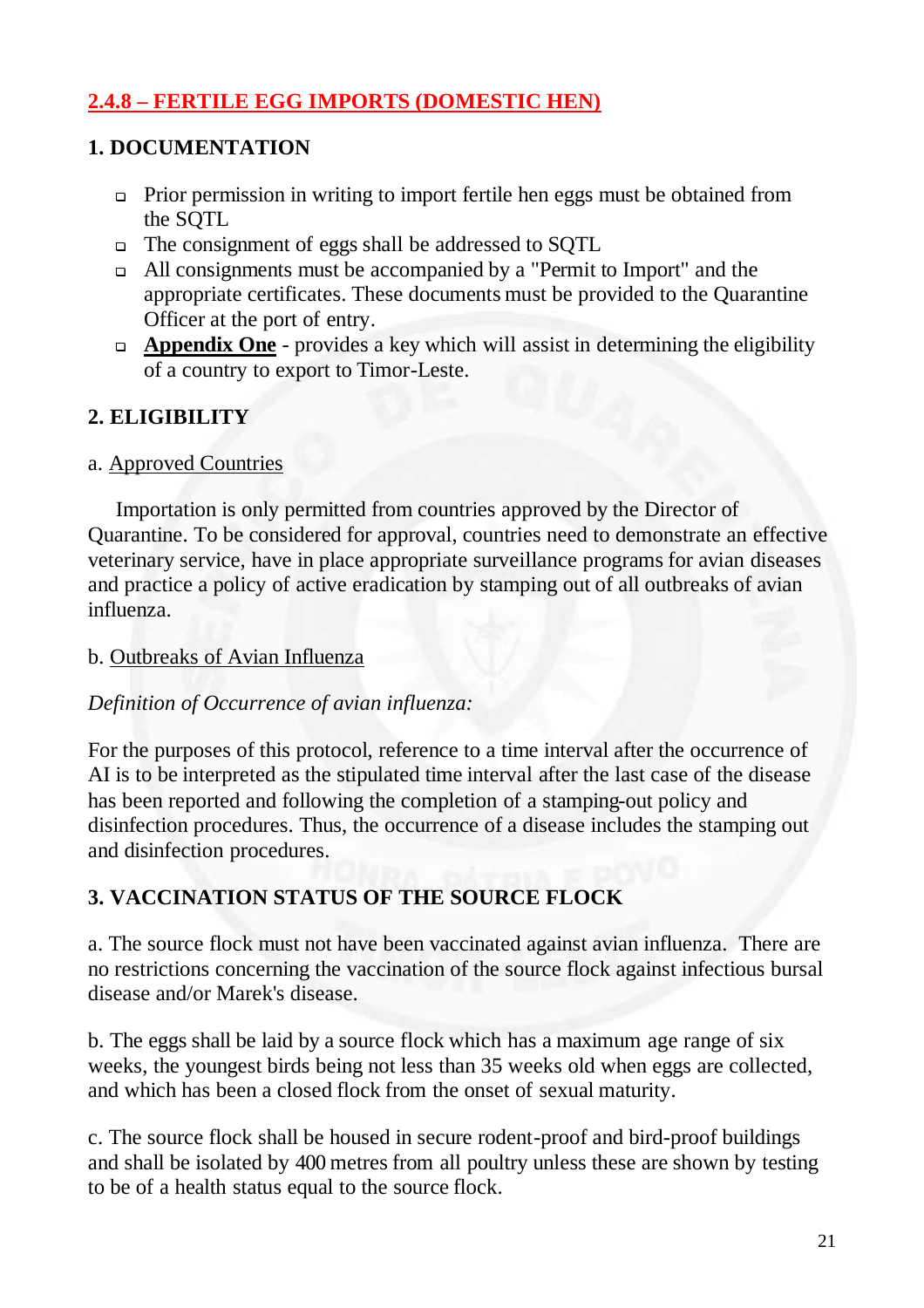## 2.4.8 – FERTILE EGG IMPORTS (DOMESTIC HEN)

### 1. DOCUMENTATION

- Prior permission in writing to import fertile hen eggs must be obtained from the SQTL
- The consignment of eggs shall be addressed to SQTL
- All consignments must be accompanied by a "Permit to Import" and the appropriate certificates. These documents must be provided to the Quarantine Officer at the port of entry.
- **Appendix One** - provides a key which will assist in determining the eligibility of a country to export to Timor-Leste.

### 2. ELIGIBILITY

a. Approved Countries

Importation is only permitted from countries approved by the Director of Quarantine. To be considered for approval, countries need to demonstrate an effective veterinary service, have in place appropriate surveillance programs for avian diseases and practice a policy of active eradication by stamping out of all outbreaks of avian influenza.

b. Outbreaks of Avian Influenza

*Definition of Occurrence of avian influenza:*

For the purposes of this protocol, reference to a time interval after the occurrence of AI is to be interpreted as the stipulated time interval after the last case of the disease has been reported and following the completion of a stamping-out policy and disinfection procedures. Thus, the occurrence of a disease includes the stamping out and disinfection procedures.

### 3. VACCINATION STATUS OF THE SOURCE FLOCK

a. The source flock must not have been vaccinated against avian influenza. There are no restrictions concerning the vaccination of the source flock against infectious bursal disease and/or Marek's disease.

b. The eggs shall be laid by a source flock which has a maximum age range of six weeks, the youngest birds being not less than 35 weeks old when eggs are collected, and which has been a closed flock from the onset of sexual maturity.

c. The source flock shall be housed in secure rodent-proof and bird-proof buildings and shall be isolated by 400 metres from all poultry unless these are shown by testing to be of a health status equal to the source flock.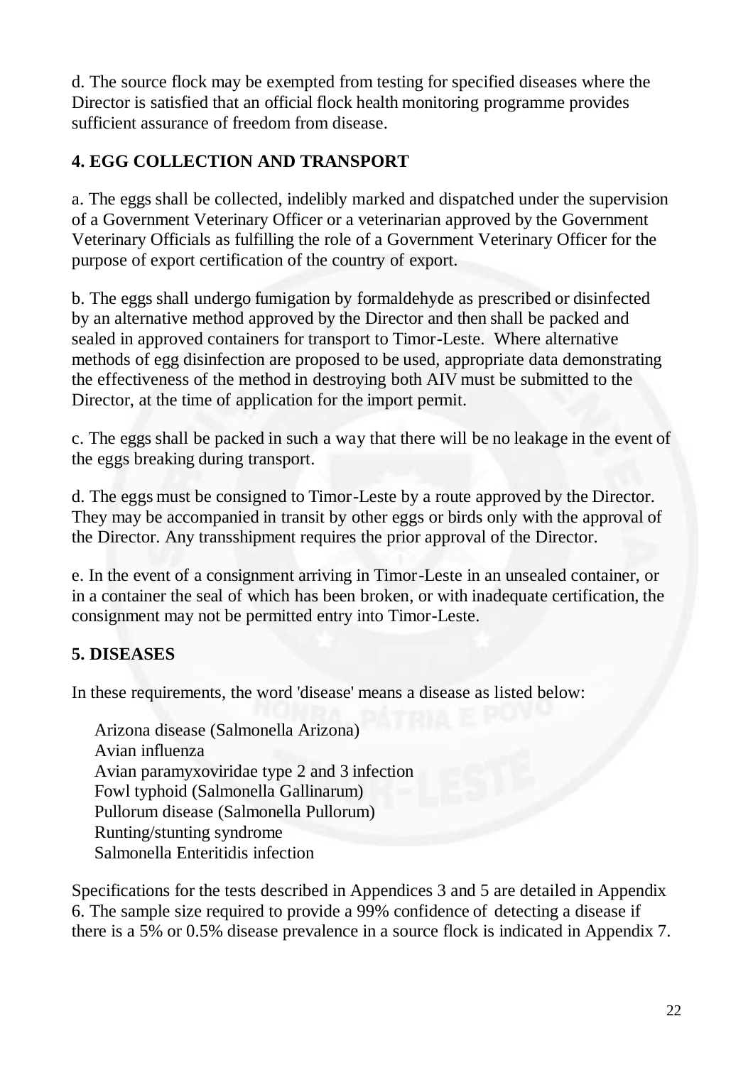d. The source flock may be exempted from testing for specified diseases where the Director is satisfied that an official flock health monitoring programme provides sufficient assurance of freedom from disease.

## 4. EGG COLLECTION AND TRANSPORT

a. The eggs shall be collected, indelibly marked and dispatched under the supervision of a Government Veterinary Officer or a veterinarian approved by the Government Veterinary Officials as fulfilling the role of a Government Veterinary Officer for the purpose of export certification of the country of export.

b. The eggs shall undergo fumigation by formaldehyde as prescribed or disinfected by an alternative method approved by the Director and then shall be packed and sealed in approved containers for transport to Timor-Leste. Where alternative methods of egg disinfection are proposed to be used, appropriate data demonstrating the effectiveness of the method in destroying both AIV must be submitted to the Director, at the time of application for the import permit.

c. The eggs shall be packed in such a way that there will be no leakage in the event of the eggs breaking during transport.

d. The eggs must be consigned to Timor-Leste by a route approved by the Director. They may be accompanied in transit by other eggs or birds only with the approval of the Director. Any transshipment requires the prior approval of the Director.

e. In the event of a consignment arriving in Timor-Leste in an unsealed container, or in a container the seal of which has been broken, or with inadequate certification, the consignment may not be permitted entry into Timor-Leste.

## 5. DISEASES

In these requirements, the word 'disease' means a disease as listed below:

Arizona disease (Salmonella Arizona)
Avian influenza
Avian paramyxoviridae type 2 and 3 infection
Fowl typhoid (Salmonella Gallinarum)
Pullorum disease (Salmonella Pullorum)
Runting/stunting syndrome
Salmonella Enteritidis infection

Specifications for the tests described in Appendices 3 and 5 are detailed in Appendix 6. The sample size required to provide a 99% confidence of detecting a disease if there is a 5% or 0.5% disease prevalence in a source flock is indicated in Appendix 7.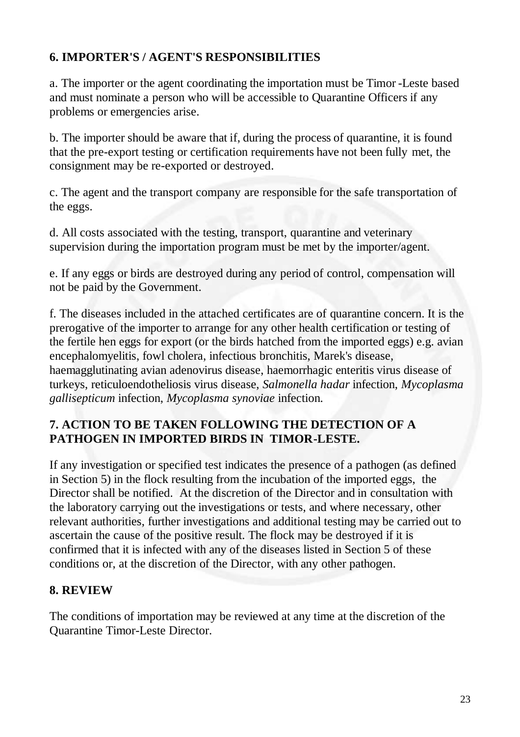## 6. IMPORTER'S / AGENT'S RESPONSIBILITIES

a. The importer or the agent coordinating the importation must be Timor -Leste based and must nominate a person who will be accessible to Quarantine Officers if any problems or emergencies arise.

b. The importer should be aware that if, during the process of quarantine, it is found that the pre-export testing or certification requirements have not been fully met, the consignment may be re-exported or destroyed.

c. The agent and the transport company are responsible for the safe transportation of the eggs.

d. All costs associated with the testing, transport, quarantine and veterinary supervision during the importation program must be met by the importer/agent.

e. If any eggs or birds are destroyed during any period of control, compensation will not be paid by the Government.

f. The diseases included in the attached certificates are of quarantine concern. It is the prerogative of the importer to arrange for any other health certification or testing of the fertile hen eggs for export (or the birds hatched from the imported eggs) e.g. avian encephalomyelitis, fowl cholera, infectious bronchitis, Marek's disease, haemagglutinating avian adenovirus disease, haemorrhagic enteritis virus disease of turkeys, reticuloendotheliosis virus disease, *Salmonella hadar* infection, *Mycoplasma gallisepticum* infection, *Mycoplasma synoviae* infection.

## 7. ACTION TO BE TAKEN FOLLOWING THE DETECTION OF A PATHOGEN IN IMPORTED BIRDS IN TIMOR-LESTE.

If any investigation or specified test indicates the presence of a pathogen (as defined in Section 5) in the flock resulting from the incubation of the imported eggs, the Director shall be notified. At the discretion of the Director and in consultation with the laboratory carrying out the investigations or tests, and where necessary, other relevant authorities, further investigations and additional testing may be carried out to ascertain the cause of the positive result. The flock may be destroyed if it is confirmed that it is infected with any of the diseases listed in Section 5 of these conditions or, at the discretion of the Director, with any other pathogen.

## 8. REVIEW

The conditions of importation may be reviewed at any time at the discretion of the Quarantine Timor-Leste Director.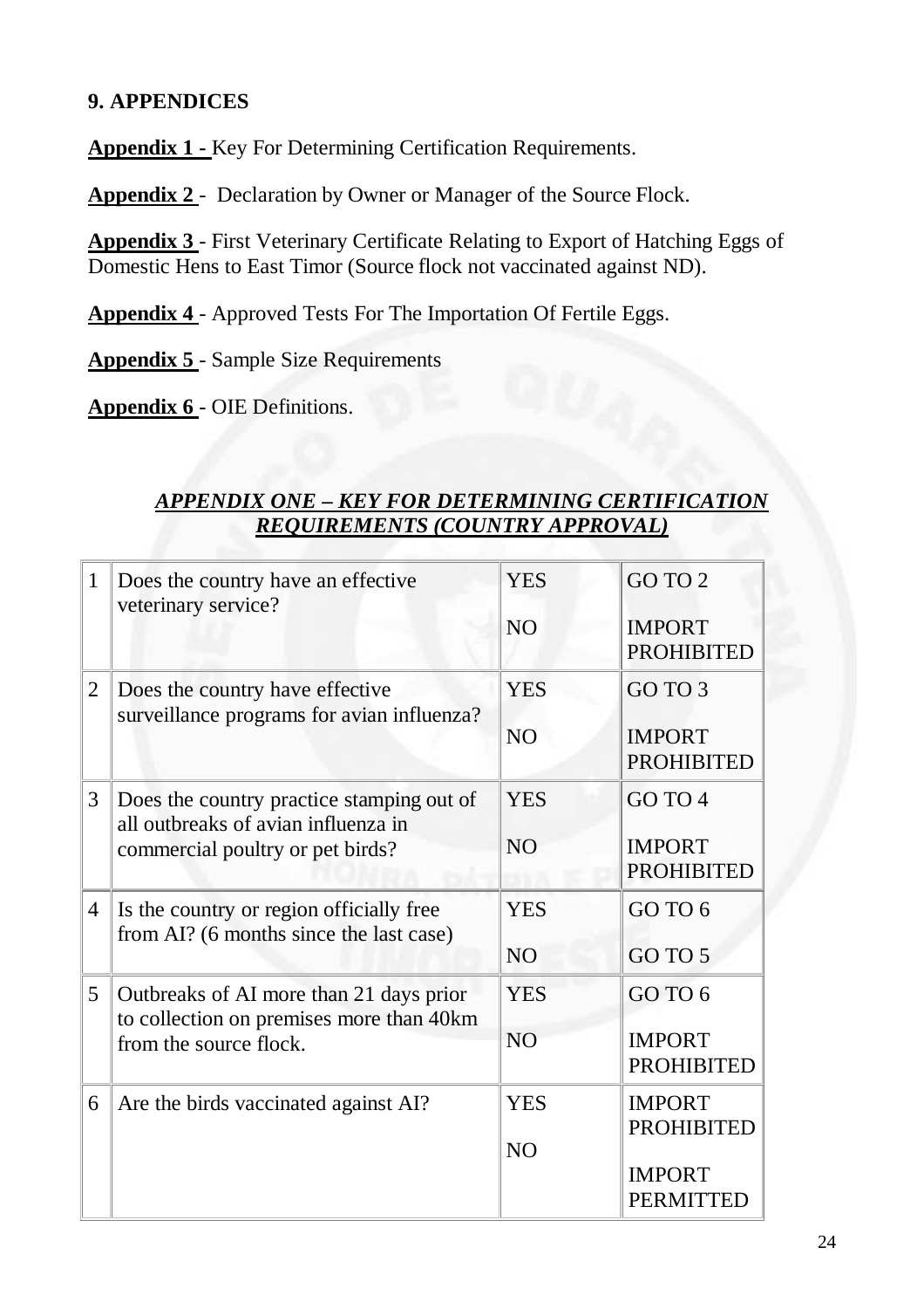## 9. APPENDICES

**Appendix 1 -** Key For Determining Certification Requirements.

**Appendix 2** - Declaration by Owner or Manager of the Source Flock.

**Appendix 3** - First Veterinary Certificate Relating to Export of Hatching Eggs of Domestic Hens to East Timor (Source flock not vaccinated against ND).

**Appendix 4** - Approved Tests For The Importation Of Fertile Eggs.

**Appendix 5** - Sample Size Requirements

**Appendix 6** - OIE Definitions.

### *APPENDIX ONE – KEY FOR DETERMINING CERTIFICATION REQUIREMENTS (COUNTRY APPROVAL)*

| | | | |
|---|---|---|---|
| 1 | Does the country have an effective veterinary service? | YES<br>NO | GO TO 2<br>IMPORT PROHIBITED |
| 2 | Does the country have effective surveillance programs for avian influenza? | YES<br>NO | GO TO 3<br>IMPORT PROHIBITED |
| 3 | Does the country practice stamping out of all outbreaks of avian influenza in commercial poultry or pet birds? | YES<br>NO | GO TO 4<br>IMPORT PROHIBITED |
| 4 | Is the country or region officially free from AI? (6 months since the last case) | YES<br>NO | GO TO 6<br>GO TO 5 |
| 5 | Outbreaks of AI more than 21 days prior to collection on premises more than 40km from the source flock. | YES<br>NO | GO TO 6<br>IMPORT PROHIBITED |
| 6 | Are the birds vaccinated against AI? | YES<br>NO | IMPORT PROHIBITED<br>IMPORT PERMITTED |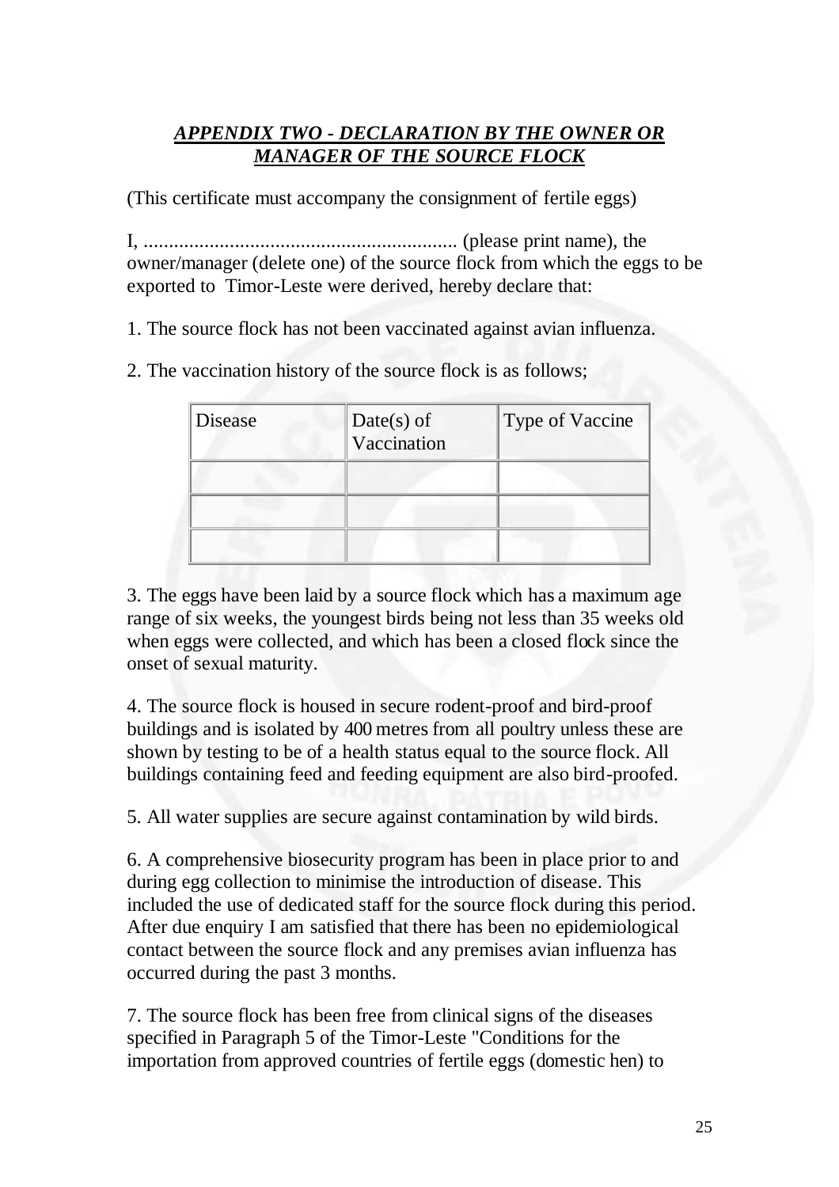## ***APPENDIX TWO - DECLARATION BY THE OWNER OR MANAGER OF THE SOURCE FLOCK***

(This certificate must accompany the consignment of fertile eggs)

I, .............................................................. (please print name), the owner/manager (delete one) of the source flock from which the eggs to be exported to Timor-Leste were derived, hereby declare that:

1. The source flock has not been vaccinated against avian influenza.

2. The vaccination history of the source flock is as follows;

| Disease | Date(s) of Vaccination | Type of Vaccine |
|---|---|---|
| | | |
| | | |
| | | |

3. The eggs have been laid by a source flock which has a maximum age range of six weeks, the youngest birds being not less than 35 weeks old when eggs were collected, and which has been a closed flock since the onset of sexual maturity.

4. The source flock is housed in secure rodent-proof and bird-proof buildings and is isolated by 400 metres from all poultry unless these are shown by testing to be of a health status equal to the source flock. All buildings containing feed and feeding equipment are also bird-proofed.

5. All water supplies are secure against contamination by wild birds.

6. A comprehensive biosecurity program has been in place prior to and during egg collection to minimise the introduction of disease. This included the use of dedicated staff for the source flock during this period. After due enquiry I am satisfied that there has been no epidemiological contact between the source flock and any premises avian influenza has occurred during the past 3 months.

7. The source flock has been free from clinical signs of the diseases specified in Paragraph 5 of the Timor-Leste "Conditions for the importation from approved countries of fertile eggs (domestic hen) to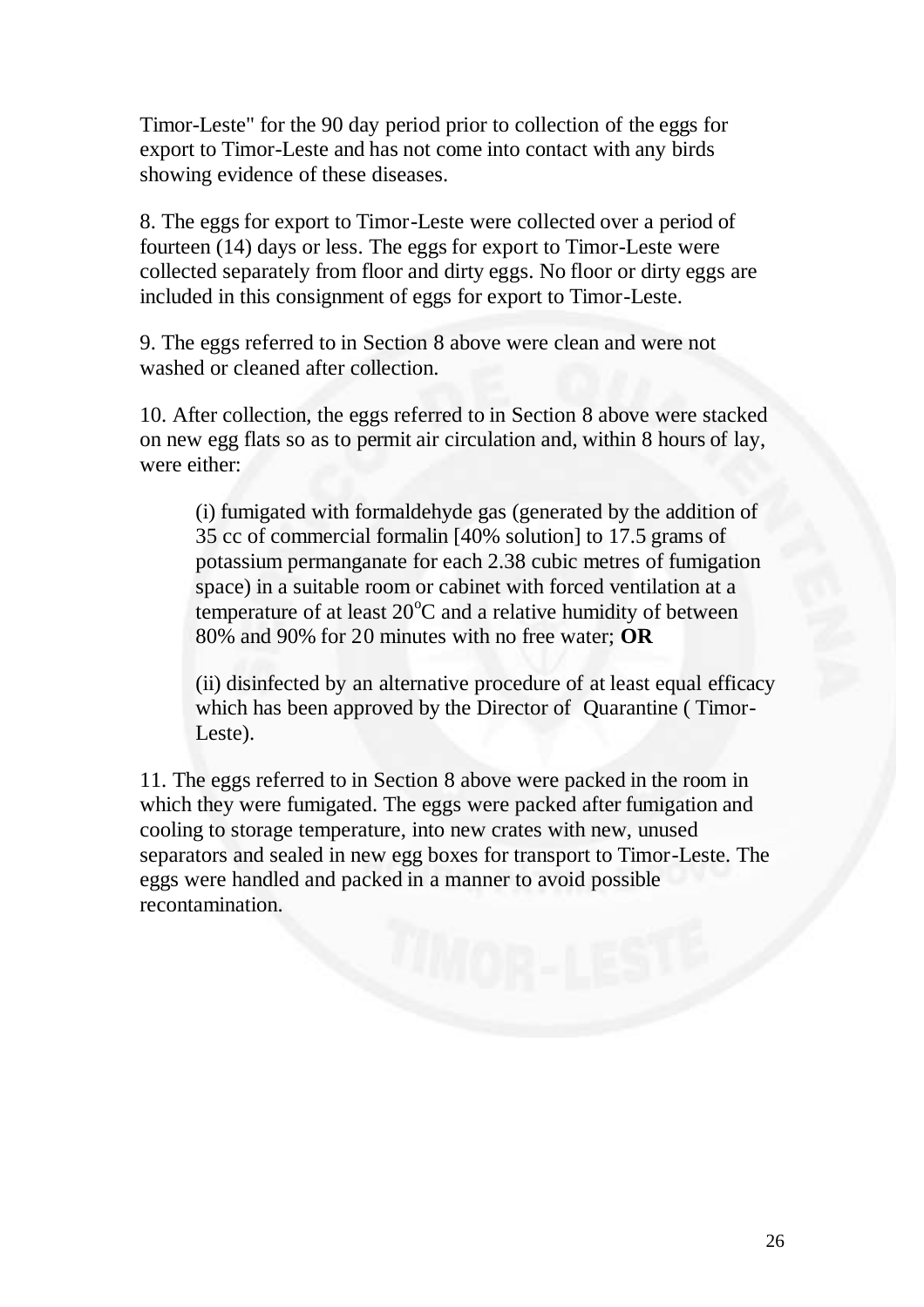Timor-Leste" for the 90 day period prior to collection of the eggs for export to Timor-Leste and has not come into contact with any birds showing evidence of these diseases.

8. The eggs for export to Timor-Leste were collected over a period of fourteen (14) days or less. The eggs for export to Timor-Leste were collected separately from floor and dirty eggs. No floor or dirty eggs are included in this consignment of eggs for export to Timor-Leste.

9. The eggs referred to in Section 8 above were clean and were not washed or cleaned after collection.

10. After collection, the eggs referred to in Section 8 above were stacked on new egg flats so as to permit air circulation and, within 8 hours of lay, were either:

> (i) fumigated with formaldehyde gas (generated by the addition of 35 cc of commercial formalin [40% solution] to 17.5 grams of potassium permanganate for each 2.38 cubic metres of fumigation space) in a suitable room or cabinet with forced ventilation at a temperature of at least $20^{o}$C and a relative humidity of between 80% and 90% for 20 minutes with no free water; **OR**
>
> (ii) disinfected by an alternative procedure of at least equal efficacy which has been approved by the Director of Quarantine ( Timor-Leste).

11. The eggs referred to in Section 8 above were packed in the room in which they were fumigated. The eggs were packed after fumigation and cooling to storage temperature, into new crates with new, unused separators and sealed in new egg boxes for transport to Timor-Leste. The eggs were handled and packed in a manner to avoid possible recontamination.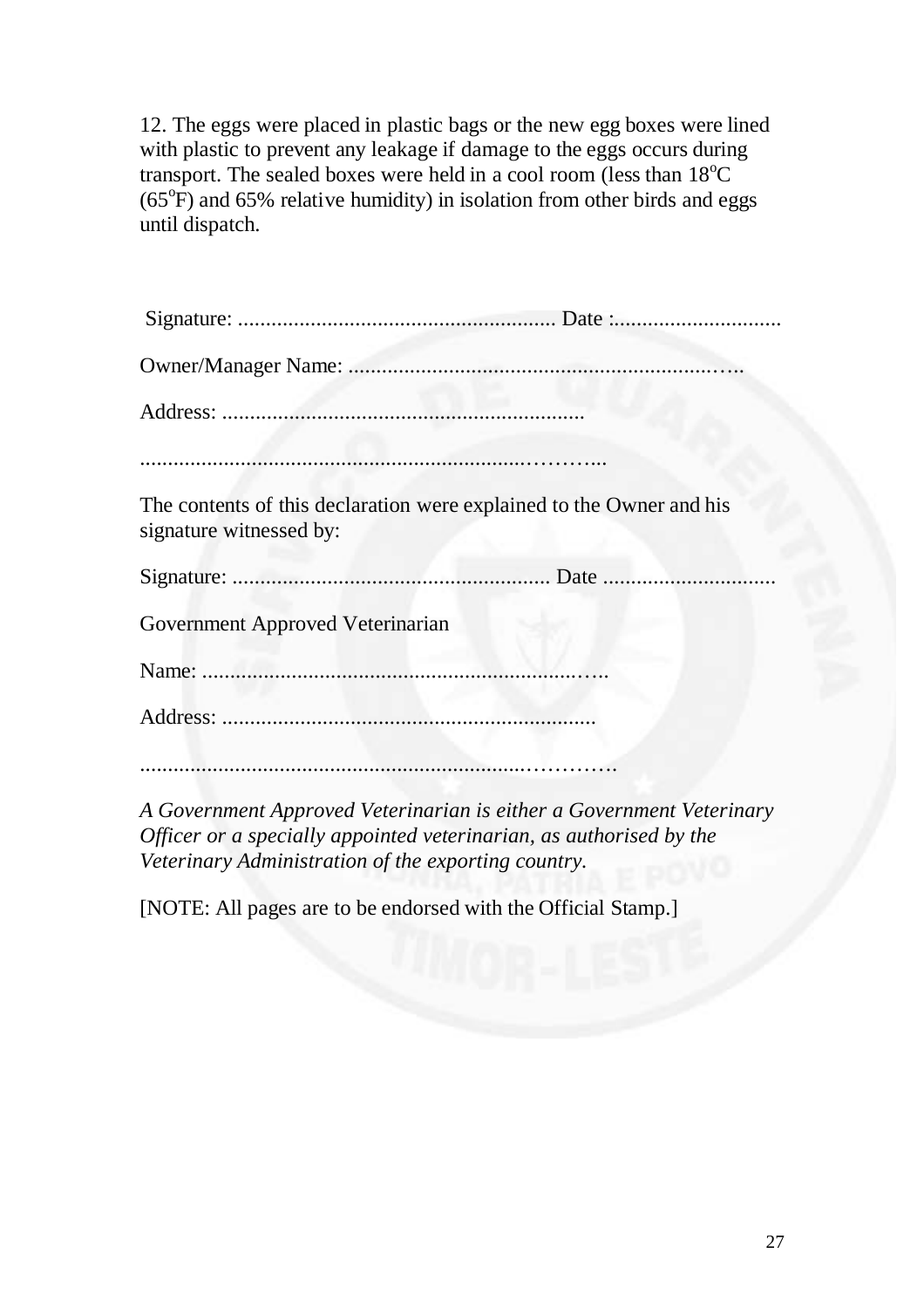12. The eggs were placed in plastic bags or the new egg boxes were lined with plastic to prevent any leakage if damage to the eggs occurs during transport. The sealed boxes were held in a cool room (less than 18°C (65°F) and 65% relative humidity) in isolation from other birds and eggs until dispatch.

Signature: ........................................................ Date :..............................

Owner/Manager Name: .................................................................…..

Address: ................................................................

...................................................................………...

The contents of this declaration were explained to the Owner and his signature witnessed by:

Signature: ........................................................ Date ..............................

Government Approved Veterinarian

Name: ...................................................................…..

Address: .................................................................

...................................................................………….

*A Government Approved Veterinarian is either a Government Veterinary Officer or a specially appointed veterinarian, as authorised by the Veterinary Administration of the exporting country.*

[NOTE: All pages are to be endorsed with the Official Stamp.]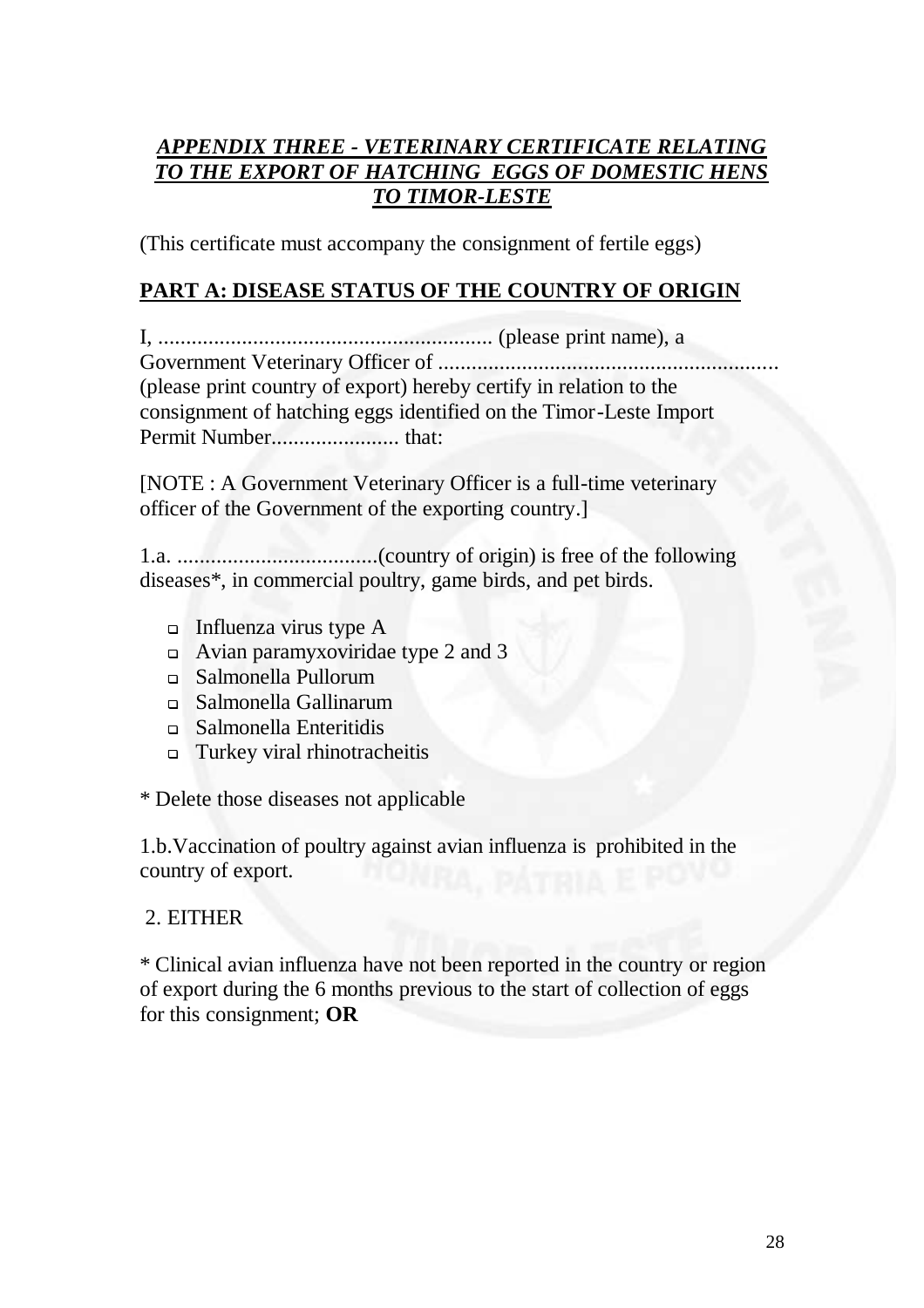***APPENDIX THREE - VETERINARY CERTIFICATE RELATING TO THE EXPORT OF HATCHING EGGS OF DOMESTIC HENS TO TIMOR-LESTE***

(This certificate must accompany the consignment of fertile eggs)

## PART A: DISEASE STATUS OF THE COUNTRY OF ORIGIN

I, ........................................................... (please print name), a Government Veterinary Officer of ............................................................ (please print country of export) hereby certify in relation to the consignment of hatching eggs identified on the Timor-Leste Import Permit Number....................... that:

[NOTE : A Government Veterinary Officer is a full-time veterinary officer of the Government of the exporting country.]

1.a. ....................................(country of origin) is free of the following diseases*, in commercial poultry, game birds, and pet birds.

- Influenza virus type A
- Avian paramyxoviridae type 2 and 3
- Salmonella Pullorum
- Salmonella Gallinarum
- Salmonella Enteritidis
- Turkey viral rhinotracheitis

* Delete those diseases not applicable

1.b.Vaccination of poultry against avian influenza is prohibited in the country of export.

2. EITHER

* Clinical avian influenza have not been reported in the country or region of export during the 6 months previous to the start of collection of eggs for this consignment; **OR**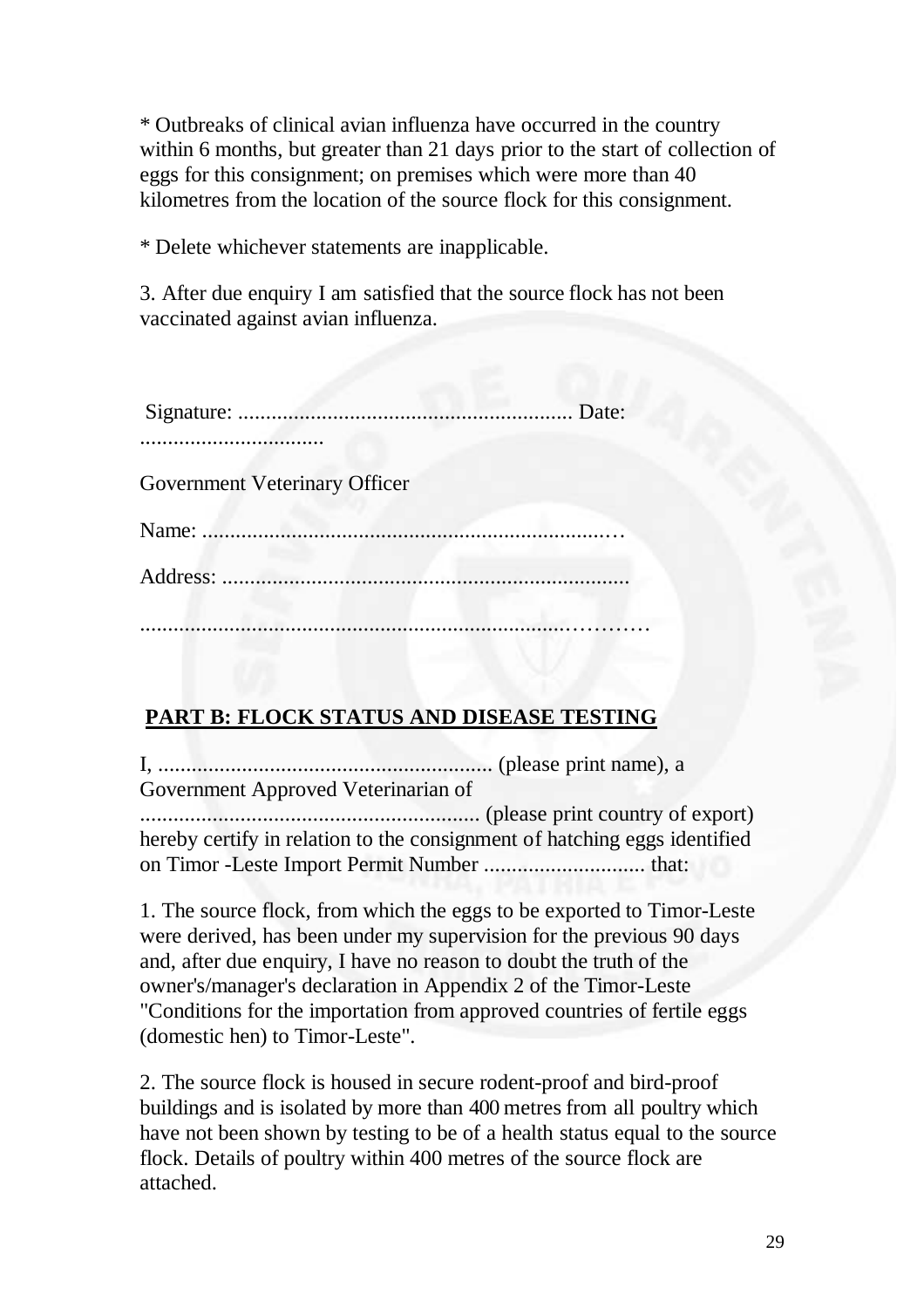* Outbreaks of clinical avian influenza have occurred in the country within 6 months, but greater than 21 days prior to the start of collection of eggs for this consignment; on premises which were more than 40 kilometres from the location of the source flock for this consignment.

* Delete whichever statements are inapplicable.

3. After due enquiry I am satisfied that the source flock has not been vaccinated against avian influenza.

Signature: ........................................................... Date: .................................

Government Veterinary Officer

Name: .........................................................................…

Address: .......................................................................

...........................................................................………

## PART B: FLOCK STATUS AND DISEASE TESTING

I, ........................................................... (please print name), a Government Approved Veterinarian of ............................................................ (please print country of export) hereby certify in relation to the consignment of hatching eggs identified on Timor -Leste Import Permit Number ............................. that:

1. The source flock, from which the eggs to be exported to Timor-Leste were derived, has been under my supervision for the previous 90 days and, after due enquiry, I have no reason to doubt the truth of the owner's/manager's declaration in Appendix 2 of the Timor-Leste "Conditions for the importation from approved countries of fertile eggs (domestic hen) to Timor-Leste".

2. The source flock is housed in secure rodent-proof and bird-proof buildings and is isolated by more than 400 metres from all poultry which have not been shown by testing to be of a health status equal to the source flock. Details of poultry within 400 metres of the source flock are attached.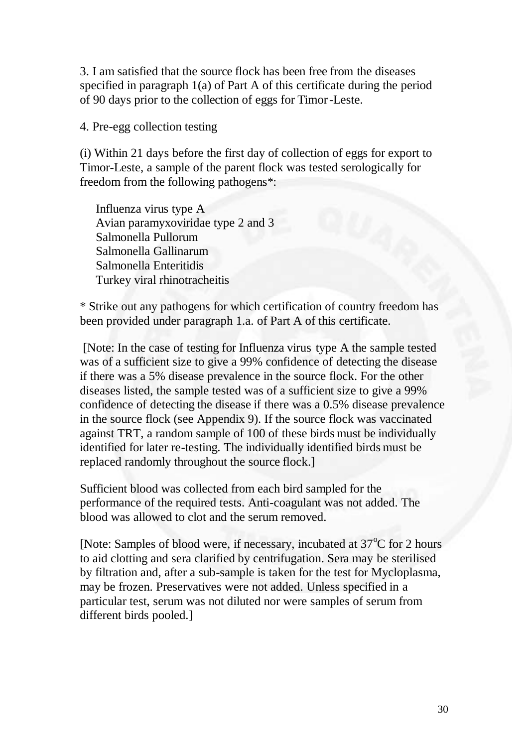3. I am satisfied that the source flock has been free from the diseases specified in paragraph 1(a) of Part A of this certificate during the period of 90 days prior to the collection of eggs for Timor-Leste.

4. Pre-egg collection testing

(i) Within 21 days before the first day of collection of eggs for export to Timor-Leste, a sample of the parent flock was tested serologically for freedom from the following pathogens*:

Influenza virus type A
Avian paramyxoviridae type 2 and 3
Salmonella Pullorum
Salmonella Gallinarum
Salmonella Enteritidis
Turkey viral rhinotracheitis

* Strike out any pathogens for which certification of country freedom has been provided under paragraph 1.a. of Part A of this certificate.

[Note: In the case of testing for Influenza virus type A the sample tested was of a sufficient size to give a 99% confidence of detecting the disease if there was a 5% disease prevalence in the source flock. For the other diseases listed, the sample tested was of a sufficient size to give a 99% confidence of detecting the disease if there was a 0.5% disease prevalence in the source flock (see Appendix 9). If the source flock was vaccinated against TRT, a random sample of 100 of these birds must be individually identified for later re-testing. The individually identified birds must be replaced randomly throughout the source flock.]

Sufficient blood was collected from each bird sampled for the performance of the required tests. Anti-coagulant was not added. The blood was allowed to clot and the serum removed.

[Note: Samples of blood were, if necessary, incubated at 37°C for 2 hours to aid clotting and sera clarified by centrifugation. Sera may be sterilised by filtration and, after a sub-sample is taken for the test for Mycloplasma, may be frozen. Preservatives were not added. Unless specified in a particular test, serum was not diluted nor were samples of serum from different birds pooled.]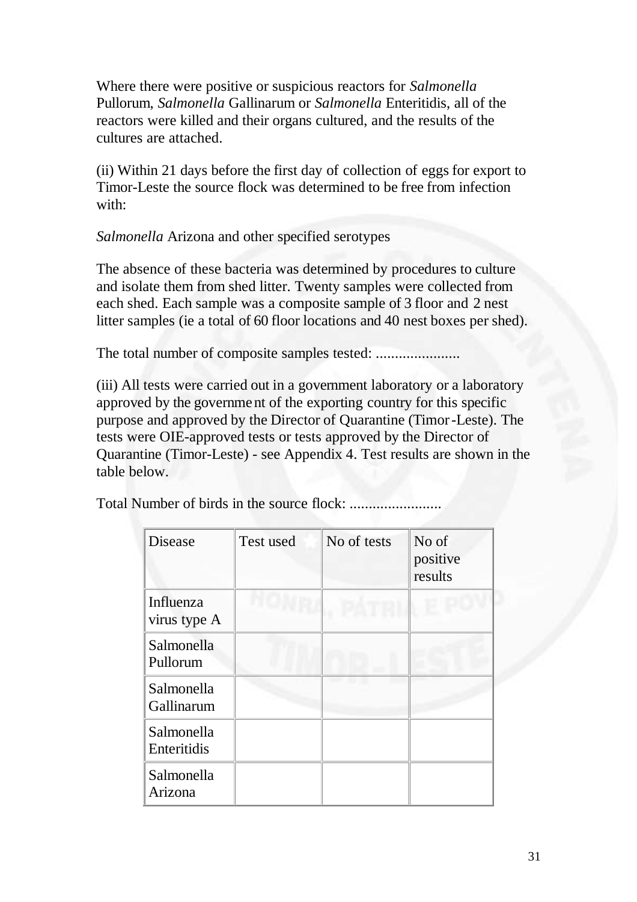Where there were positive or suspicious reactors for *Salmonella* Pullorum, *Salmonella* Gallinarum or *Salmonella* Enteritidis, all of the reactors were killed and their organs cultured, and the results of the cultures are attached.

(ii) Within 21 days before the first day of collection of eggs for export to Timor-Leste the source flock was determined to be free from infection with:

*Salmonella* Arizona and other specified serotypes

The absence of these bacteria was determined by procedures to culture and isolate them from shed litter. Twenty samples were collected from each shed. Each sample was a composite sample of 3 floor and 2 nest litter samples (ie a total of 60 floor locations and 40 nest boxes per shed).

The total number of composite samples tested: ......................

(iii) All tests were carried out in a government laboratory or a laboratory approved by the government of the exporting country for this specific purpose and approved by the Director of Quarantine (Timor-Leste). The tests were OIE-approved tests or tests approved by the Director of Quarantine (Timor-Leste) - see Appendix 4. Test results are shown in the table below.

Total Number of birds in the source flock: ........................

| Disease | Test used | No of tests | No of positive results |
|---|---|---|---|
| Influenza virus type A | | | |
| Salmonella Pullorum | | | |
| Salmonella Gallinarum | | | |
| Salmonella Enteritidis | | | |
| Salmonella Arizona | | | |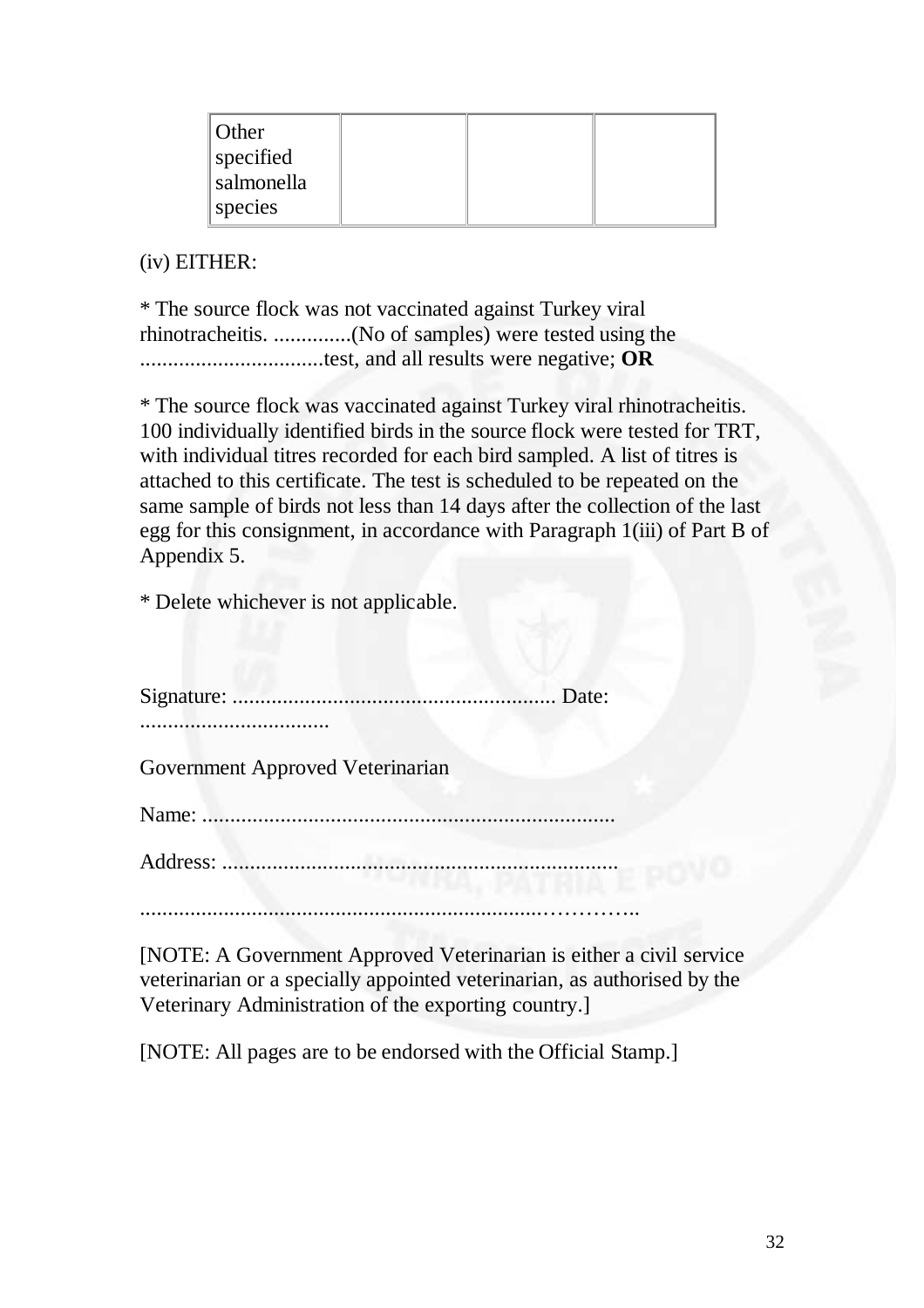| Other specified salmonella species | | | |
|---|---|---|---|

(iv) EITHER:

* The source flock was not vaccinated against Turkey viral rhinotracheitis. ..............(No of samples) were tested using the .................................test, and all results were negative; **OR**

* The source flock was vaccinated against Turkey viral rhinotracheitis. 100 individually identified birds in the source flock were tested for TRT, with individual titres recorded for each bird sampled. A list of titres is attached to this certificate. The test is scheduled to be repeated on the same sample of birds not less than 14 days after the collection of the last egg for this consignment, in accordance with Paragraph 1(iii) of Part B of Appendix 5.

* Delete whichever is not applicable.

Signature: ......................................................... Date: ..................................

Government Approved Veterinarian

Name: ........................................................................

Address: ......................................................................

.......................................................................…………..

[NOTE: A Government Approved Veterinarian is either a civil service veterinarian or a specially appointed veterinarian, as authorised by the Veterinary Administration of the exporting country.]

[NOTE: All pages are to be endorsed with the Official Stamp.]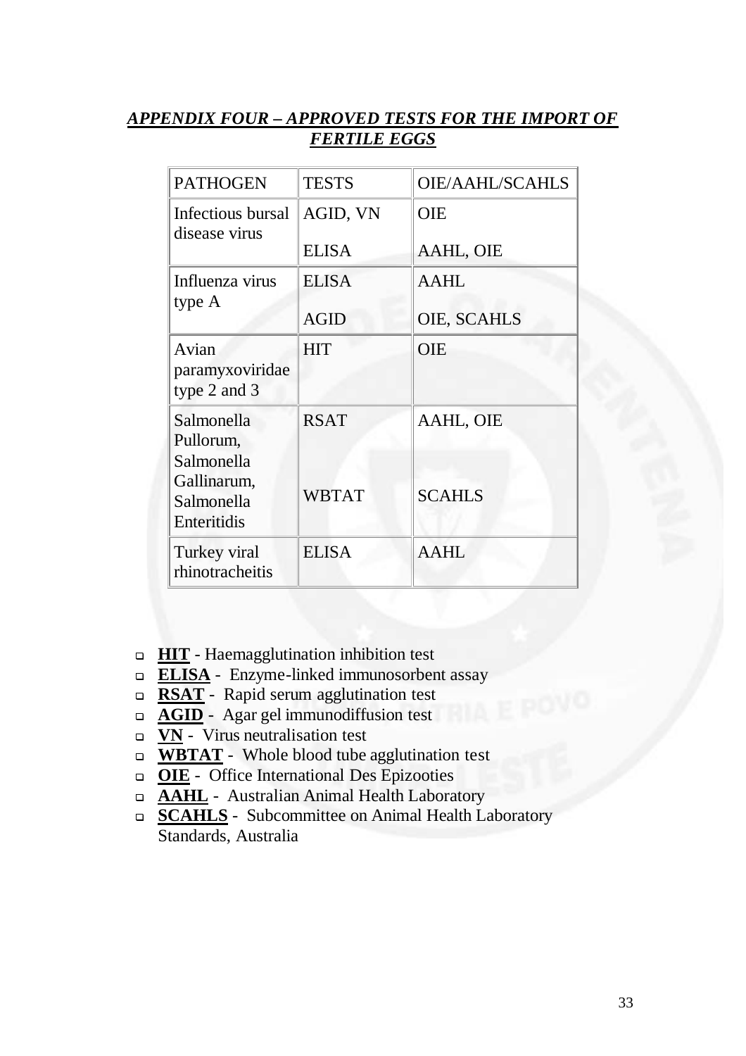## ***APPENDIX FOUR – APPROVED TESTS FOR THE IMPORT OF FERTILE EGGS***

| PATHOGEN | TESTS | OIE/AAHL/SCAHLS |
|---|---|---|
| Infectious bursal disease virus | AGID, VN | OIE |
| | ELISA | AAHL, OIE |
| Influenza virus type A | ELISA | AAHL |
| | AGID | OIE, SCAHLS |
| Avian paramyxoviridae type 2 and 3 | HIT | OIE |
| Salmonella Pullorum, Salmonella Gallinarum, Salmonella Enteritidis | RSAT | AAHL, OIE |
| | WBTAT | SCAHLS |
| Turkey viral rhinotracheitis | ELISA | AAHL |

- **HIT** - Haemagglutination inhibition test
- **ELISA** - Enzyme-linked immunosorbent assay
- **RSAT** - Rapid serum agglutination test
- **AGID** - Agar gel immunodiffusion test
- **VN** - Virus neutralisation test
- **WBTAT** - Whole blood tube agglutination test
- **OIE** - Office International Des Epizooties
- **AAHL** - Australian Animal Health Laboratory
- **SCAHLS** - Subcommittee on Animal Health Laboratory Standards, Australia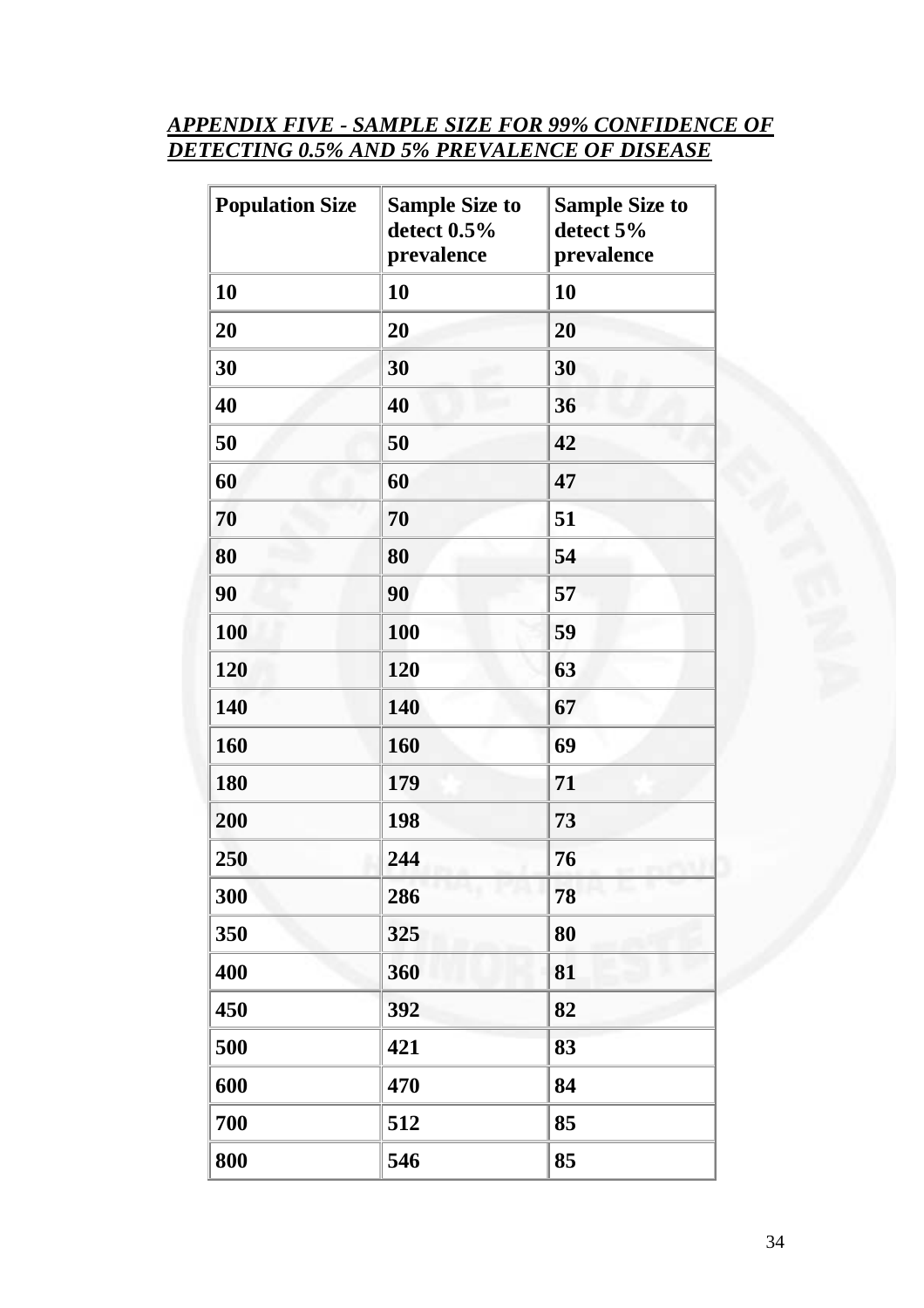## *APPENDIX FIVE - SAMPLE SIZE FOR 99% CONFIDENCE OF DETECTING 0.5% AND 5% PREVALENCE OF DISEASE*

| Population Size | Sample Size to detect 0.5% prevalence | Sample Size to detect 5% prevalence |
|---|---|---|
| 10 | 10 | 10 |
| 20 | 20 | 20 |
| 30 | 30 | 30 |
| 40 | 40 | 36 |
| 50 | 50 | 42 |
| 60 | 60 | 47 |
| 70 | 70 | 51 |
| 80 | 80 | 54 |
| 90 | 90 | 57 |
| 100 | 100 | 59 |
| 120 | 120 | 63 |
| 140 | 140 | 67 |
| 160 | 160 | 69 |
| 180 | 179 | 71 |
| 200 | 198 | 73 |
| 250 | 244 | 76 |
| 300 | 286 | 78 |
| 350 | 325 | 80 |
| 400 | 360 | 81 |
| 450 | 392 | 82 |
| 500 | 421 | 83 |
| 600 | 470 | 84 |
| 700 | 512 | 85 |
| 800 | 546 | 85 |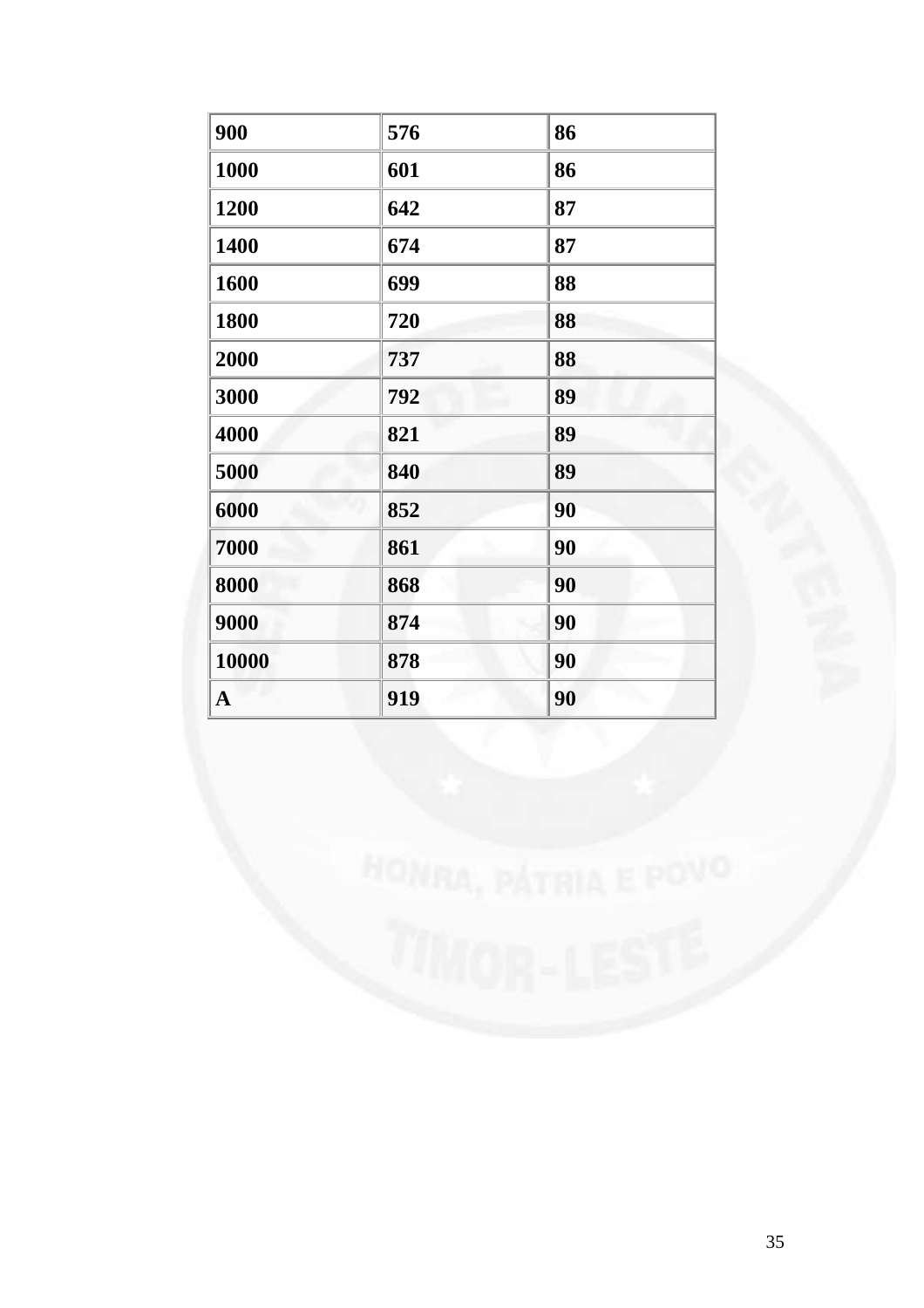| | | |
|---|---|---|
| **900** | **576** | **86** |
| **1000** | **601** | **86** |
| **1200** | **642** | **87** |
| **1400** | **674** | **87** |
| **1600** | **699** | **88** |
| **1800** | **720** | **88** |
| **2000** | **737** | **88** |
| **3000** | **792** | **89** |
| **4000** | **821** | **89** |
| **5000** | **840** | **89** |
| **6000** | **852** | **90** |
| **7000** | **861** | **90** |
| **8000** | **868** | **90** |
| **9000** | **874** | **90** |
| **10000** | **878** | **90** |
| **A** | **919** | **90** |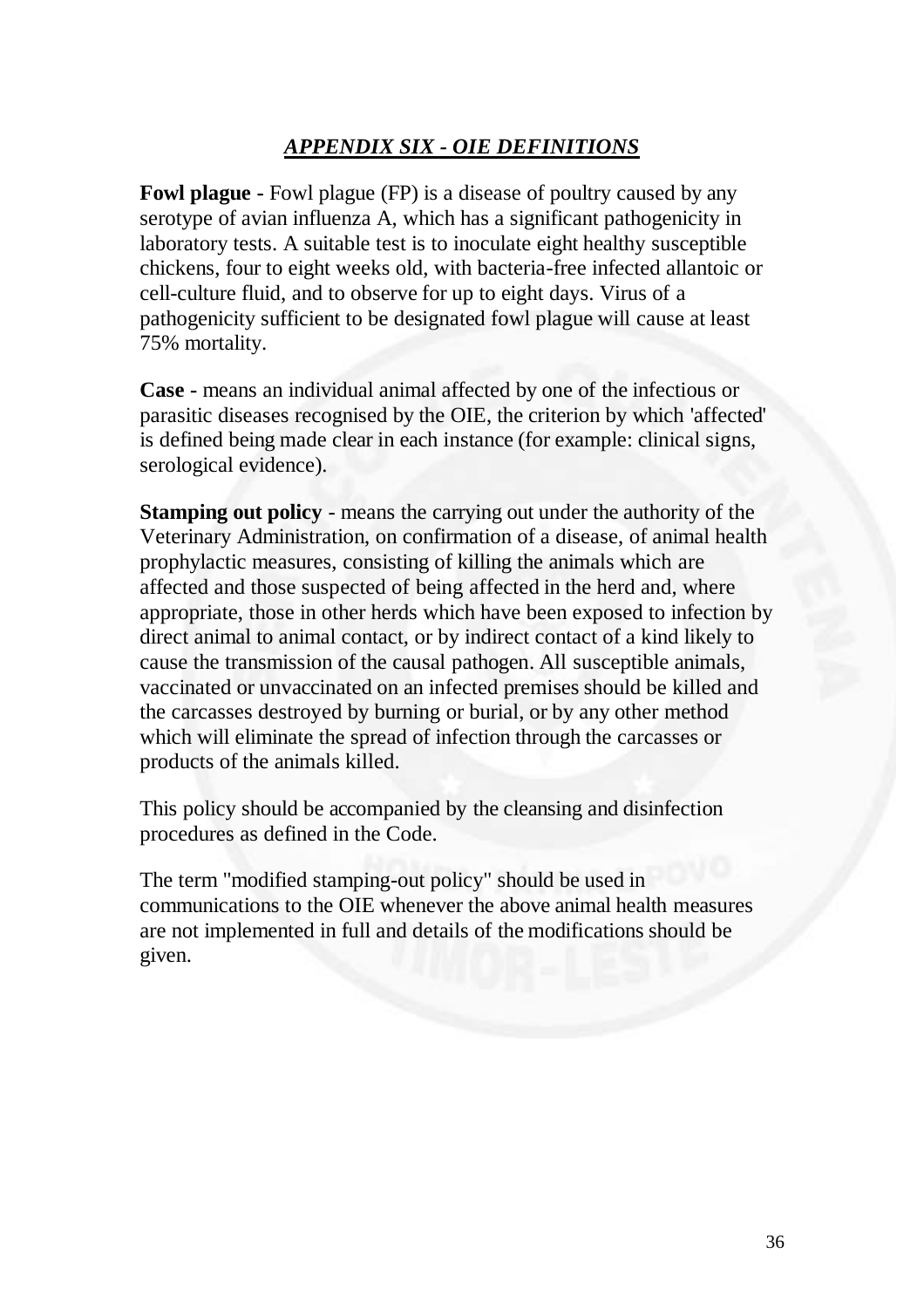## *APPENDIX SIX - OIE DEFINITIONS*

**Fowl plague -** Fowl plague (FP) is a disease of poultry caused by any serotype of avian influenza A, which has a significant pathogenicity in laboratory tests. A suitable test is to inoculate eight healthy susceptible chickens, four to eight weeks old, with bacteria-free infected allantoic or cell-culture fluid, and to observe for up to eight days. Virus of a pathogenicity sufficient to be designated fowl plague will cause at least 75% mortality.

**Case** - means an individual animal affected by one of the infectious or parasitic diseases recognised by the OIE, the criterion by which 'affected' is defined being made clear in each instance (for example: clinical signs, serological evidence).

**Stamping out policy** - means the carrying out under the authority of the Veterinary Administration, on confirmation of a disease, of animal health prophylactic measures, consisting of killing the animals which are affected and those suspected of being affected in the herd and, where appropriate, those in other herds which have been exposed to infection by direct animal to animal contact, or by indirect contact of a kind likely to cause the transmission of the causal pathogen. All susceptible animals, vaccinated or unvaccinated on an infected premises should be killed and the carcasses destroyed by burning or burial, or by any other method which will eliminate the spread of infection through the carcasses or products of the animals killed.

This policy should be accompanied by the cleansing and disinfection procedures as defined in the Code.

The term "modified stamping-out policy" should be used in communications to the OIE whenever the above animal health measures are not implemented in full and details of the modifications should be given.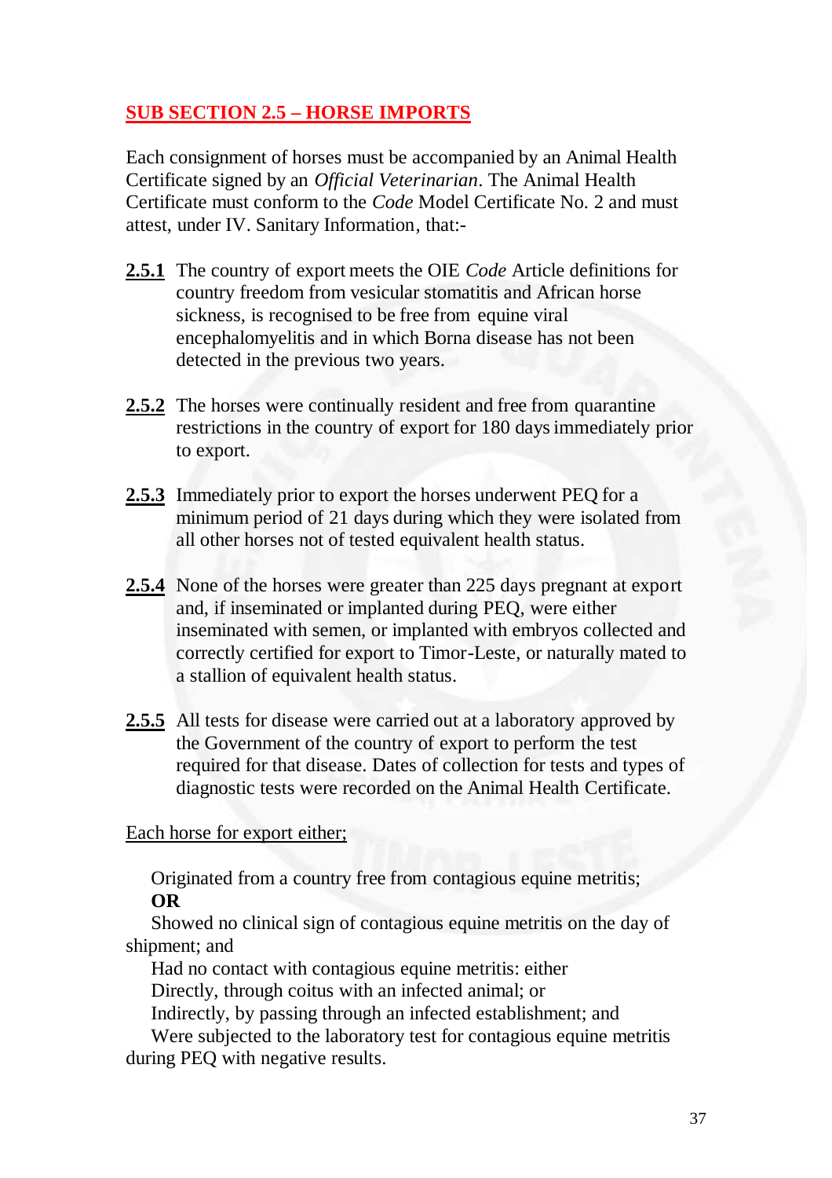## SUB SECTION 2.5 – HORSE IMPORTS

Each consignment of horses must be accompanied by an Animal Health Certificate signed by an *Official Veterinarian*. The Animal Health Certificate must conform to the *Code* Model Certificate No. 2 and must attest, under IV. Sanitary Information, that:-

**2.5.1** The country of export meets the OIE *Code* Article definitions for country freedom from vesicular stomatitis and African horse sickness, is recognised to be free from equine viral encephalomyelitis and in which Borna disease has not been detected in the previous two years.

**2.5.2** The horses were continually resident and free from quarantine restrictions in the country of export for 180 days immediately prior to export.

**2.5.3** Immediately prior to export the horses underwent PEQ for a minimum period of 21 days during which they were isolated from all other horses not of tested equivalent health status.

**2.5.4** None of the horses were greater than 225 days pregnant at export and, if inseminated or implanted during PEQ, were either inseminated with semen, or implanted with embryos collected and correctly certified for export to Timor-Leste, or naturally mated to a stallion of equivalent health status.

**2.5.5** All tests for disease were carried out at a laboratory approved by the Government of the country of export to perform the test required for that disease. Dates of collection for tests and types of diagnostic tests were recorded on the Animal Health Certificate.

Each horse for export either;

Originated from a country free from contagious equine metritis;
**OR**
Showed no clinical sign of contagious equine metritis on the day of shipment; and
Had no contact with contagious equine metritis: either
Directly, through coitus with an infected animal; or
Indirectly, by passing through an infected establishment; and
Were subjected to the laboratory test for contagious equine metritis during PEQ with negative results.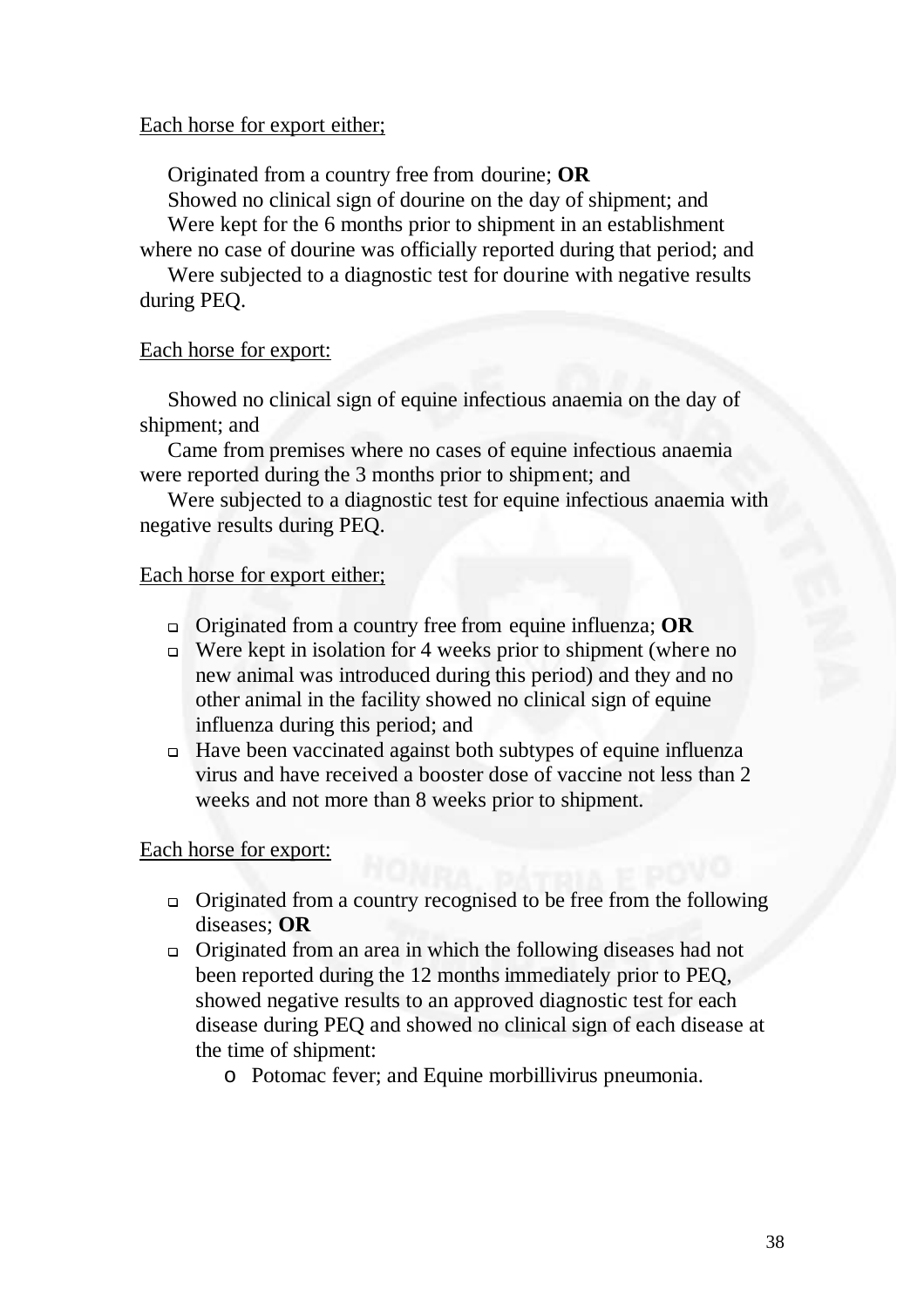Each horse for export either;

Originated from a country free from dourine; **OR**

Showed no clinical sign of dourine on the day of shipment; and

Were kept for the 6 months prior to shipment in an establishment where no case of dourine was officially reported during that period; and

Were subjected to a diagnostic test for dourine with negative results during PEQ.

Each horse for export:

Showed no clinical sign of equine infectious anaemia on the day of shipment; and

Came from premises where no cases of equine infectious anaemia were reported during the 3 months prior to shipment; and

Were subjected to a diagnostic test for equine infectious anaemia with negative results during PEQ.

Each horse for export either;

- Originated from a country free from equine influenza; **OR**
- Were kept in isolation for 4 weeks prior to shipment (where no new animal was introduced during this period) and they and no other animal in the facility showed no clinical sign of equine influenza during this period; and
- Have been vaccinated against both subtypes of equine influenza virus and have received a booster dose of vaccine not less than 2 weeks and not more than 8 weeks prior to shipment.

Each horse for export:

- Originated from a country recognised to be free from the following diseases; **OR**
- Originated from an area in which the following diseases had not been reported during the 12 months immediately prior to PEQ, showed negative results to an approved diagnostic test for each disease during PEQ and showed no clinical sign of each disease at the time of shipment:
  - Potomac fever; and Equine morbillivirus pneumonia.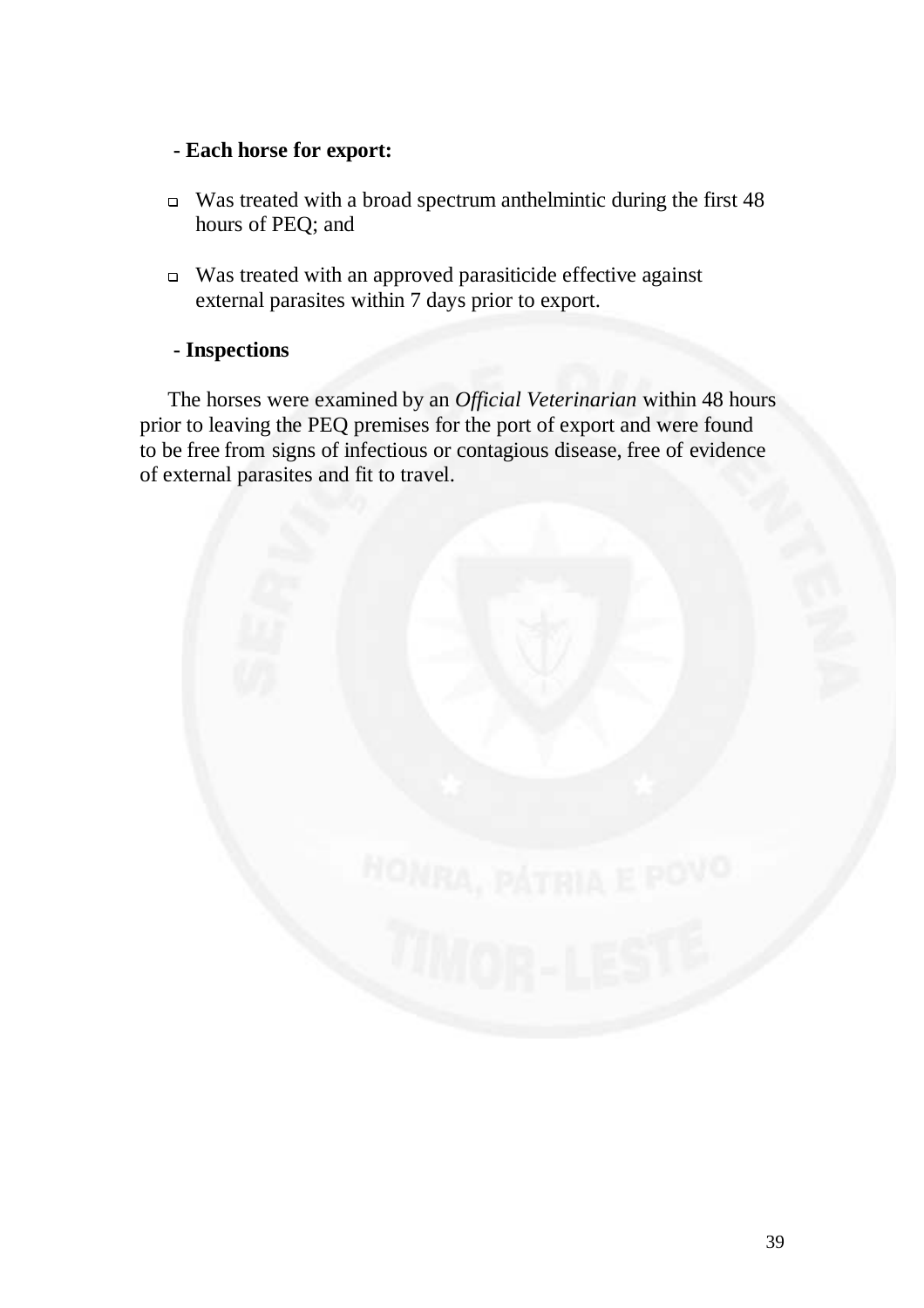**- Each horse for export:**

- Was treated with a broad spectrum anthelmintic during the first 48 hours of PEQ; and

- Was treated with an approved parasiticide effective against external parasites within 7 days prior to export.

**- Inspections**

The horses were examined by an *Official Veterinarian* within 48 hours prior to leaving the PEQ premises for the port of export and were found to be free from signs of infectious or contagious disease, free of evidence of external parasites and fit to travel.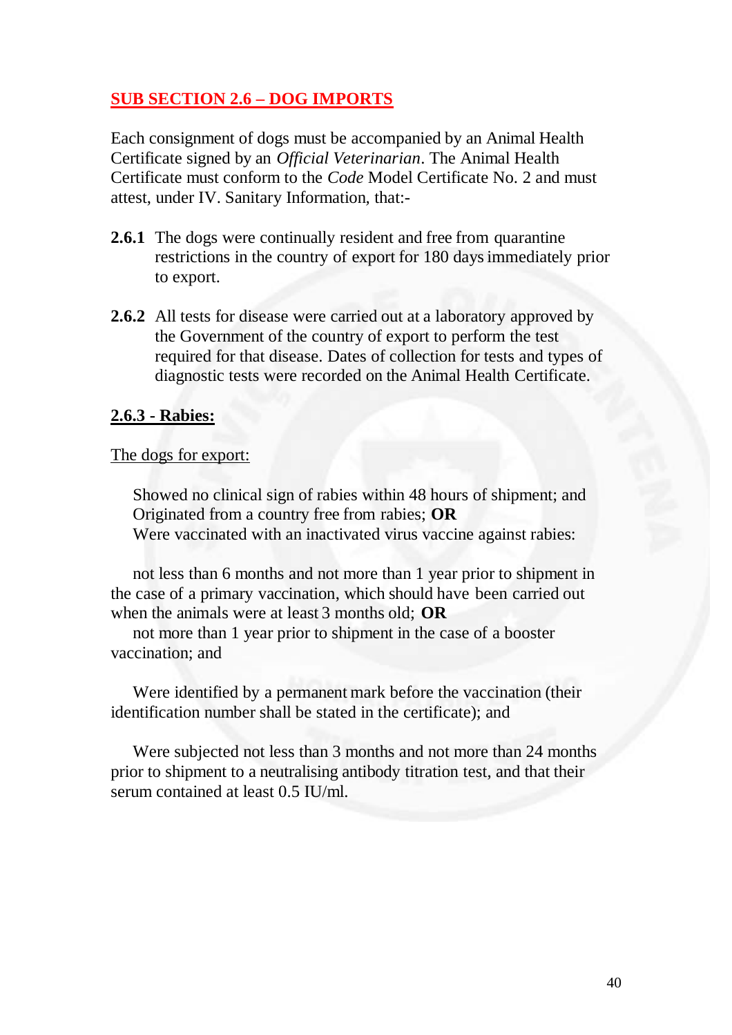## SUB SECTION 2.6 – DOG IMPORTS

Each consignment of dogs must be accompanied by an Animal Health Certificate signed by an *Official Veterinarian*. The Animal Health Certificate must conform to the *Code* Model Certificate No. 2 and must attest, under IV. Sanitary Information, that:-

**2.6.1** The dogs were continually resident and free from quarantine restrictions in the country of export for 180 days immediately prior to export.

**2.6.2** All tests for disease were carried out at a laboratory approved by the Government of the country of export to perform the test required for that disease. Dates of collection for tests and types of diagnostic tests were recorded on the Animal Health Certificate.

### 2.6.3 - Rabies:

The dogs for export:

Showed no clinical sign of rabies within 48 hours of shipment; and
Originated from a country free from rabies; **OR**
Were vaccinated with an inactivated virus vaccine against rabies:

not less than 6 months and not more than 1 year prior to shipment in the case of a primary vaccination, which should have been carried out when the animals were at least 3 months old; **OR**
not more than 1 year prior to shipment in the case of a booster vaccination; and

Were identified by a permanent mark before the vaccination (their identification number shall be stated in the certificate); and

Were subjected not less than 3 months and not more than 24 months prior to shipment to a neutralising antibody titration test, and that their serum contained at least 0.5 IU/ml.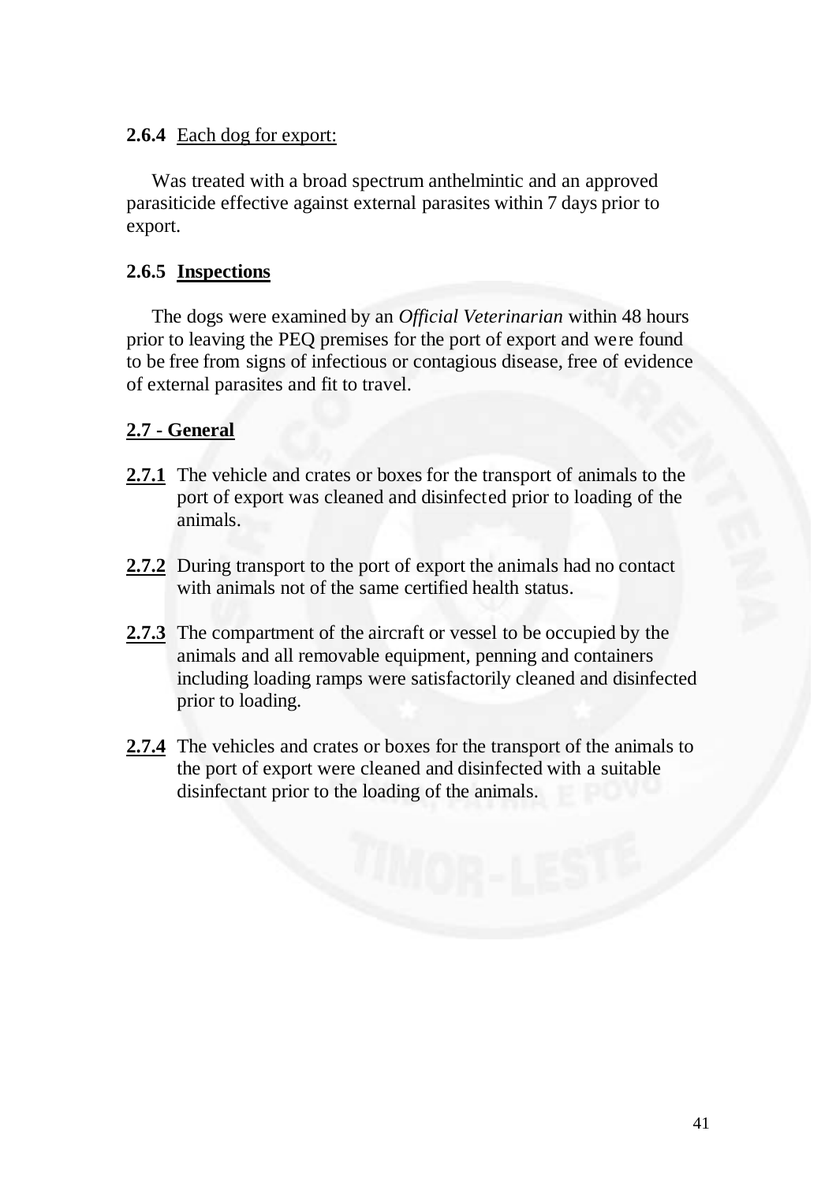**2.6.4** Each dog for export:

Was treated with a broad spectrum anthelmintic and an approved parasiticide effective against external parasites within 7 days prior to export.

**2.6.5 Inspections**

The dogs were examined by an *Official Veterinarian* within 48 hours prior to leaving the PEQ premises for the port of export and were found to be free from signs of infectious or contagious disease, free of evidence of external parasites and fit to travel.

**2.7 - General**

**2.7.1** The vehicle and crates or boxes for the transport of animals to the port of export was cleaned and disinfected prior to loading of the animals.

**2.7.2** During transport to the port of export the animals had no contact with animals not of the same certified health status.

**2.7.3** The compartment of the aircraft or vessel to be occupied by the animals and all removable equipment, penning and containers including loading ramps were satisfactorily cleaned and disinfected prior to loading.

**2.7.4** The vehicles and crates or boxes for the transport of the animals to the port of export were cleaned and disinfected with a suitable disinfectant prior to the loading of the animals.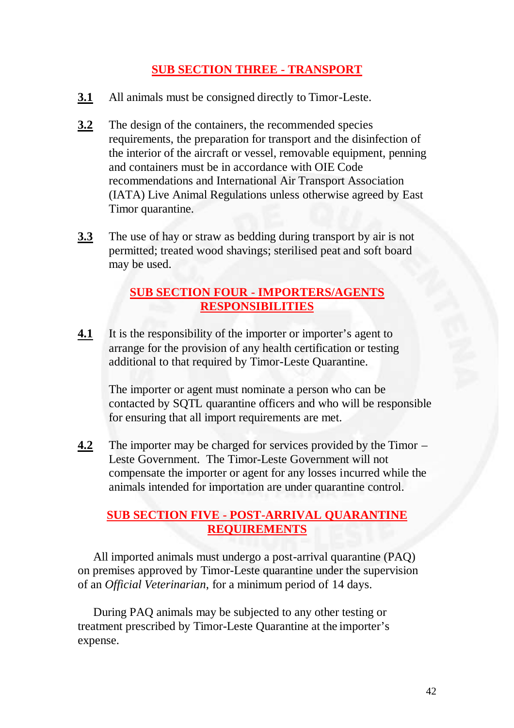## SUB SECTION THREE - TRANSPORT

**3.1** All animals must be consigned directly to Timor-Leste.

**3.2** The design of the containers, the recommended species requirements, the preparation for transport and the disinfection of the interior of the aircraft or vessel, removable equipment, penning and containers must be in accordance with OIE Code recommendations and International Air Transport Association (IATA) Live Animal Regulations unless otherwise agreed by East Timor quarantine.

**3.3** The use of hay or straw as bedding during transport by air is not permitted; treated wood shavings; sterilised peat and soft board may be used.

## SUB SECTION FOUR - IMPORTERS/AGENTS RESPONSIBILITIES

**4.1** It is the responsibility of the importer or importer's agent to arrange for the provision of any health certification or testing additional to that required by Timor-Leste Quarantine.

The importer or agent must nominate a person who can be contacted by SQTL quarantine officers and who will be responsible for ensuring that all import requirements are met.

**4.2** The importer may be charged for services provided by the Timor – Leste Government. The Timor-Leste Government will not compensate the importer or agent for any losses incurred while the animals intended for importation are under quarantine control.

## SUB SECTION FIVE - POST-ARRIVAL QUARANTINE REQUIREMENTS

All imported animals must undergo a post-arrival quarantine (PAQ) on premises approved by Timor-Leste quarantine under the supervision of an *Official Veterinarian*, for a minimum period of 14 days.

During PAQ animals may be subjected to any other testing or treatment prescribed by Timor-Leste Quarantine at the importer's expense.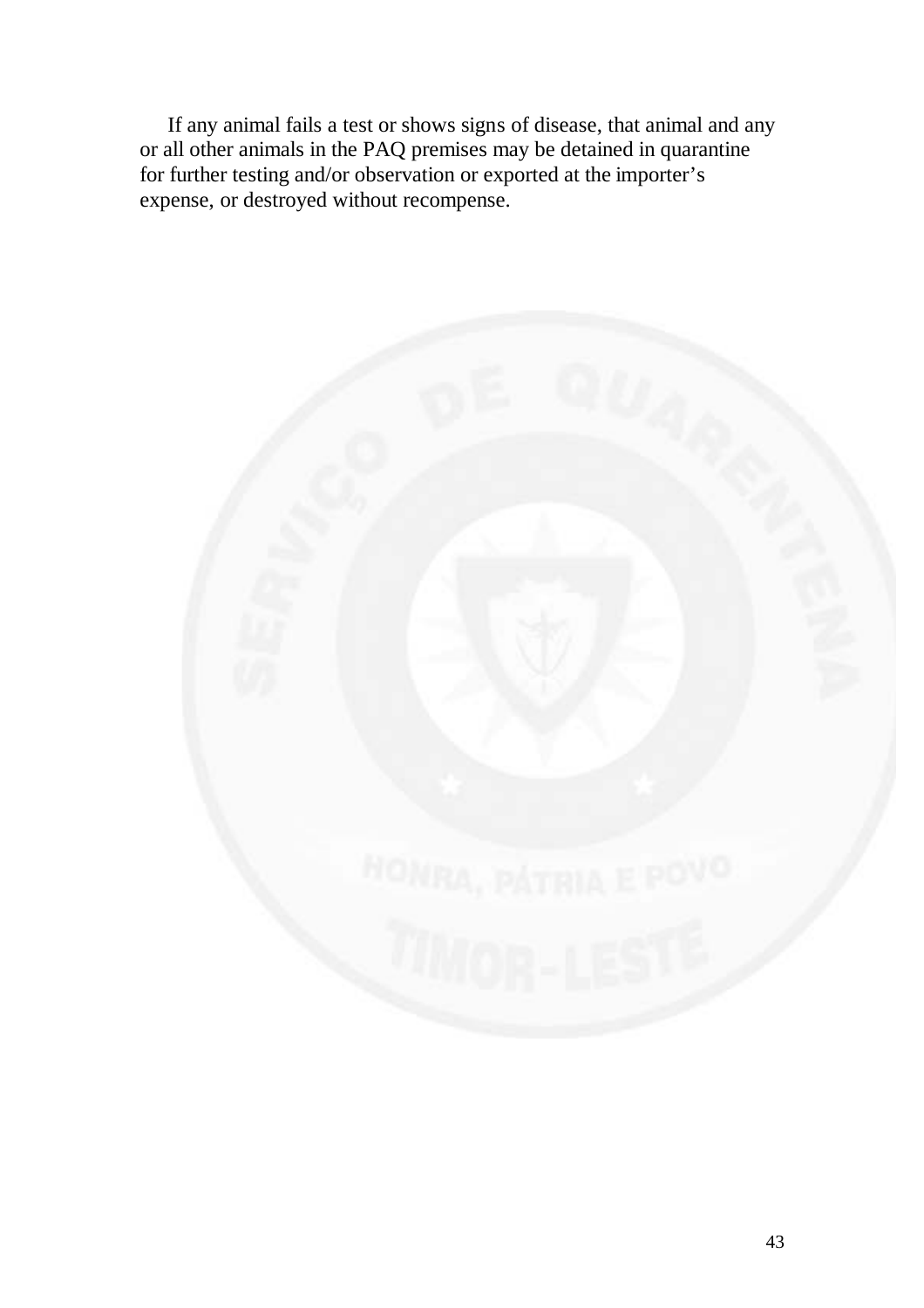If any animal fails a test or shows signs of disease, that animal and any or all other animals in the PAQ premises may be detained in quarantine for further testing and/or observation or exported at the importer's expense, or destroyed without recompense.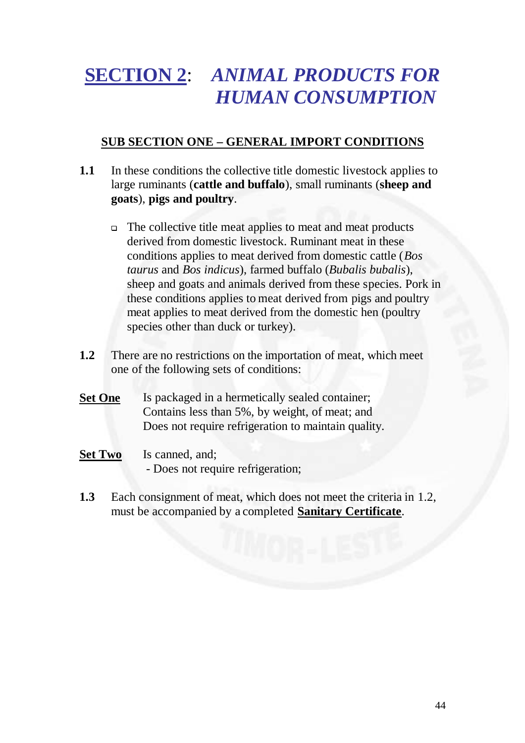# **SECTION 2**: *ANIMAL PRODUCTS FOR HUMAN CONSUMPTION*

## **SUB SECTION ONE – GENERAL IMPORT CONDITIONS**

**1.1** In these conditions the collective title domestic livestock applies to large ruminants (**cattle and buffalo**), small ruminants (**sheep and goats**), **pigs and poultry**.

- The collective title meat applies to meat and meat products derived from domestic livestock. Ruminant meat in these conditions applies to meat derived from domestic cattle (*Bos taurus* and *Bos indicus*), farmed buffalo (*Bubalis bubalis*), sheep and goats and animals derived from these species. Pork in these conditions applies to meat derived from pigs and poultry meat applies to meat derived from the domestic hen (poultry species other than duck or turkey).

**1.2** There are no restrictions on the importation of meat, which meet one of the following sets of conditions:

**Set One** Is packaged in a hermetically sealed container;
Contains less than 5%, by weight, of meat; and
Does not require refrigeration to maintain quality.

**Set Two** Is canned, and;
- Does not require refrigeration;

**1.3** Each consignment of meat, which does not meet the criteria in 1.2, must be accompanied by a completed **Sanitary Certificate**.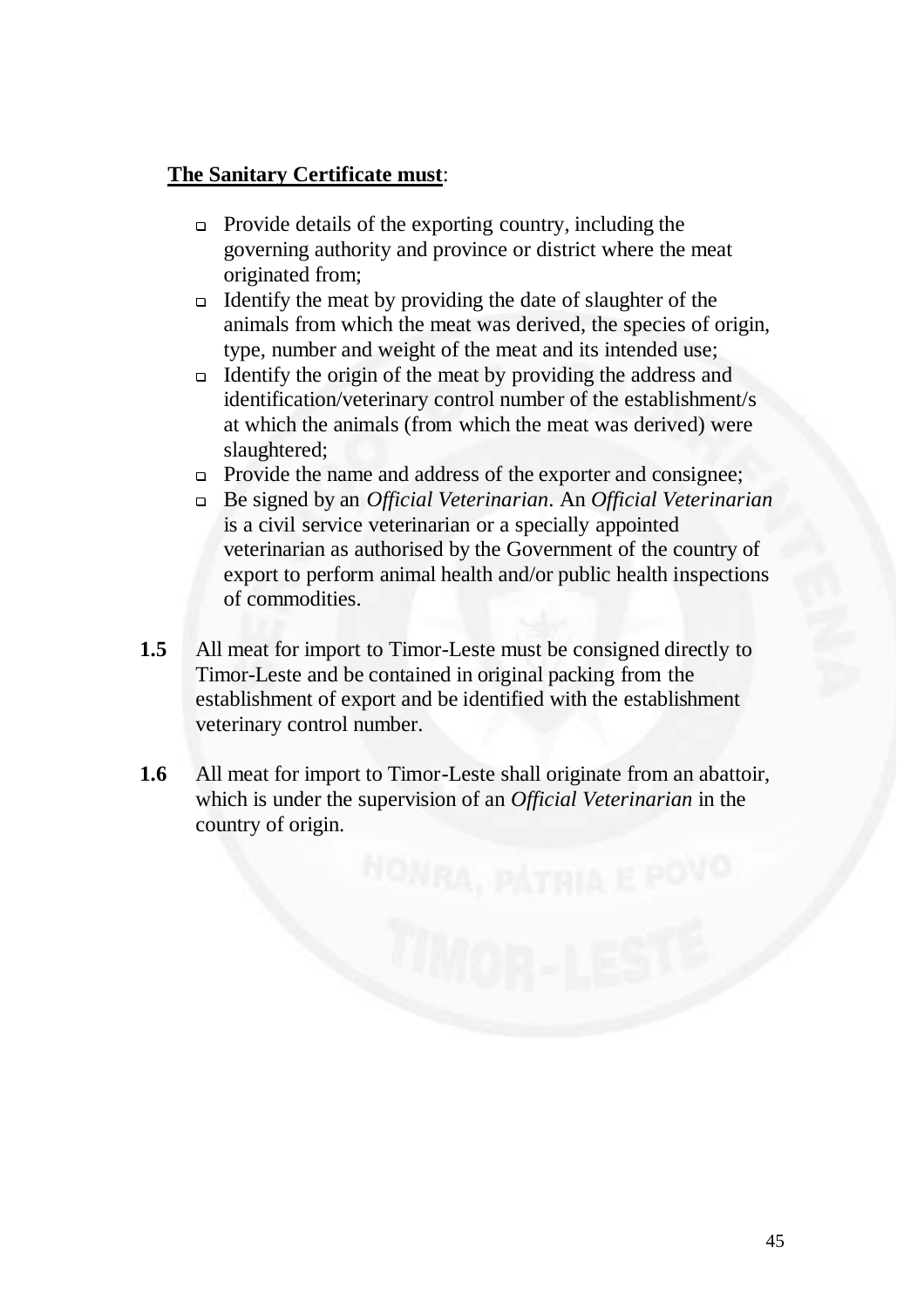**<u>The Sanitary Certificate must</u>**:

- Provide details of the exporting country, including the governing authority and province or district where the meat originated from;
- Identify the meat by providing the date of slaughter of the animals from which the meat was derived, the species of origin, type, number and weight of the meat and its intended use;
- Identify the origin of the meat by providing the address and identification/veterinary control number of the establishment/s at which the animals (from which the meat was derived) were slaughtered;
- Provide the name and address of the exporter and consignee;
- Be signed by an *Official Veterinarian*. An *Official Veterinarian* is a civil service veterinarian or a specially appointed veterinarian as authorised by the Government of the country of export to perform animal health and/or public health inspections of commodities.

**1.5** All meat for import to Timor-Leste must be consigned directly to Timor-Leste and be contained in original packing from the establishment of export and be identified with the establishment veterinary control number.

**1.6** All meat for import to Timor-Leste shall originate from an abattoir, which is under the supervision of an *Official Veterinarian* in the country of origin.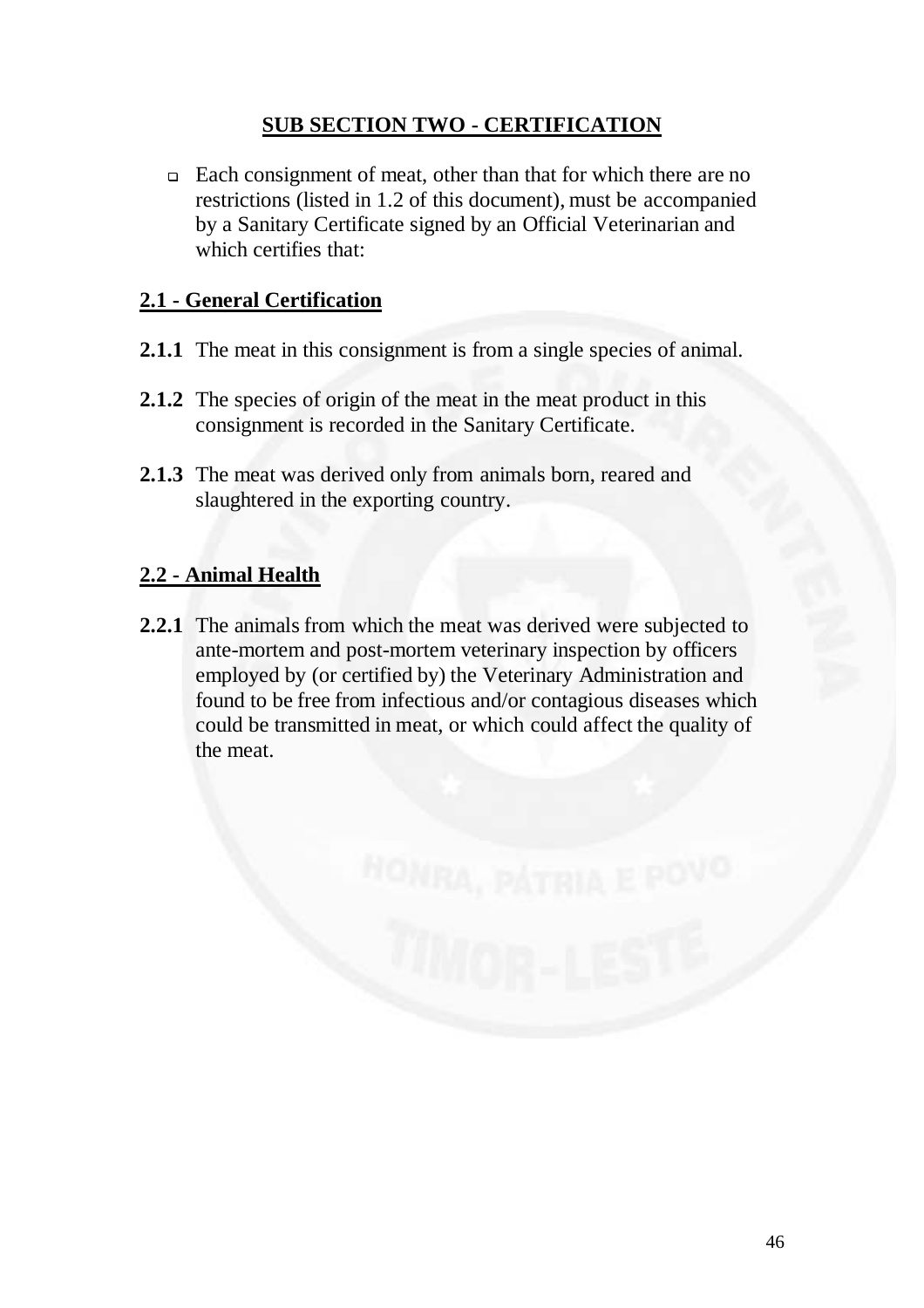## SUB SECTION TWO - CERTIFICATION

- Each consignment of meat, other than that for which there are no restrictions (listed in 1.2 of this document), must be accompanied by a Sanitary Certificate signed by an Official Veterinarian and which certifies that:

### 2.1 - General Certification

**2.1.1** The meat in this consignment is from a single species of animal.

**2.1.2** The species of origin of the meat in the meat product in this consignment is recorded in the Sanitary Certificate.

**2.1.3** The meat was derived only from animals born, reared and slaughtered in the exporting country.

### 2.2 - Animal Health

**2.2.1** The animals from which the meat was derived were subjected to ante-mortem and post-mortem veterinary inspection by officers employed by (or certified by) the Veterinary Administration and found to be free from infectious and/or contagious diseases which could be transmitted in meat, or which could affect the quality of the meat.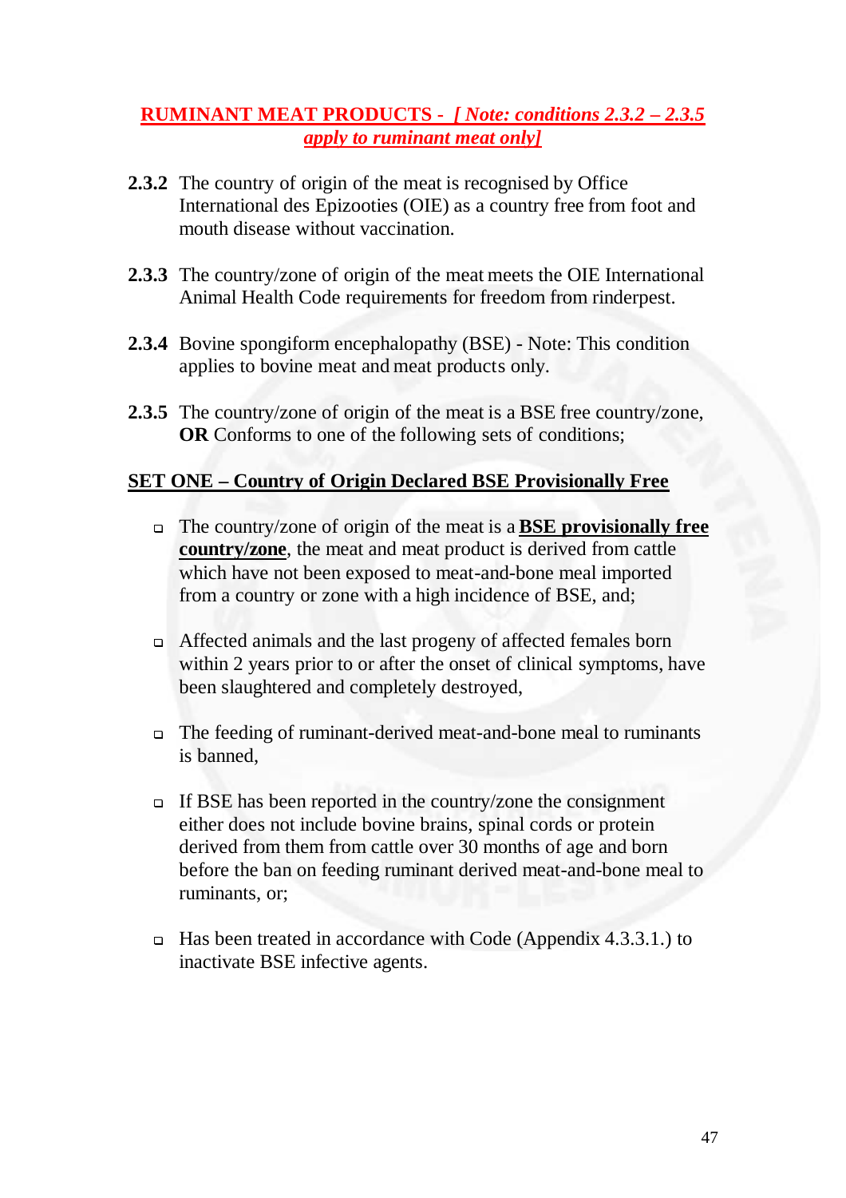## RUMINANT MEAT PRODUCTS - *[ Note: conditions 2.3.2 – 2.3.5 apply to ruminant meat only]*

**2.3.2** The country of origin of the meat is recognised by Office International des Epizooties (OIE) as a country free from foot and mouth disease without vaccination.

**2.3.3** The country/zone of origin of the meat meets the OIE International Animal Health Code requirements for freedom from rinderpest.

**2.3.4** Bovine spongiform encephalopathy (BSE) - Note: This condition applies to bovine meat and meat products only.

**2.3.5** The country/zone of origin of the meat is a BSE free country/zone, **OR** Conforms to one of the following sets of conditions;

**SET ONE – Country of Origin Declared BSE Provisionally Free**

- The country/zone of origin of the meat is a **BSE provisionally free country/zone**, the meat and meat product is derived from cattle which have not been exposed to meat-and-bone meal imported from a country or zone with a high incidence of BSE, and;

- Affected animals and the last progeny of affected females born within 2 years prior to or after the onset of clinical symptoms, have been slaughtered and completely destroyed,

- The feeding of ruminant-derived meat-and-bone meal to ruminants is banned,

- If BSE has been reported in the country/zone the consignment either does not include bovine brains, spinal cords or protein derived from them from cattle over 30 months of age and born before the ban on feeding ruminant derived meat-and-bone meal to ruminants, or;

- Has been treated in accordance with Code (Appendix 4.3.3.1.) to inactivate BSE infective agents.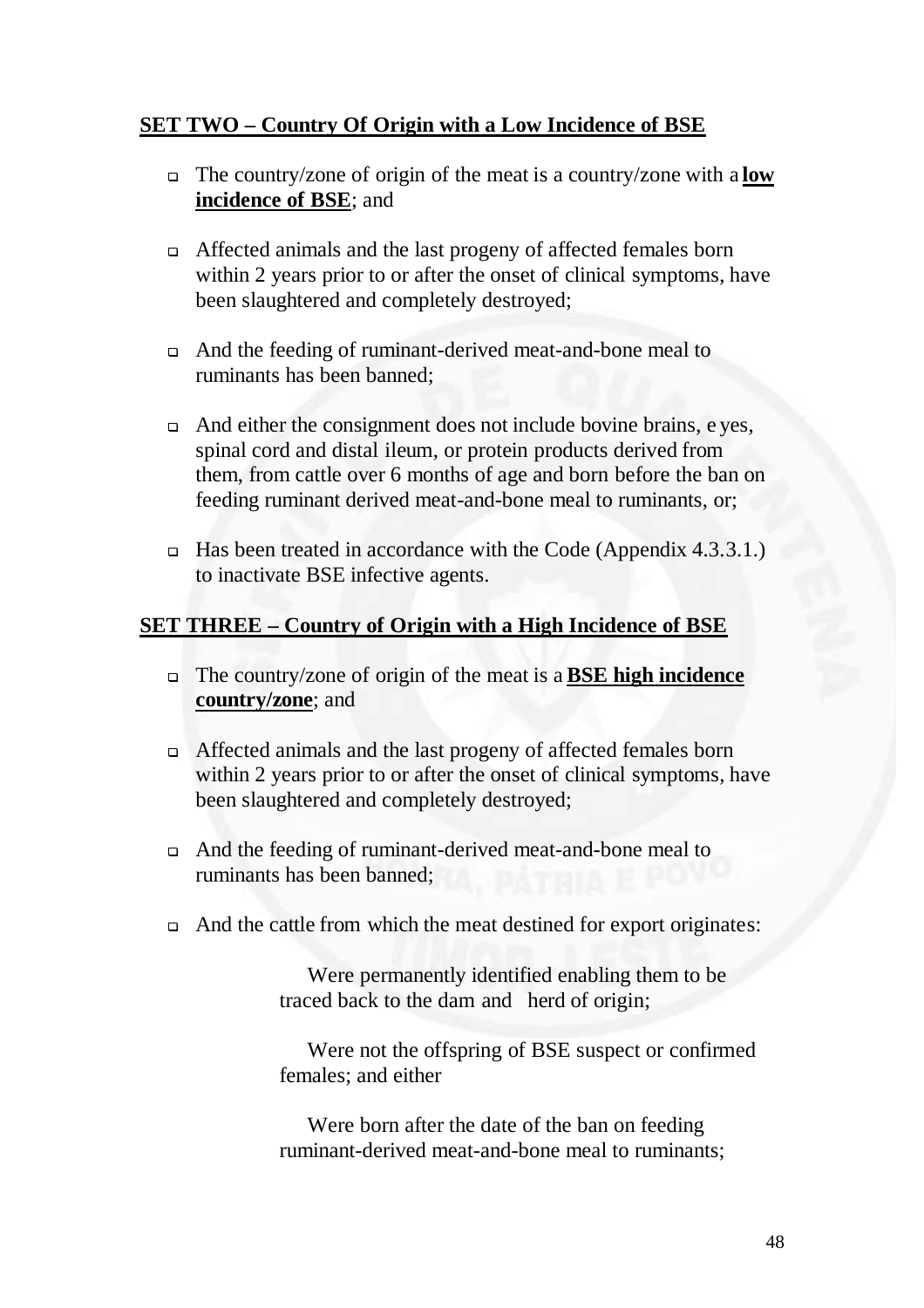**SET TWO – Country Of Origin with a Low Incidence of BSE**

- The country/zone of origin of the meat is a country/zone with a **low incidence of BSE**; and

- Affected animals and the last progeny of affected females born within 2 years prior to or after the onset of clinical symptoms, have been slaughtered and completely destroyed;

- And the feeding of ruminant-derived meat-and-bone meal to ruminants has been banned;

- And either the consignment does not include bovine brains, e yes, spinal cord and distal ileum, or protein products derived from them, from cattle over 6 months of age and born before the ban on feeding ruminant derived meat-and-bone meal to ruminants, or;

- Has been treated in accordance with the Code (Appendix 4.3.3.1.) to inactivate BSE infective agents.

**SET THREE – Country of Origin with a High Incidence of BSE**

- The country/zone of origin of the meat is a **BSE high incidence country/zone**; and

- Affected animals and the last progeny of affected females born within 2 years prior to or after the onset of clinical symptoms, have been slaughtered and completely destroyed;

- And the feeding of ruminant-derived meat-and-bone meal to ruminants has been banned;

- And the cattle from which the meat destined for export originates:

  Were permanently identified enabling them to be traced back to the dam and herd of origin;

  Were not the offspring of BSE suspect or confirmed females; and either

  Were born after the date of the ban on feeding ruminant-derived meat-and-bone meal to ruminants;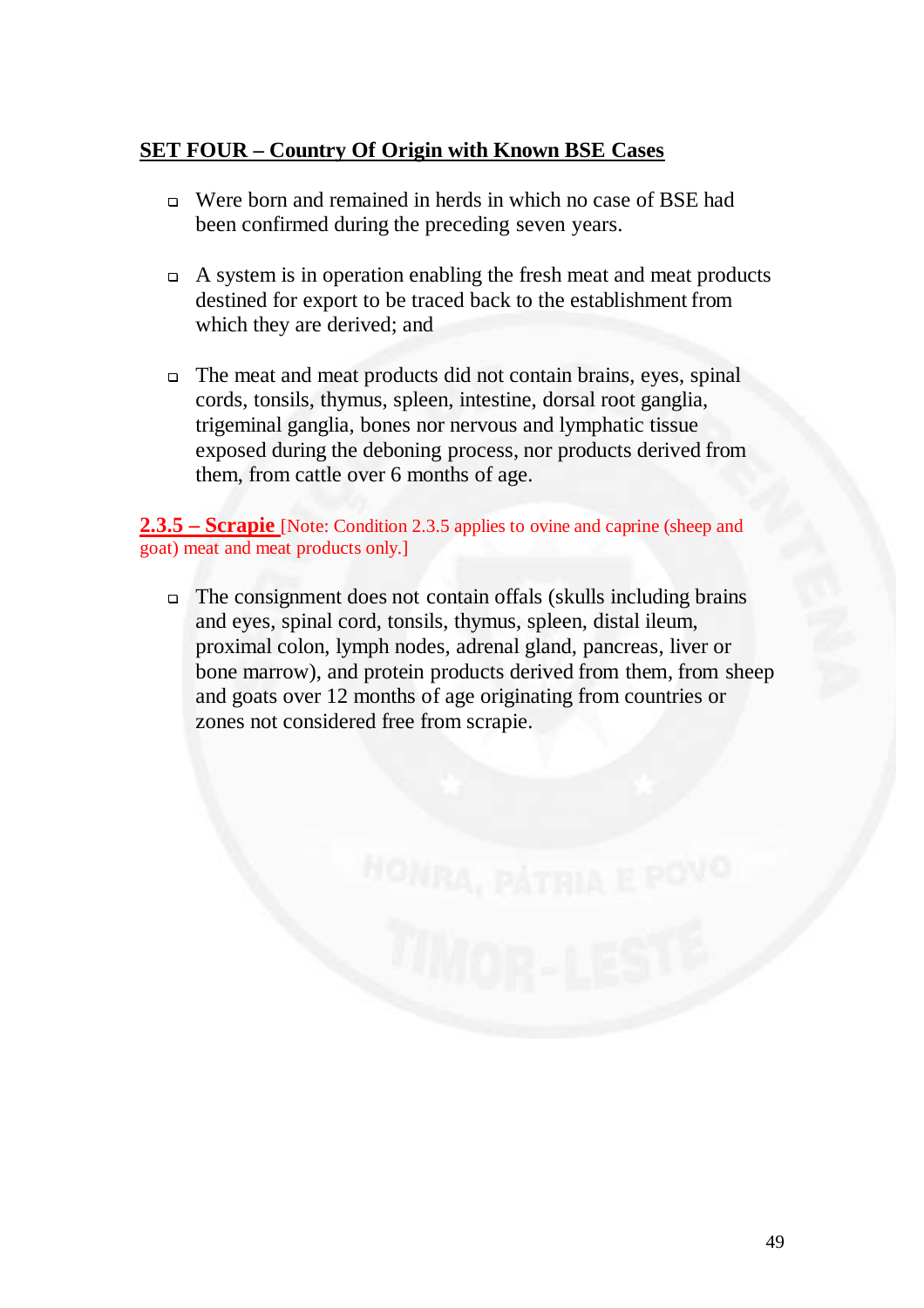**SET FOUR – Country Of Origin with Known BSE Cases**

- Were born and remained in herds in which no case of BSE had been confirmed during the preceding seven years.
- A system is in operation enabling the fresh meat and meat products destined for export to be traced back to the establishment from which they are derived; and
- The meat and meat products did not contain brains, eyes, spinal cords, tonsils, thymus, spleen, intestine, dorsal root ganglia, trigeminal ganglia, bones nor nervous and lymphatic tissue exposed during the deboning process, nor products derived from them, from cattle over 6 months of age.

**2.3.5 – Scrapie** [Note: Condition 2.3.5 applies to ovine and caprine (sheep and goat) meat and meat products only.]

- The consignment does not contain offals (skulls including brains and eyes, spinal cord, tonsils, thymus, spleen, distal ileum, proximal colon, lymph nodes, adrenal gland, pancreas, liver or bone marrow), and protein products derived from them, from sheep and goats over 12 months of age originating from countries or zones not considered free from scrapie.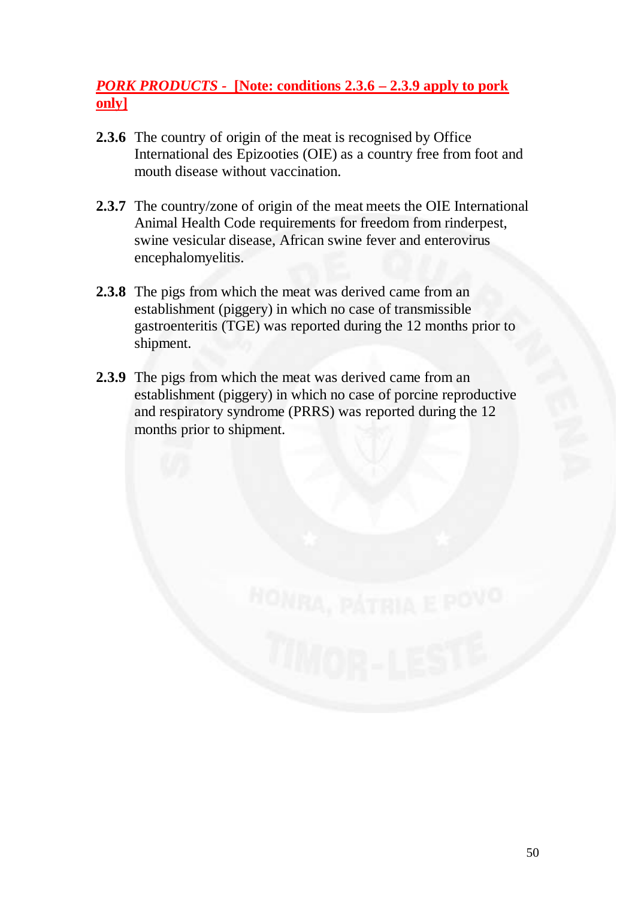***PORK PRODUCTS* - [Note: conditions 2.3.6 – 2.3.9 apply to pork only]**

**2.3.6** The country of origin of the meat is recognised by Office International des Epizooties (OIE) as a country free from foot and mouth disease without vaccination.

**2.3.7** The country/zone of origin of the meat meets the OIE International Animal Health Code requirements for freedom from rinderpest, swine vesicular disease, African swine fever and enterovirus encephalomyelitis.

**2.3.8** The pigs from which the meat was derived came from an establishment (piggery) in which no case of transmissible gastroenteritis (TGE) was reported during the 12 months prior to shipment.

**2.3.9** The pigs from which the meat was derived came from an establishment (piggery) in which no case of porcine reproductive and respiratory syndrome (PRRS) was reported during the 12 months prior to shipment.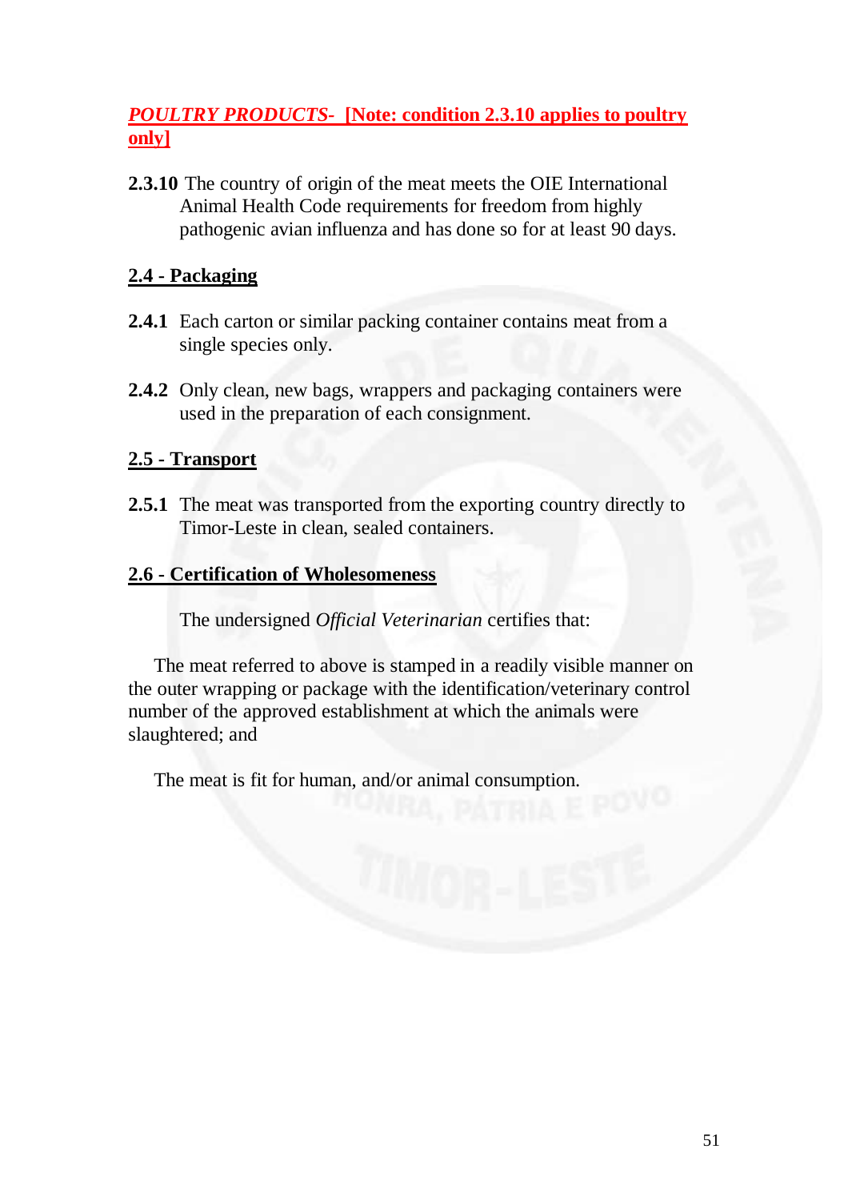***POULTRY PRODUCTS*- [Note: condition 2.3.10 applies to poultry only]**

**2.3.10** The country of origin of the meat meets the OIE International Animal Health Code requirements for freedom from highly pathogenic avian influenza and has done so for at least 90 days.

## 2.4 - Packaging

**2.4.1** Each carton or similar packing container contains meat from a single species only.

**2.4.2** Only clean, new bags, wrappers and packaging containers were used in the preparation of each consignment.

## 2.5 - Transport

**2.5.1** The meat was transported from the exporting country directly to Timor-Leste in clean, sealed containers.

## 2.6 - Certification of Wholesomeness

The undersigned *Official Veterinarian* certifies that:

The meat referred to above is stamped in a readily visible manner on the outer wrapping or package with the identification/veterinary control number of the approved establishment at which the animals were slaughtered; and

The meat is fit for human, and/or animal consumption.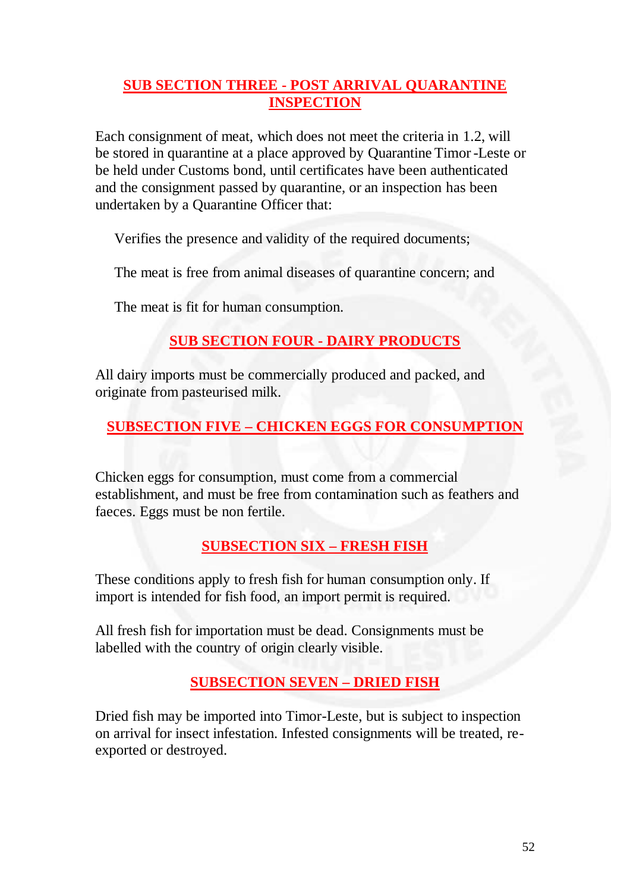## SUB SECTION THREE - POST ARRIVAL QUARANTINE INSPECTION

Each consignment of meat, which does not meet the criteria in 1.2, will be stored in quarantine at a place approved by Quarantine Timor-Leste or be held under Customs bond, until certificates have been authenticated and the consignment passed by quarantine, or an inspection has been undertaken by a Quarantine Officer that:

Verifies the presence and validity of the required documents;

The meat is free from animal diseases of quarantine concern; and

The meat is fit for human consumption.

## SUB SECTION FOUR - DAIRY PRODUCTS

All dairy imports must be commercially produced and packed, and originate from pasteurised milk.

## SUBSECTION FIVE – CHICKEN EGGS FOR CONSUMPTION

Chicken eggs for consumption, must come from a commercial establishment, and must be free from contamination such as feathers and faeces. Eggs must be non fertile.

## SUBSECTION SIX – FRESH FISH

These conditions apply to fresh fish for human consumption only. If import is intended for fish food, an import permit is required.

All fresh fish for importation must be dead. Consignments must be labelled with the country of origin clearly visible.

## SUBSECTION SEVEN – DRIED FISH

Dried fish may be imported into Timor-Leste, but is subject to inspection on arrival for insect infestation. Infested consignments will be treated, re-exported or destroyed.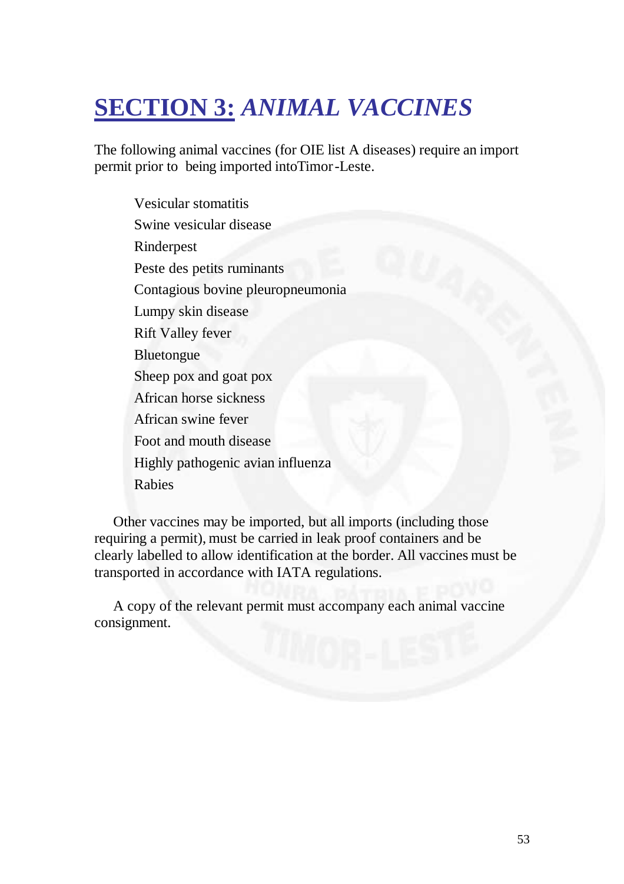# SECTION 3: *ANIMAL VACCINES*

The following animal vaccines (for OIE list A diseases) require an import permit prior to being imported intoTimor-Leste.

- Vesicular stomatitis
- Swine vesicular disease
- Rinderpest
- Peste des petits ruminants
- Contagious bovine pleuropneumonia
- Lumpy skin disease
- Rift Valley fever
- Bluetongue
- Sheep pox and goat pox
- African horse sickness
- African swine fever
- Foot and mouth disease
- Highly pathogenic avian influenza
- Rabies

Other vaccines may be imported, but all imports (including those requiring a permit), must be carried in leak proof containers and be clearly labelled to allow identification at the border. All vaccines must be transported in accordance with IATA regulations.

A copy of the relevant permit must accompany each animal vaccine consignment.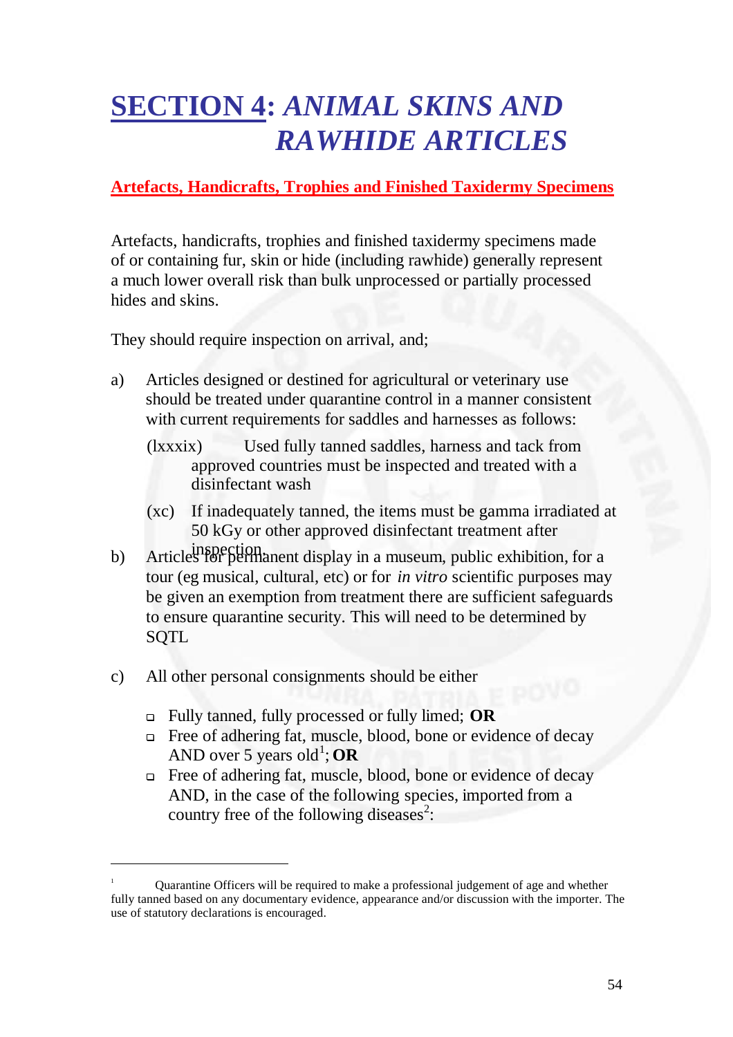# SECTION 4: *ANIMAL SKINS AND RAWHIDE ARTICLES*

## Artefacts, Handicrafts, Trophies and Finished Taxidermy Specimens

Artefacts, handicrafts, trophies and finished taxidermy specimens made of or containing fur, skin or hide (including rawhide) generally represent a much lower overall risk than bulk unprocessed or partially processed hides and skins.

They should require inspection on arrival, and;

a) Articles designed or destined for agricultural or veterinary use should be treated under quarantine control in a manner consistent with current requirements for saddles and harnesses as follows:

   (lxxxix) Used fully tanned saddles, harness and tack from approved countries must be inspected and treated with a disinfectant wash

   (xc) If inadequately tanned, the items must be gamma irradiated at 50 kGy or other approved disinfectant treatment after inspection.

b) Articles for permanent display in a museum, public exhibition, for a tour (eg musical, cultural, etc) or for *in vitro* scientific purposes may be given an exemption from treatment there are sufficient safeguards to ensure quarantine security. This will need to be determined by SQTL

c) All other personal consignments should be either

- Fully tanned, fully processed or fully limed; **OR**
- Free of adhering fat, muscle, blood, bone or evidence of decay AND over 5 years old[1]; **OR**
- Free of adhering fat, muscle, blood, bone or evidence of decay AND, in the case of the following species, imported from a country free of the following diseases[2]:

---

[1] Quarantine Officers will be required to make a professional judgement of age and whether fully tanned based on any documentary evidence, appearance and/or discussion with the importer. The use of statutory declarations is encouraged.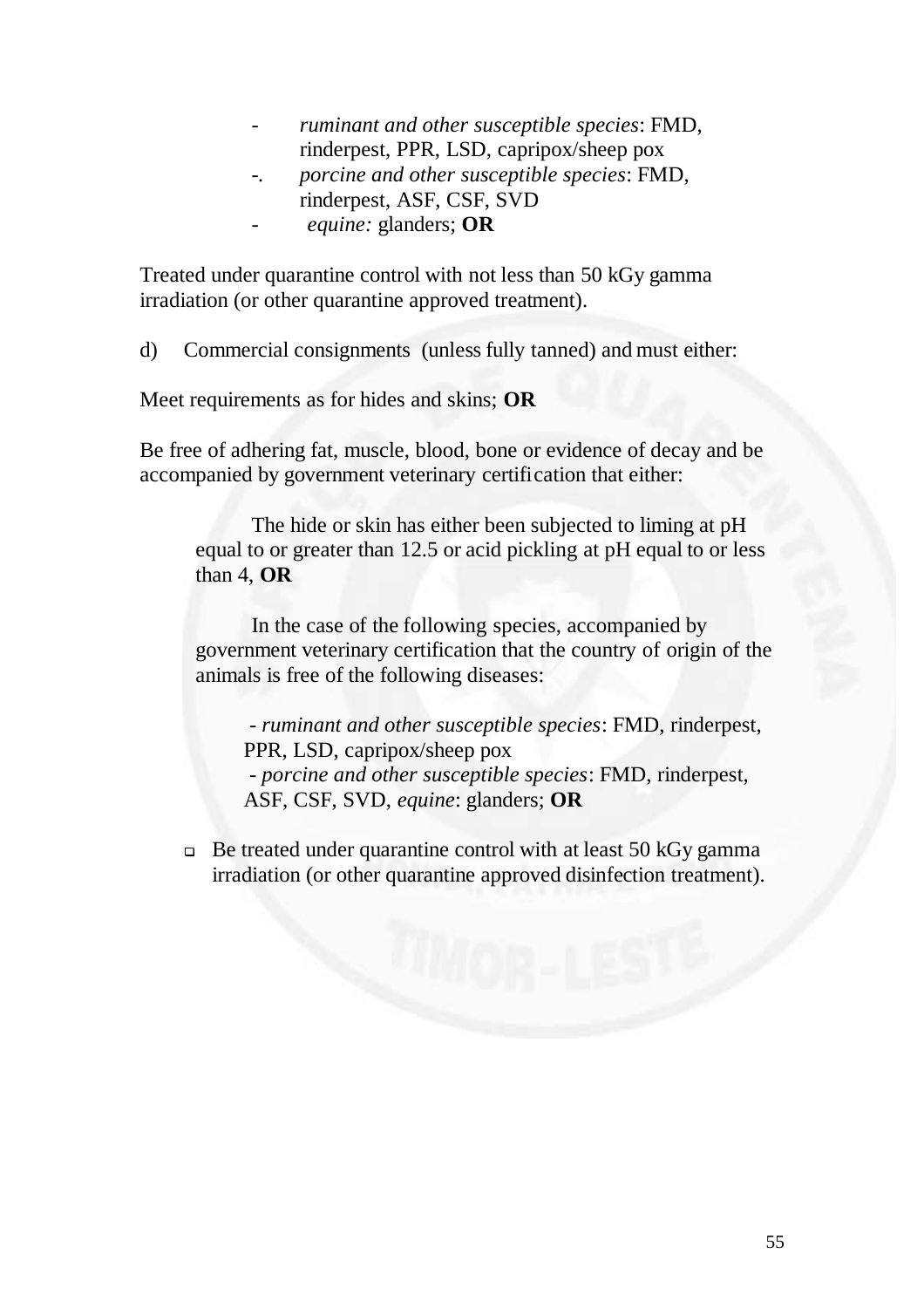- *ruminant and other susceptible species*: FMD, rinderpest, PPR, LSD, capripox/sheep pox
- *porcine and other susceptible species*: FMD, rinderpest, ASF, CSF, SVD
- *equine:* glanders; **OR**

Treated under quarantine control with not less than 50 kGy gamma irradiation (or other quarantine approved treatment).

d) Commercial consignments (unless fully tanned) and must either:

Meet requirements as for hides and skins; **OR**

Be free of adhering fat, muscle, blood, bone or evidence of decay and be accompanied by government veterinary certification that either:

The hide or skin has either been subjected to liming at pH equal to or greater than 12.5 or acid pickling at pH equal to or less than 4, **OR**

In the case of the following species, accompanied by government veterinary certification that the country of origin of the animals is free of the following diseases:

- *ruminant and other susceptible species*: FMD, rinderpest, PPR, LSD, capripox/sheep pox
- *porcine and other susceptible species*: FMD, rinderpest, ASF, CSF, SVD, *equine*: glanders; **OR**

- Be treated under quarantine control with at least 50 kGy gamma irradiation (or other quarantine approved disinfection treatment).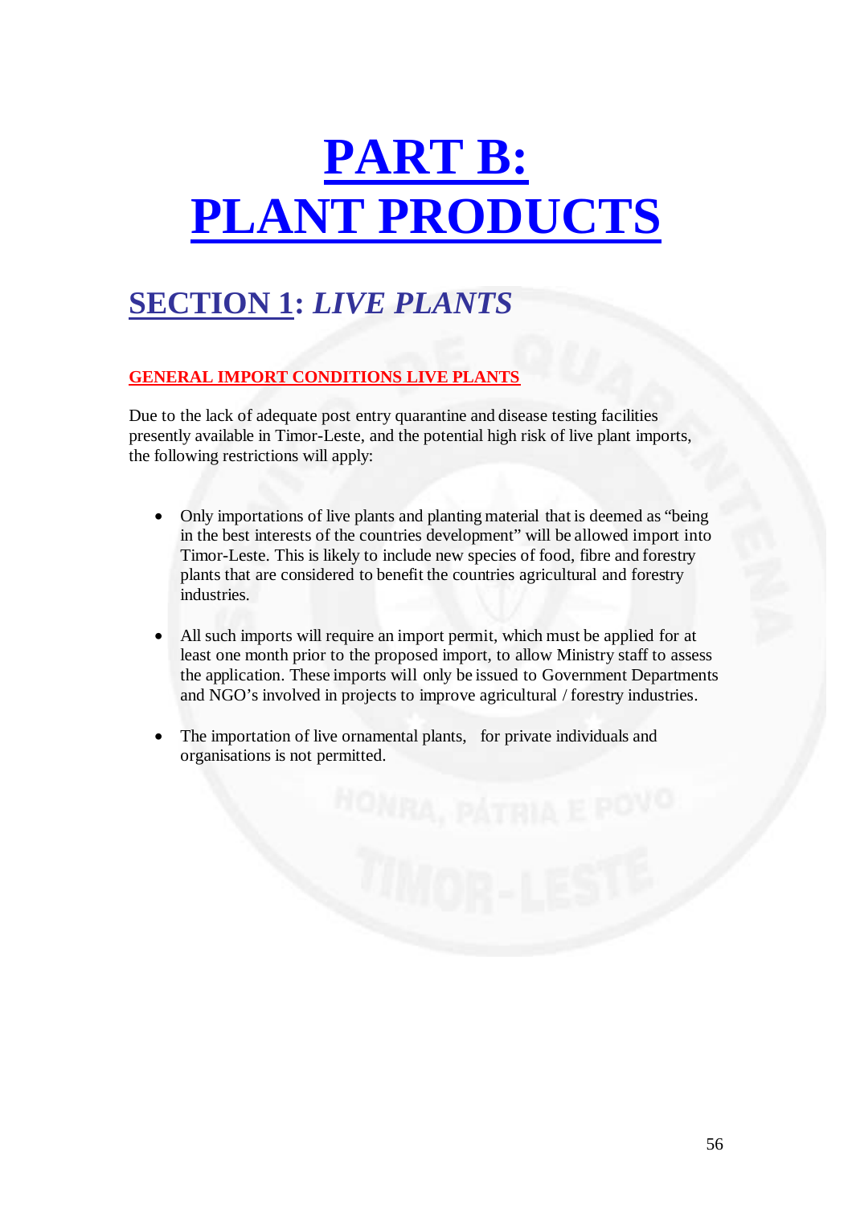# PART B: PLANT PRODUCTS

## SECTION 1: *LIVE PLANTS*

### GENERAL IMPORT CONDITIONS LIVE PLANTS

Due to the lack of adequate post entry quarantine and disease testing facilities presently available in Timor-Leste, and the potential high risk of live plant imports, the following restrictions will apply:

- Only importations of live plants and planting material that is deemed as "being in the best interests of the countries development" will be allowed import into Timor-Leste. This is likely to include new species of food, fibre and forestry plants that are considered to benefit the countries agricultural and forestry industries.

- All such imports will require an import permit, which must be applied for at least one month prior to the proposed import, to allow Ministry staff to assess the application. These imports will only be issued to Government Departments and NGO's involved in projects to improve agricultural / forestry industries.

- The importation of live ornamental plants, for private individuals and organisations is not permitted.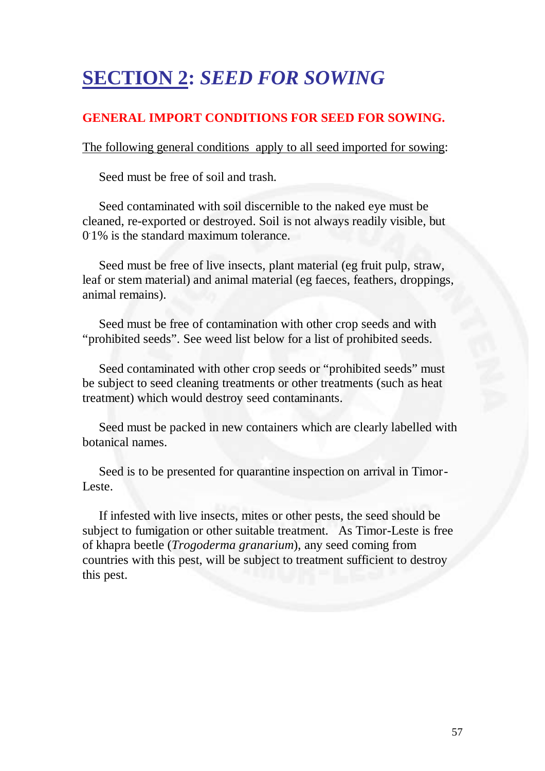# SECTION 2: *SEED FOR SOWING*

## GENERAL IMPORT CONDITIONS FOR SEED FOR SOWING.

The following general conditions apply to all seed imported for sowing:

Seed must be free of soil and trash.

Seed contaminated with soil discernible to the naked eye must be cleaned, re-exported or destroyed. Soil is not always readily visible, but 0.1% is the standard maximum tolerance.

Seed must be free of live insects, plant material (eg fruit pulp, straw, leaf or stem material) and animal material (eg faeces, feathers, droppings, animal remains).

Seed must be free of contamination with other crop seeds and with “prohibited seeds”. See weed list below for a list of prohibited seeds.

Seed contaminated with other crop seeds or “prohibited seeds” must be subject to seed cleaning treatments or other treatments (such as heat treatment) which would destroy seed contaminants.

Seed must be packed in new containers which are clearly labelled with botanical names.

Seed is to be presented for quarantine inspection on arrival in Timor-Leste.

If infested with live insects, mites or other pests, the seed should be subject to fumigation or other suitable treatment. As Timor-Leste is free of khapra beetle (*Trogoderma granarium*), any seed coming from countries with this pest, will be subject to treatment sufficient to destroy this pest.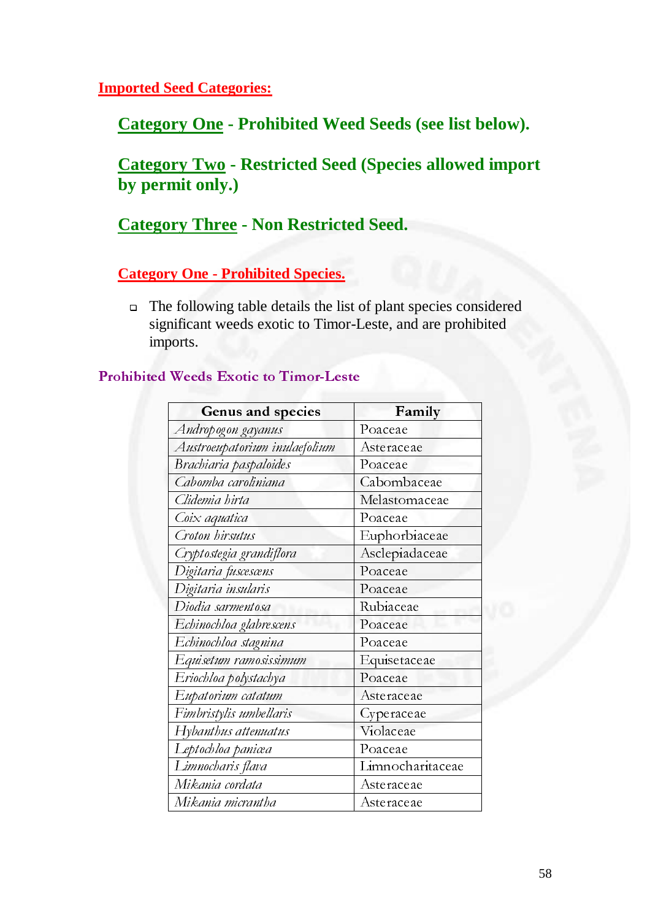## Imported Seed Categories:

### Category One - Prohibited Weed Seeds (see list below).

### Category Two - Restricted Seed (Species allowed import by permit only.)

### Category Three - Non Restricted Seed.

### Category One - Prohibited Species.

- The following table details the list of plant species considered significant weeds exotic to Timor-Leste, and are prohibited imports.

**Prohibited Weeds Exotic to Timor-Leste**

| Genus and species | Family |
|---|---|
| *Andropogon gayanus* | Poaceae |
| *Austroeupatorium inulaefolium* | Asteraceae |
| *Brachiaria paspaloides* | Poaceae |
| *Cabomba caroliniana* | Cabombaceae |
| *Clidemia hirta* | Melastomaceae |
| *Coix aquatica* | Poaceae |
| *Croton hirsutus* | Euphorbiaceae |
| *Cryptostegia grandiflora* | Asclepiadaceae |
| *Digitaria fuscescens* | Poaceae |
| *Digitaria insularis* | Poaceae |
| *Diodia sarmentosa* | Rubiaceae |
| *Echinochloa glabrescens* | Poaceae |
| *Echinochloa stagnina* | Poaceae |
| *Equisetum ramosissimum* | Equisetaceae |
| *Eriochloa polystachya* | Poaceae |
| *Eupatorium catatum* | Asteraceae |
| *Fimbristylis umbellaris* | Cyperaceae |
| *Hybanthus attenuatus* | Violaceae |
| *Leptochloa panicea* | Poaceae |
| *Limnocharis flava* | Limnocharitaceae |
| *Mikania cordata* | Asteraceae |
| *Mikania micrantha* | Asteraceae |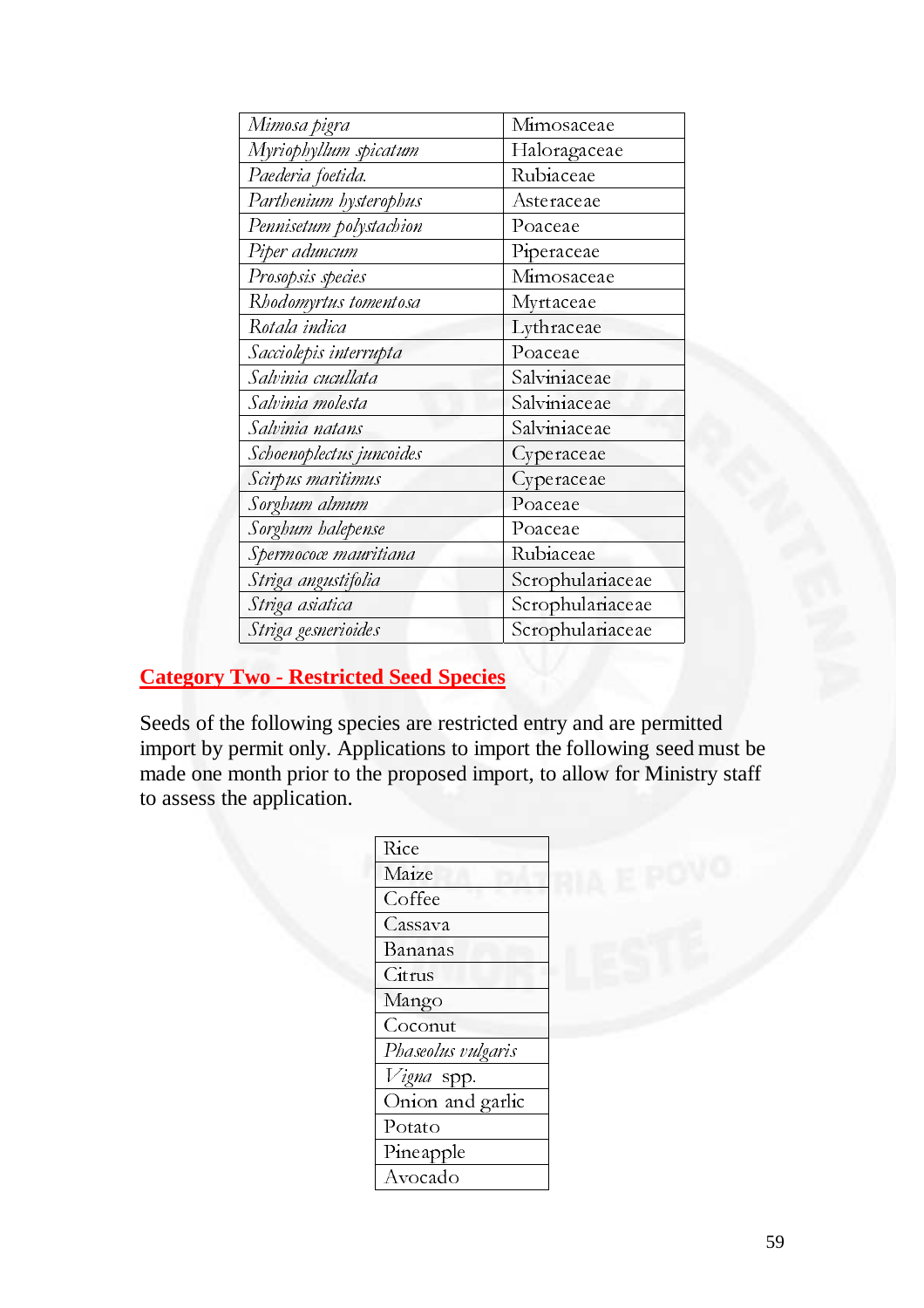| | |
|---|---|
| *Mimosa pigra* | Mimosaceae |
| *Myriophyllum spicatum* | Haloragaceae |
| *Paederia foetida.* | Rubiaceae |
| *Parthenium hysterophus* | Asteraceae |
| *Pennisetum polystachion* | Poaceae |
| *Piper aduncum* | Piperaceae |
| *Prosopsis species* | Mimosaceae |
| *Rhodomyrtus tomentosa* | Myrtaceae |
| *Rotala indica* | Lythraceae |
| *Sacciolepis interrupta* | Poaceae |
| *Salvinia cucullata* | Salviniaceae |
| *Salvinia molesta* | Salviniaceae |
| *Salvinia natans* | Salviniaceae |
| *Schoenoplectus juncoides* | Cyperaceae |
| *Scirpus maritimus* | Cyperaceae |
| *Sorghum almum* | Poaceae |
| *Sorghum halepense* | Poaceae |
| *Spermococe mauritiana* | Rubiaceae |
| *Striga angustifolia* | Scrophulariaceae |
| *Striga asiatica* | Scrophulariaceae |
| *Striga gesnerioides* | Scrophulariaceae |

## Category Two - Restricted Seed Species

Seeds of the following species are restricted entry and are permitted import by permit only. Applications to import the following seed must be made one month prior to the proposed import, to allow for Ministry staff to assess the application.

| |
|---|
| Rice |
| Maize |
| Coffee |
| Cassava |
| Bananas |
| Citrus |
| Mango |
| Coconut |
| *Phaseolus vulgaris* |
| *Vigna* spp. |
| Onion and garlic |
| Potato |
| Pineapple |
| Avocado |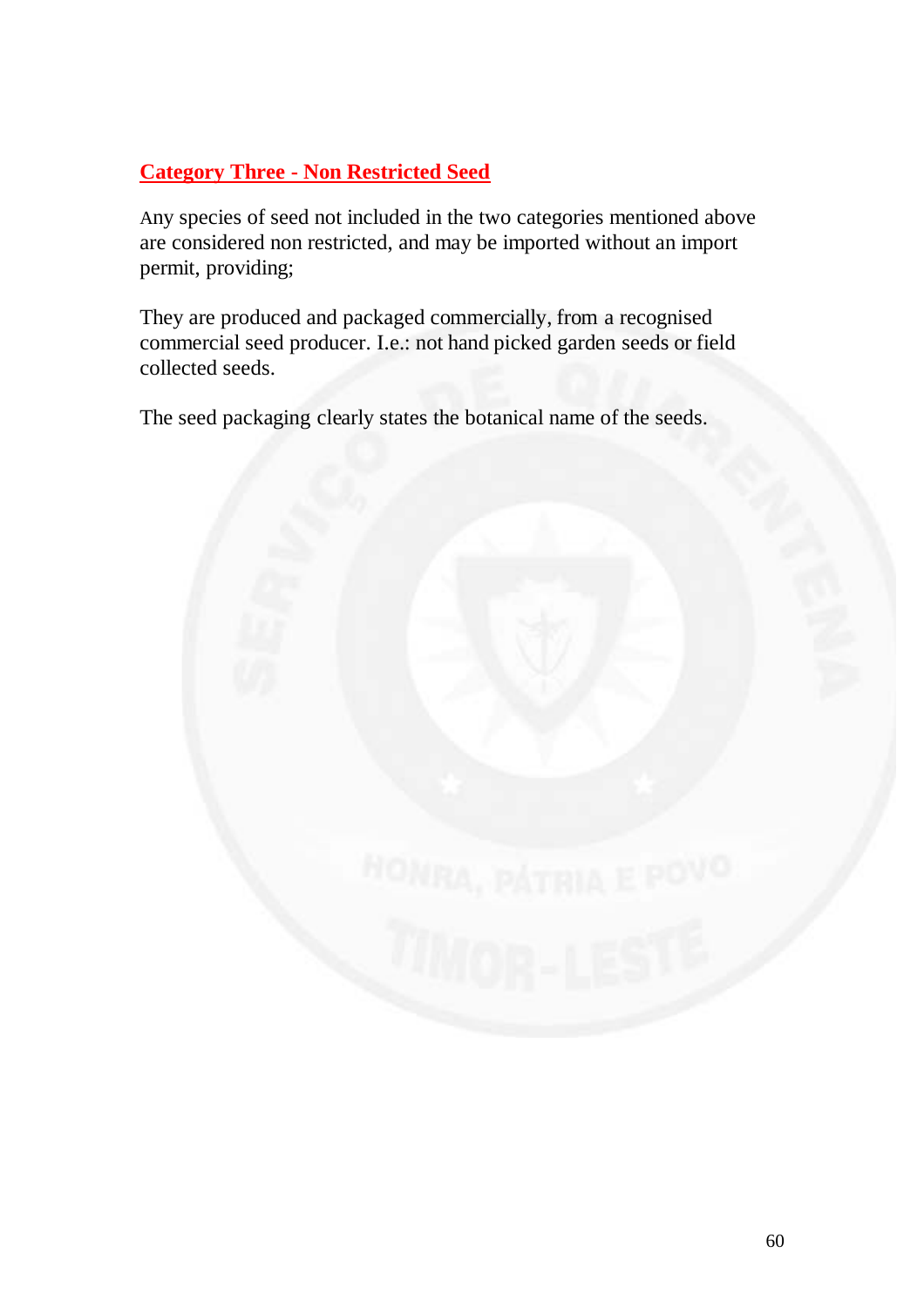## Category Three - Non Restricted Seed

Any species of seed not included in the two categories mentioned above are considered non restricted, and may be imported without an import permit, providing;

They are produced and packaged commercially, from a recognised commercial seed producer. I.e.: not hand picked garden seeds or field collected seeds.

The seed packaging clearly states the botanical name of the seeds.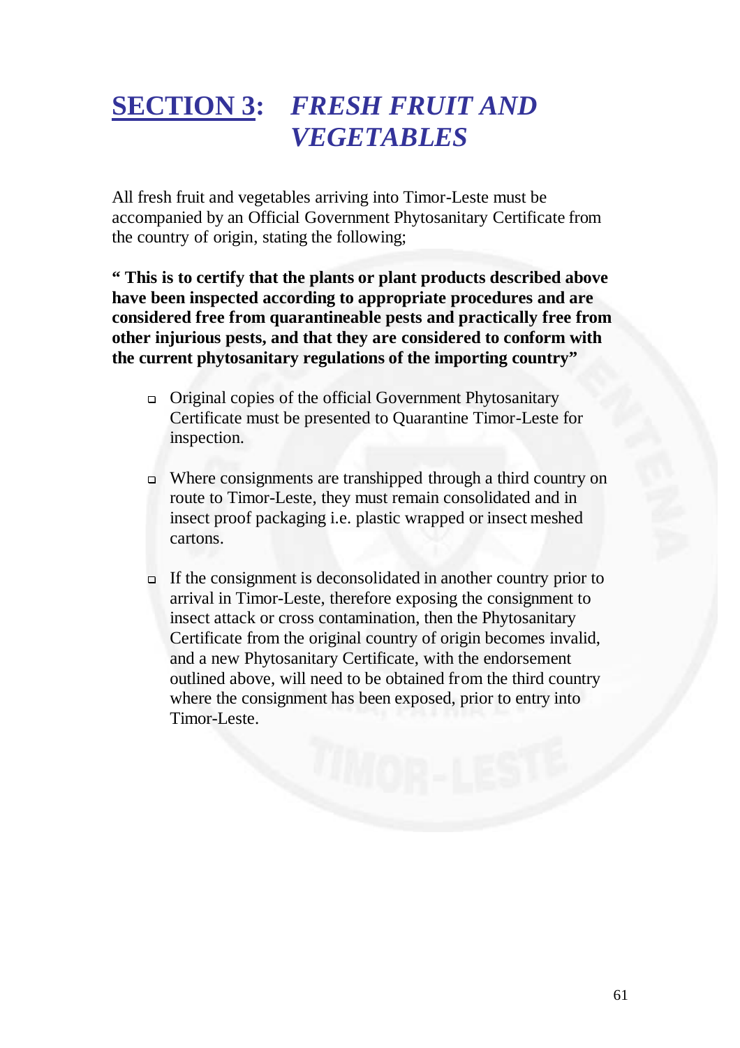# SECTION 3: *FRESH FRUIT AND VEGETABLES*

All fresh fruit and vegetables arriving into Timor-Leste must be accompanied by an Official Government Phytosanitary Certificate from the country of origin, stating the following;

**" This is to certify that the plants or plant products described above have been inspected according to appropriate procedures and are considered free from quarantineable pests and practically free from other injurious pests, and that they are considered to conform with the current phytosanitary regulations of the importing country"**

- Original copies of the official Government Phytosanitary Certificate must be presented to Quarantine Timor-Leste for inspection.
- Where consignments are transhipped through a third country on route to Timor-Leste, they must remain consolidated and in insect proof packaging i.e. plastic wrapped or insect meshed cartons.
- If the consignment is deconsolidated in another country prior to arrival in Timor-Leste, therefore exposing the consignment to insect attack or cross contamination, then the Phytosanitary Certificate from the original country of origin becomes invalid, and a new Phytosanitary Certificate, with the endorsement outlined above, will need to be obtained from the third country where the consignment has been exposed, prior to entry into Timor-Leste.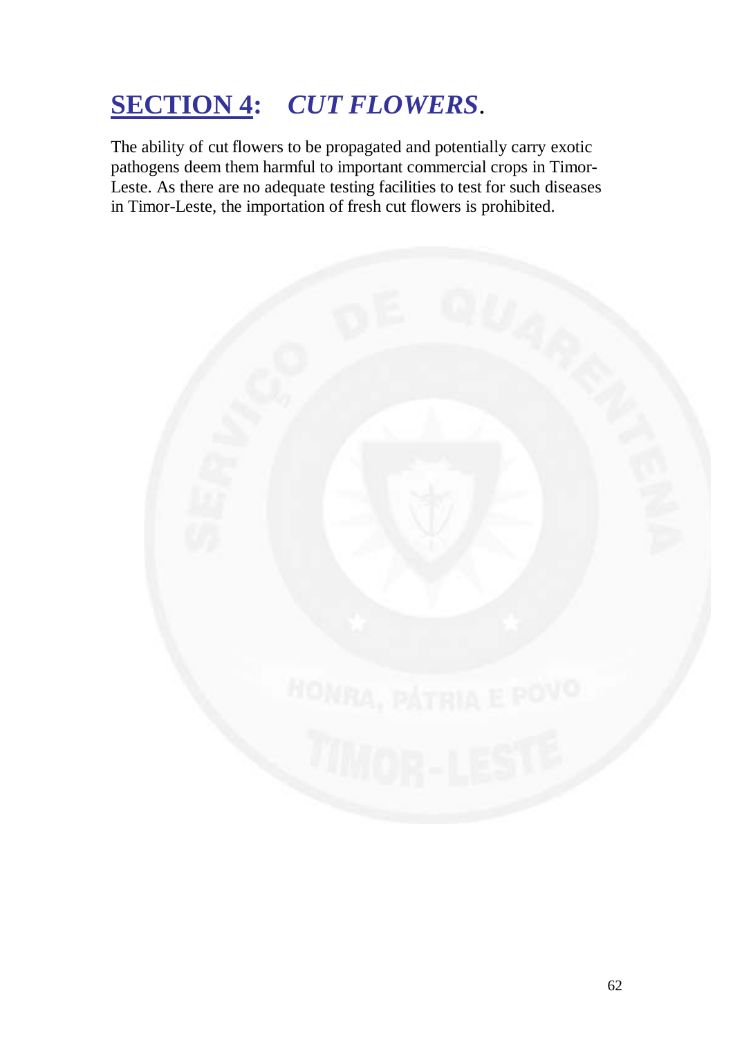# **SECTION 4:** ***CUT FLOWERS*.**

The ability of cut flowers to be propagated and potentially carry exotic pathogens deem them harmful to important commercial crops in Timor-Leste. As there are no adequate testing facilities to test for such diseases in Timor-Leste, the importation of fresh cut flowers is prohibited.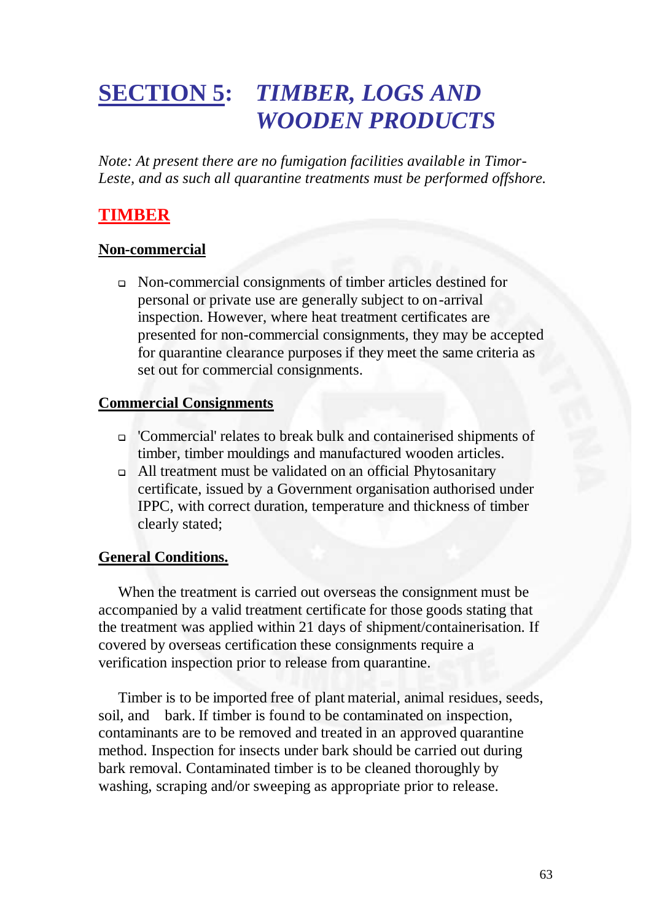# SECTION 5: *TIMBER, LOGS AND WOODEN PRODUCTS*

*Note: At present there are no fumigation facilities available in Timor-Leste, and as such all quarantine treatments must be performed offshore.*

## TIMBER

### Non-commercial

- Non-commercial consignments of timber articles destined for personal or private use are generally subject to on-arrival inspection. However, where heat treatment certificates are presented for non-commercial consignments, they may be accepted for quarantine clearance purposes if they meet the same criteria as set out for commercial consignments.

### Commercial Consignments

- 'Commercial' relates to break bulk and containerised shipments of timber, timber mouldings and manufactured wooden articles.
- All treatment must be validated on an official Phytosanitary certificate, issued by a Government organisation authorised under IPPC, with correct duration, temperature and thickness of timber clearly stated;

### General Conditions.

When the treatment is carried out overseas the consignment must be accompanied by a valid treatment certificate for those goods stating that the treatment was applied within 21 days of shipment/containerisation. If covered by overseas certification these consignments require a verification inspection prior to release from quarantine.

Timber is to be imported free of plant material, animal residues, seeds, soil, and bark. If timber is found to be contaminated on inspection, contaminants are to be removed and treated in an approved quarantine method. Inspection for insects under bark should be carried out during bark removal. Contaminated timber is to be cleaned thoroughly by washing, scraping and/or sweeping as appropriate prior to release.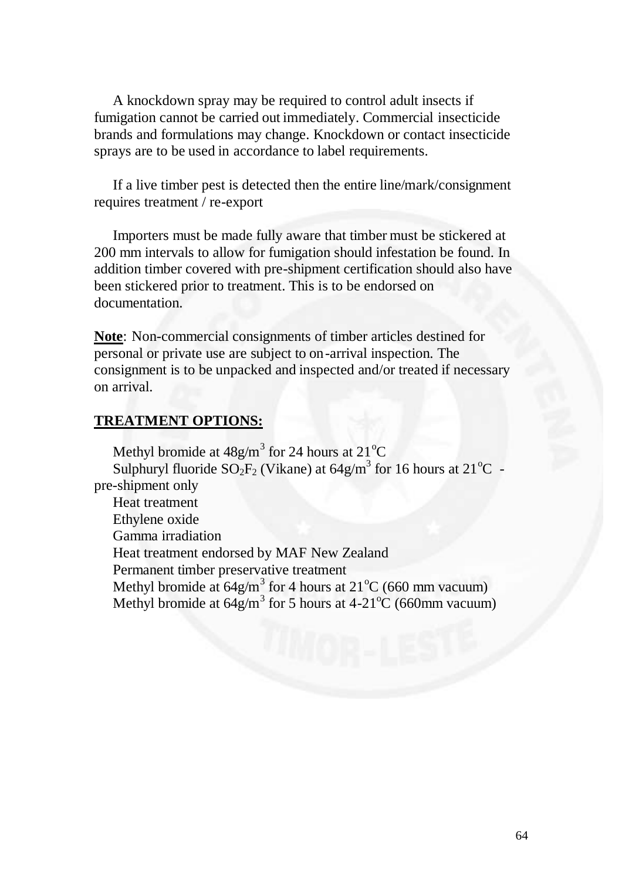A knockdown spray may be required to control adult insects if fumigation cannot be carried out immediately. Commercial insecticide brands and formulations may change. Knockdown or contact insecticide sprays are to be used in accordance to label requirements.

If a live timber pest is detected then the entire line/mark/consignment requires treatment / re-export

Importers must be made fully aware that timber must be stickered at 200 mm intervals to allow for fumigation should infestation be found. In addition timber covered with pre-shipment certification should also have been stickered prior to treatment. This is to be endorsed on documentation.

**Note**: Non-commercial consignments of timber articles destined for personal or private use are subject to on-arrival inspection. The consignment is to be unpacked and inspected and/or treated if necessary on arrival.

**TREATMENT OPTIONS:**

Methyl bromide at $48g/m^3$ for 24 hours at $21^oC$
Sulphuryl fluoride $SO_2F_2$ (Vikane) at $64g/m^3$ for 16 hours at $21^oC$ - pre-shipment only
Heat treatment
Ethylene oxide
Gamma irradiation
Heat treatment endorsed by MAF New Zealand
Permanent timber preservative treatment
Methyl bromide at $64g/m^3$ for 4 hours at $21^oC$ (660 mm vacuum)
Methyl bromide at $64g/m^3$ for 5 hours at 4-$21^oC$ (660mm vacuum)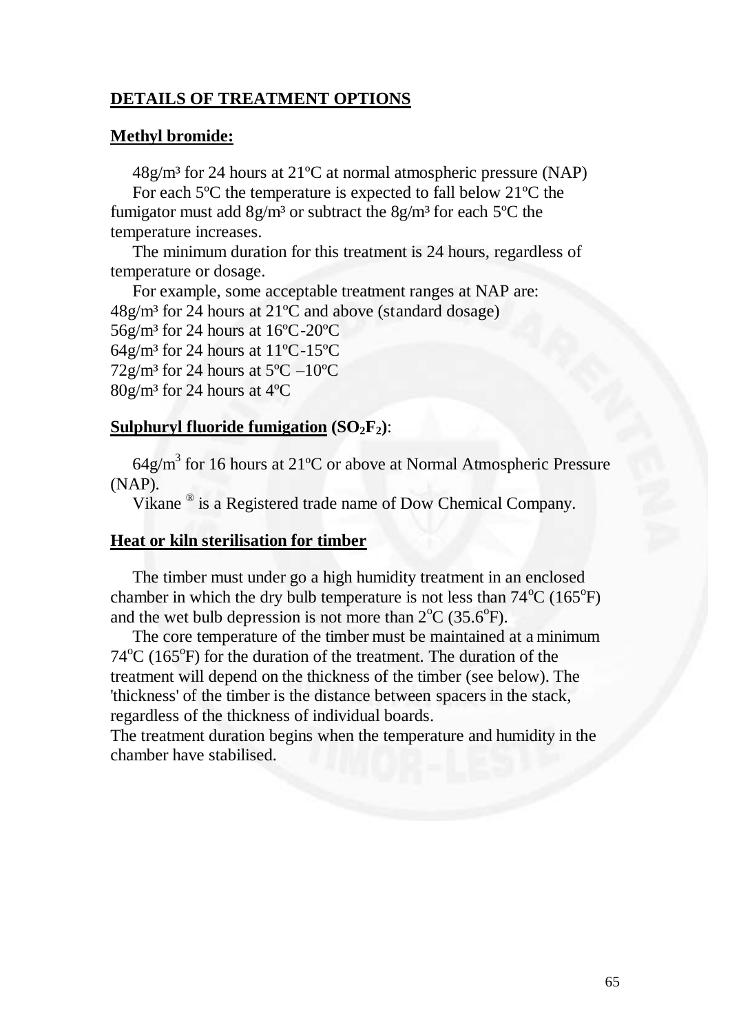## DETAILS OF TREATMENT OPTIONS

### Methyl bromide:

48g/m³ for 24 hours at 21ºC at normal atmospheric pressure (NAP)

For each 5ºC the temperature is expected to fall below 21ºC the fumigator must add 8g/m³ or subtract the 8g/m³ for each 5ºC the temperature increases.

The minimum duration for this treatment is 24 hours, regardless of temperature or dosage.

For example, some acceptable treatment ranges at NAP are:
48g/m³ for 24 hours at 21ºC and above (standard dosage)
56g/m³ for 24 hours at 16ºC-20ºC
64g/m³ for 24 hours at 11ºC-15ºC
72g/m³ for 24 hours at 5ºC –10ºC
80g/m³ for 24 hours at 4ºC

### Sulphuryl fluoride fumigation ($SO_2F_2$):

64g/m³ for 16 hours at 21ºC or above at Normal Atmospheric Pressure (NAP).

Vikane ® is a Registered trade name of Dow Chemical Company.

### Heat or kiln sterilisation for timber

The timber must under go a high humidity treatment in an enclosed chamber in which the dry bulb temperature is not less than 74ºC (165ºF) and the wet bulb depression is not more than 2ºC (35.6ºF).

The core temperature of the timber must be maintained at a minimum 74ºC (165ºF) for the duration of the treatment. The duration of the treatment will depend on the thickness of the timber (see below). The 'thickness' of the timber is the distance between spacers in the stack, regardless of the thickness of individual boards.

The treatment duration begins when the temperature and humidity in the chamber have stabilised.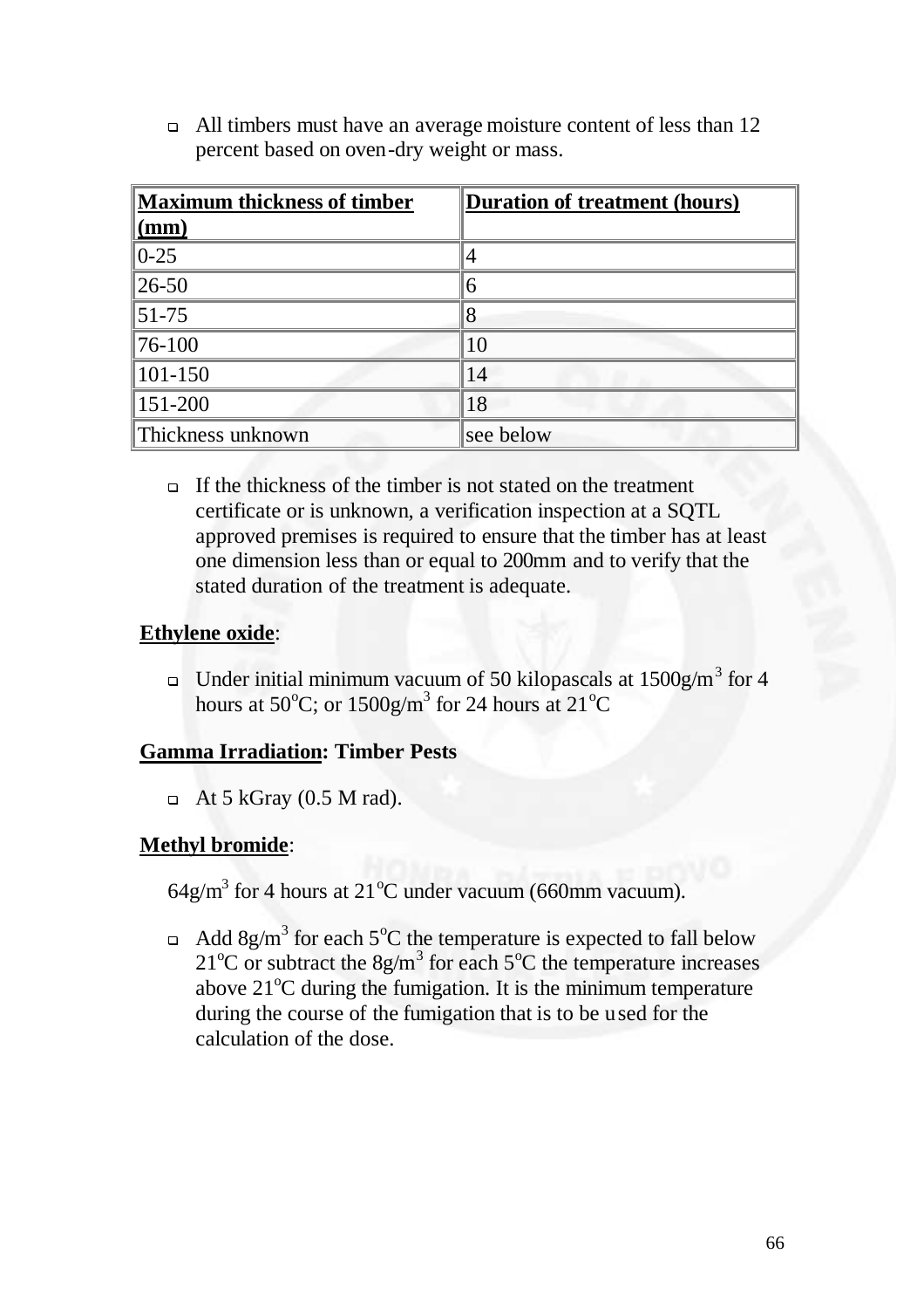- All timbers must have an average moisture content of less than 12 percent based on oven-dry weight or mass.

| **Maximum thickness of timber (mm)** | **Duration of treatment (hours)** |
|---|---|
| 0-25 | 4 |
| 26-50 | 6 |
| 51-75 | 8 |
| 76-100 | 10 |
| 101-150 | 14 |
| 151-200 | 18 |
| Thickness unknown | see below |

- If the thickness of the timber is not stated on the treatment certificate or is unknown, a verification inspection at a SQTL approved premises is required to ensure that the timber has at least one dimension less than or equal to 200mm and to verify that the stated duration of the treatment is adequate.

**Ethylene oxide**:

- Under initial minimum vacuum of 50 kilopascals at $1500 g/m^3$ for 4 hours at $50^oC$; or $1500 g/m^3$ for 24 hours at $21^oC$

**Gamma Irradiation: Timber Pests**

- At 5 kGray (0.5 M rad).

**Methyl bromide**:

$64 g/m^3$ for 4 hours at $21^oC$ under vacuum (660mm vacuum).

- Add $8 g/m^3$ for each $5^oC$ the temperature is expected to fall below $21^oC$ or subtract the $8 g/m^3$ for each $5^oC$ the temperature increases above $21^oC$ during the fumigation. It is the minimum temperature during the course of the fumigation that is to be used for the calculation of the dose.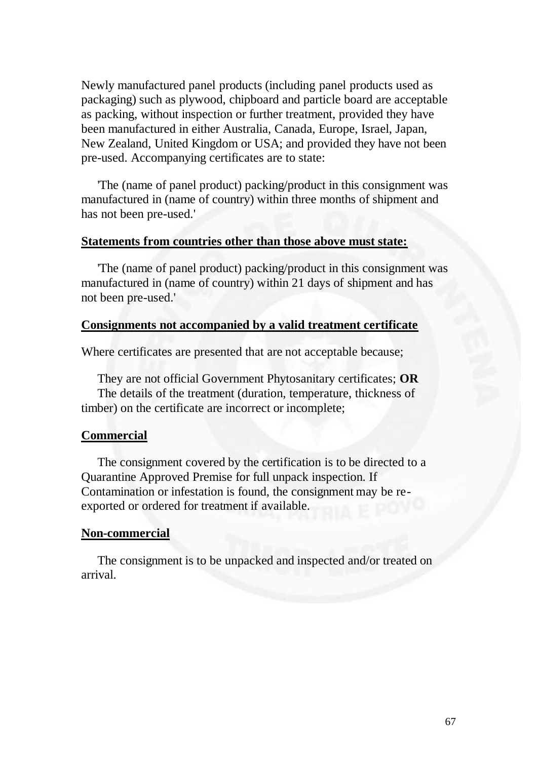Newly manufactured panel products (including panel products used as packaging) such as plywood, chipboard and particle board are acceptable as packing, without inspection or further treatment, provided they have been manufactured in either Australia, Canada, Europe, Israel, Japan, New Zealand, United Kingdom or USA; and provided they have not been pre-used. Accompanying certificates are to state:

'The (name of panel product) packing/product in this consignment was manufactured in (name of country) within three months of shipment and has not been pre-used.'

**Statements from countries other than those above must state:**

'The (name of panel product) packing/product in this consignment was manufactured in (name of country) within 21 days of shipment and has not been pre-used.'

**Consignments not accompanied by a valid treatment certificate**

Where certificates are presented that are not acceptable because;

They are not official Government Phytosanitary certificates; **OR**
The details of the treatment (duration, temperature, thickness of timber) on the certificate are incorrect or incomplete;

**Commercial**

The consignment covered by the certification is to be directed to a Quarantine Approved Premise for full unpack inspection. If Contamination or infestation is found, the consignment may be re-exported or ordered for treatment if available.

**Non-commercial**

The consignment is to be unpacked and inspected and/or treated on arrival.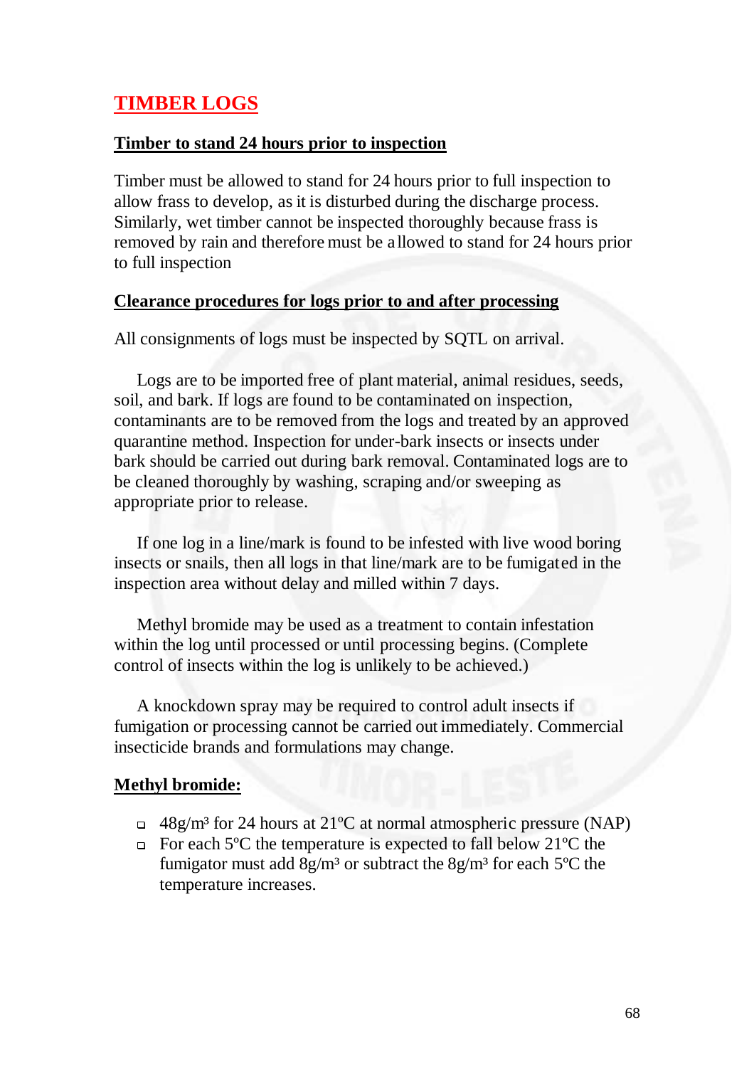# TIMBER LOGS

## Timber to stand 24 hours prior to inspection

Timber must be allowed to stand for 24 hours prior to full inspection to allow frass to develop, as it is disturbed during the discharge process. Similarly, wet timber cannot be inspected thoroughly because frass is removed by rain and therefore must be allowed to stand for 24 hours prior to full inspection

## Clearance procedures for logs prior to and after processing

All consignments of logs must be inspected by SQTL on arrival.

Logs are to be imported free of plant material, animal residues, seeds, soil, and bark. If logs are found to be contaminated on inspection, contaminants are to be removed from the logs and treated by an approved quarantine method. Inspection for under-bark insects or insects under bark should be carried out during bark removal. Contaminated logs are to be cleaned thoroughly by washing, scraping and/or sweeping as appropriate prior to release.

If one log in a line/mark is found to be infested with live wood boring insects or snails, then all logs in that line/mark are to be fumigated in the inspection area without delay and milled within 7 days.

Methyl bromide may be used as a treatment to contain infestation within the log until processed or until processing begins. (Complete control of insects within the log is unlikely to be achieved.)

A knockdown spray may be required to control adult insects if fumigation or processing cannot be carried out immediately. Commercial insecticide brands and formulations may change.

## Methyl bromide:

- 48g/m³ for 24 hours at 21ºC at normal atmospheric pressure (NAP)
- For each 5ºC the temperature is expected to fall below 21ºC the fumigator must add 8g/m³ or subtract the 8g/m³ for each 5ºC the temperature increases.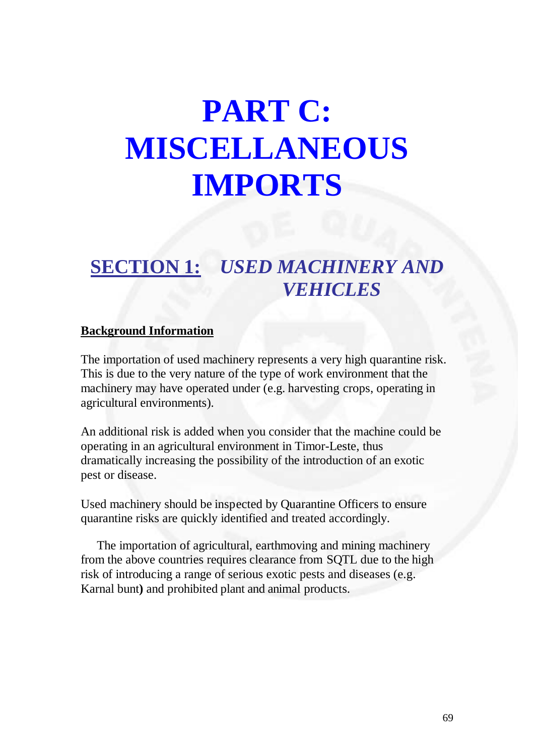# PART C: MISCELLANEOUS IMPORTS

## SECTION 1: *USED MACHINERY AND VEHICLES*

**Background Information**

The importation of used machinery represents a very high quarantine risk. This is due to the very nature of the type of work environment that the machinery may have operated under (e.g. harvesting crops, operating in agricultural environments).

An additional risk is added when you consider that the machine could be operating in an agricultural environment in Timor-Leste, thus dramatically increasing the possibility of the introduction of an exotic pest or disease.

Used machinery should be inspected by Quarantine Officers to ensure quarantine risks are quickly identified and treated accordingly.

The importation of agricultural, earthmoving and mining machinery from the above countries requires clearance from SQTL due to the high risk of introducing a range of serious exotic pests and diseases (e.g. Karnal bunt**)** and prohibited plant and animal products.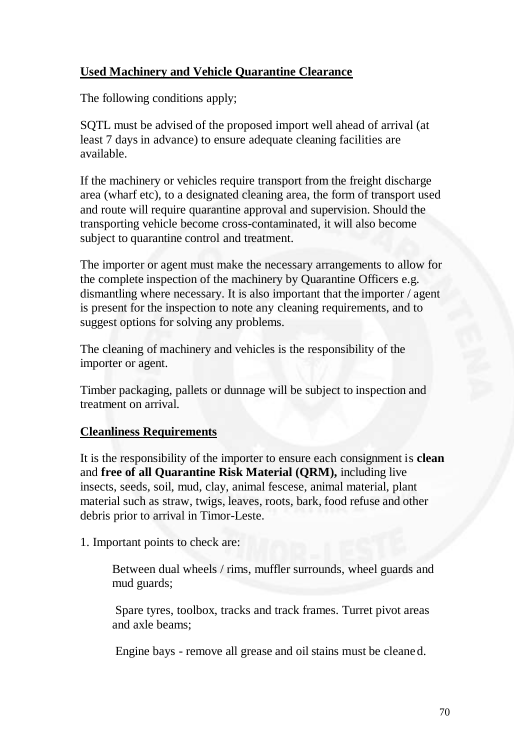**Used Machinery and Vehicle Quarantine Clearance**

The following conditions apply;

SQTL must be advised of the proposed import well ahead of arrival (at least 7 days in advance) to ensure adequate cleaning facilities are available.

If the machinery or vehicles require transport from the freight discharge area (wharf etc), to a designated cleaning area, the form of transport used and route will require quarantine approval and supervision. Should the transporting vehicle become cross-contaminated, it will also become subject to quarantine control and treatment.

The importer or agent must make the necessary arrangements to allow for the complete inspection of the machinery by Quarantine Officers e.g. dismantling where necessary. It is also important that the importer / agent is present for the inspection to note any cleaning requirements, and to suggest options for solving any problems.

The cleaning of machinery and vehicles is the responsibility of the importer or agent.

Timber packaging, pallets or dunnage will be subject to inspection and treatment on arrival.

**Cleanliness Requirements**

It is the responsibility of the importer to ensure each consignment is **clean** and **free of all Quarantine Risk Material (QRM),** including live insects, seeds, soil, mud, clay, animal fescese, animal material, plant material such as straw, twigs, leaves, roots, bark, food refuse and other debris prior to arrival in Timor-Leste.

1. Important points to check are:

   Between dual wheels / rims, muffler surrounds, wheel guards and mud guards;

   Spare tyres, toolbox, tracks and track frames. Turret pivot areas and axle beams;

   Engine bays - remove all grease and oil stains must be cleaned.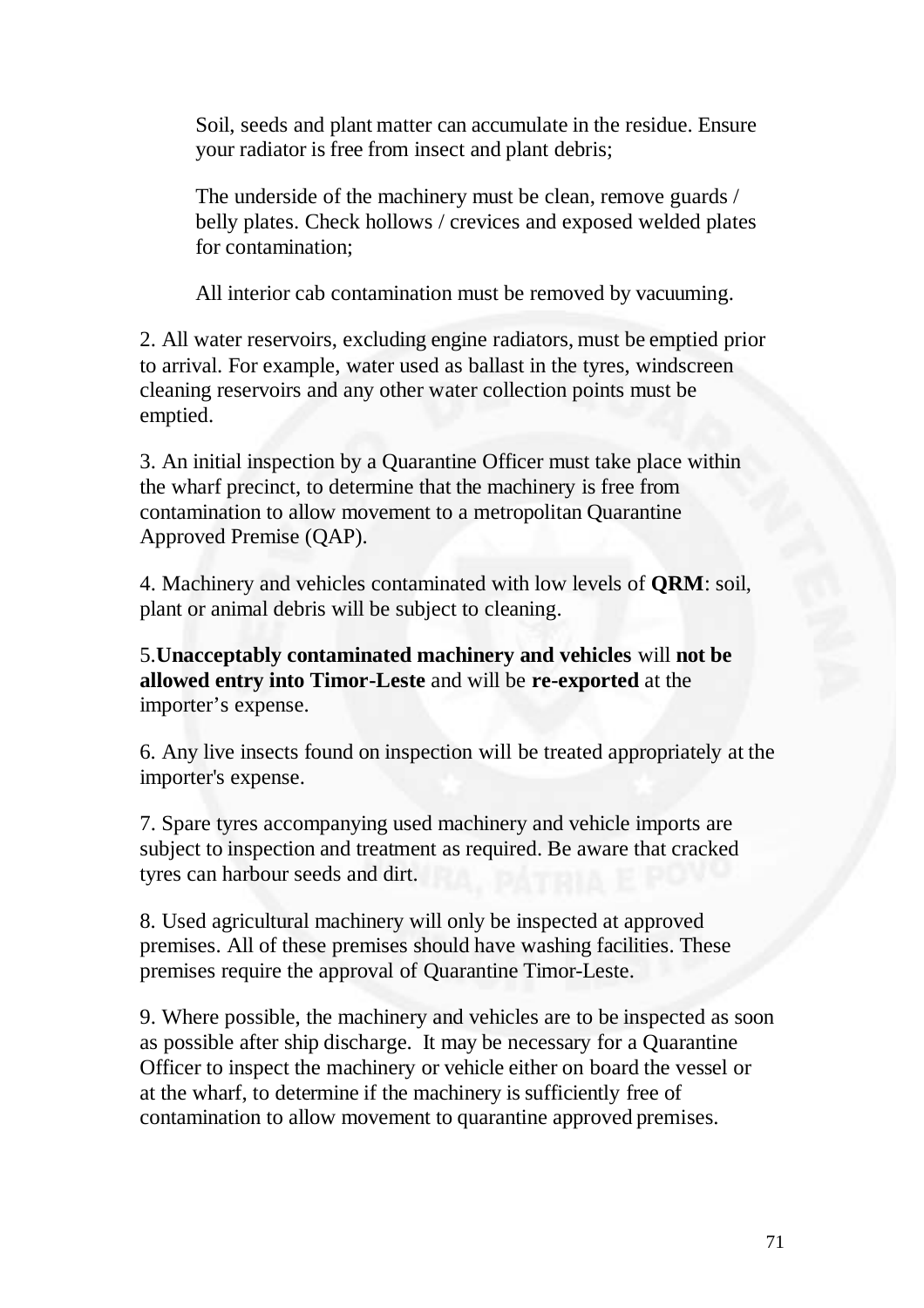Soil, seeds and plant matter can accumulate in the residue. Ensure your radiator is free from insect and plant debris;

The underside of the machinery must be clean, remove guards / belly plates. Check hollows / crevices and exposed welded plates for contamination;

All interior cab contamination must be removed by vacuuming.

2. All water reservoirs, excluding engine radiators, must be emptied prior to arrival. For example, water used as ballast in the tyres, windscreen cleaning reservoirs and any other water collection points must be emptied.

3. An initial inspection by a Quarantine Officer must take place within the wharf precinct, to determine that the machinery is free from contamination to allow movement to a metropolitan Quarantine Approved Premise (QAP).

4. Machinery and vehicles contaminated with low levels of **QRM**: soil, plant or animal debris will be subject to cleaning.

5.**Unacceptably contaminated machinery and vehicles** will **not be allowed entry into Timor-Leste** and will be **re-exported** at the importer's expense.

6. Any live insects found on inspection will be treated appropriately at the importer's expense.

7. Spare tyres accompanying used machinery and vehicle imports are subject to inspection and treatment as required. Be aware that cracked tyres can harbour seeds and dirt.

8. Used agricultural machinery will only be inspected at approved premises. All of these premises should have washing facilities. These premises require the approval of Quarantine Timor-Leste.

9. Where possible, the machinery and vehicles are to be inspected as soon as possible after ship discharge. It may be necessary for a Quarantine Officer to inspect the machinery or vehicle either on board the vessel or at the wharf, to determine if the machinery is sufficiently free of contamination to allow movement to quarantine approved premises.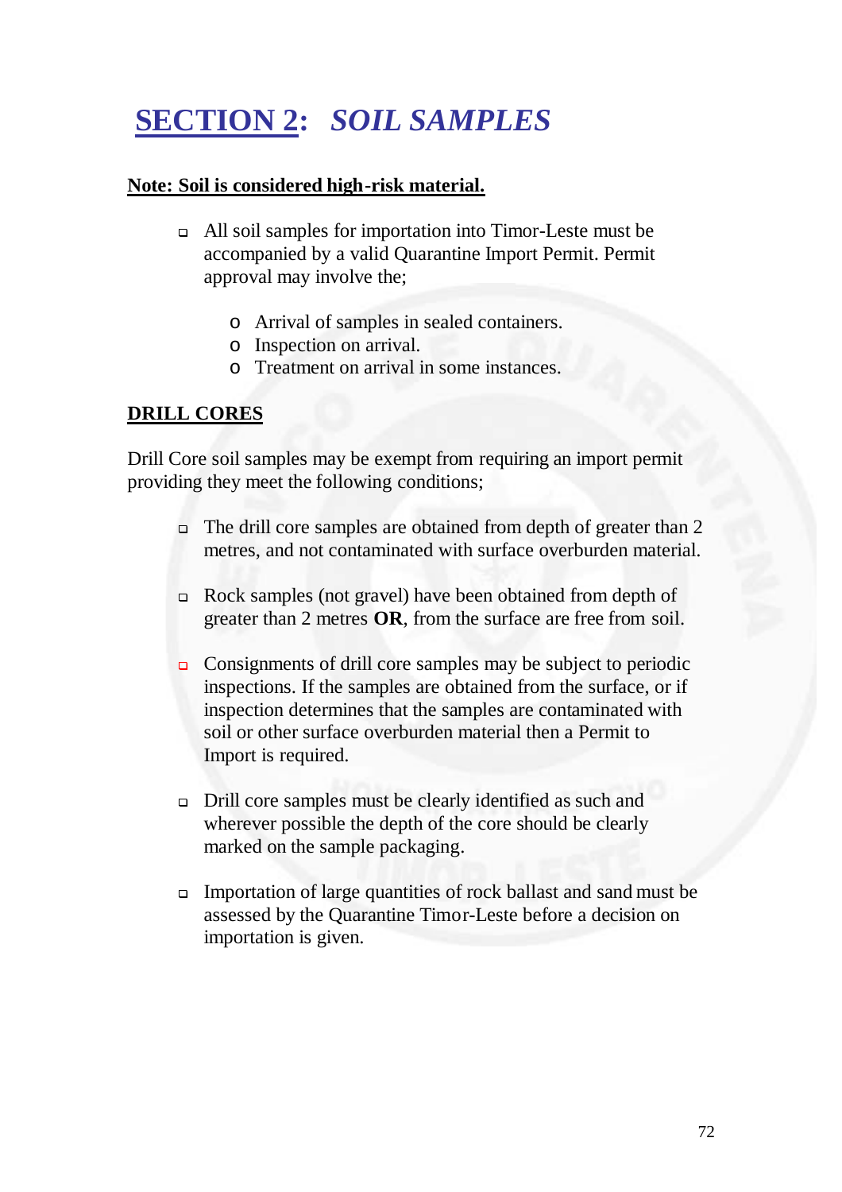# SECTION 2: *SOIL SAMPLES*

**Note: Soil is considered high-risk material.**

- All soil samples for importation into Timor-Leste must be accompanied by a valid Quarantine Import Permit. Permit approval may involve the;
    - Arrival of samples in sealed containers.
    - Inspection on arrival.
    - Treatment on arrival in some instances.

## DRILL CORES

Drill Core soil samples may be exempt from requiring an import permit providing they meet the following conditions;

- The drill core samples are obtained from depth of greater than 2 metres, and not contaminated with surface overburden material.

- Rock samples (not gravel) have been obtained from depth of greater than 2 metres **OR**, from the surface are free from soil.

- Consignments of drill core samples may be subject to periodic inspections. If the samples are obtained from the surface, or if inspection determines that the samples are contaminated with soil or other surface overburden material then a Permit to Import is required.

- Drill core samples must be clearly identified as such and wherever possible the depth of the core should be clearly marked on the sample packaging.

- Importation of large quantities of rock ballast and sand must be assessed by the Quarantine Timor-Leste before a decision on importation is given.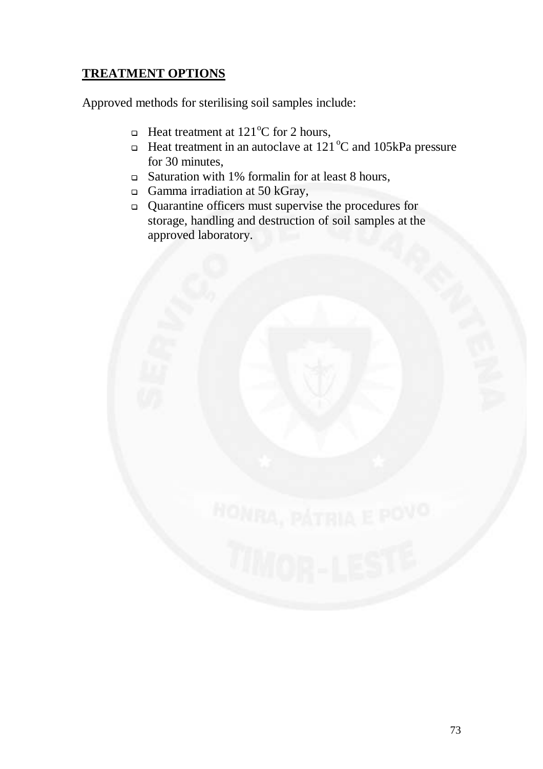## TREATMENT OPTIONS

Approved methods for sterilising soil samples include:

- Heat treatment at 121$^{o}$C for 2 hours,
- Heat treatment in an autoclave at 121$^{o}$C and 105kPa pressure for 30 minutes,
- Saturation with 1% formalin for at least 8 hours,
- Gamma irradiation at 50 kGray,
- Quarantine officers must supervise the procedures for storage, handling and destruction of soil samples at the approved laboratory.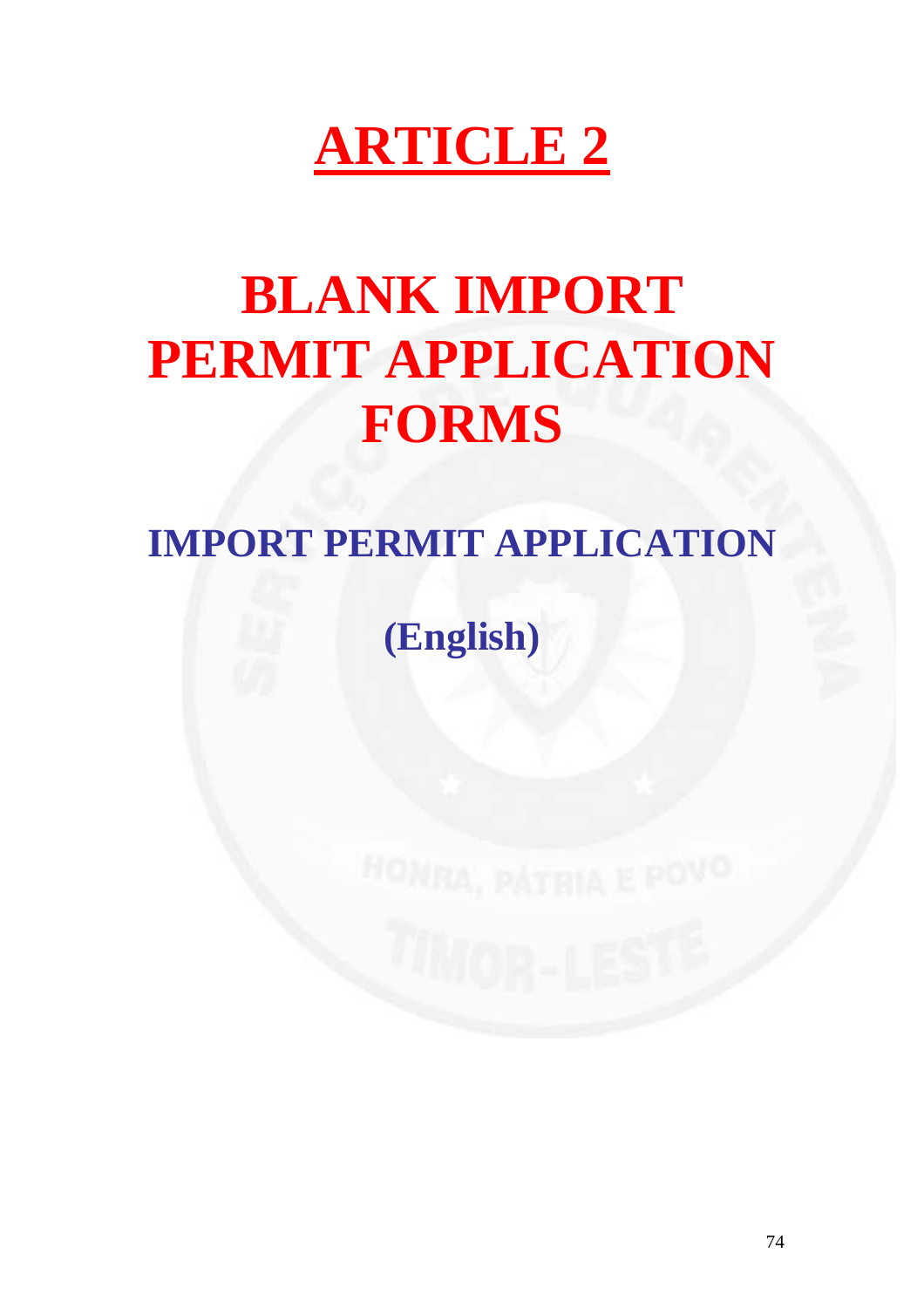# ARTICLE 2

# BLANK IMPORT PERMIT APPLICATION FORMS

## IMPORT PERMIT APPLICATION

## (English)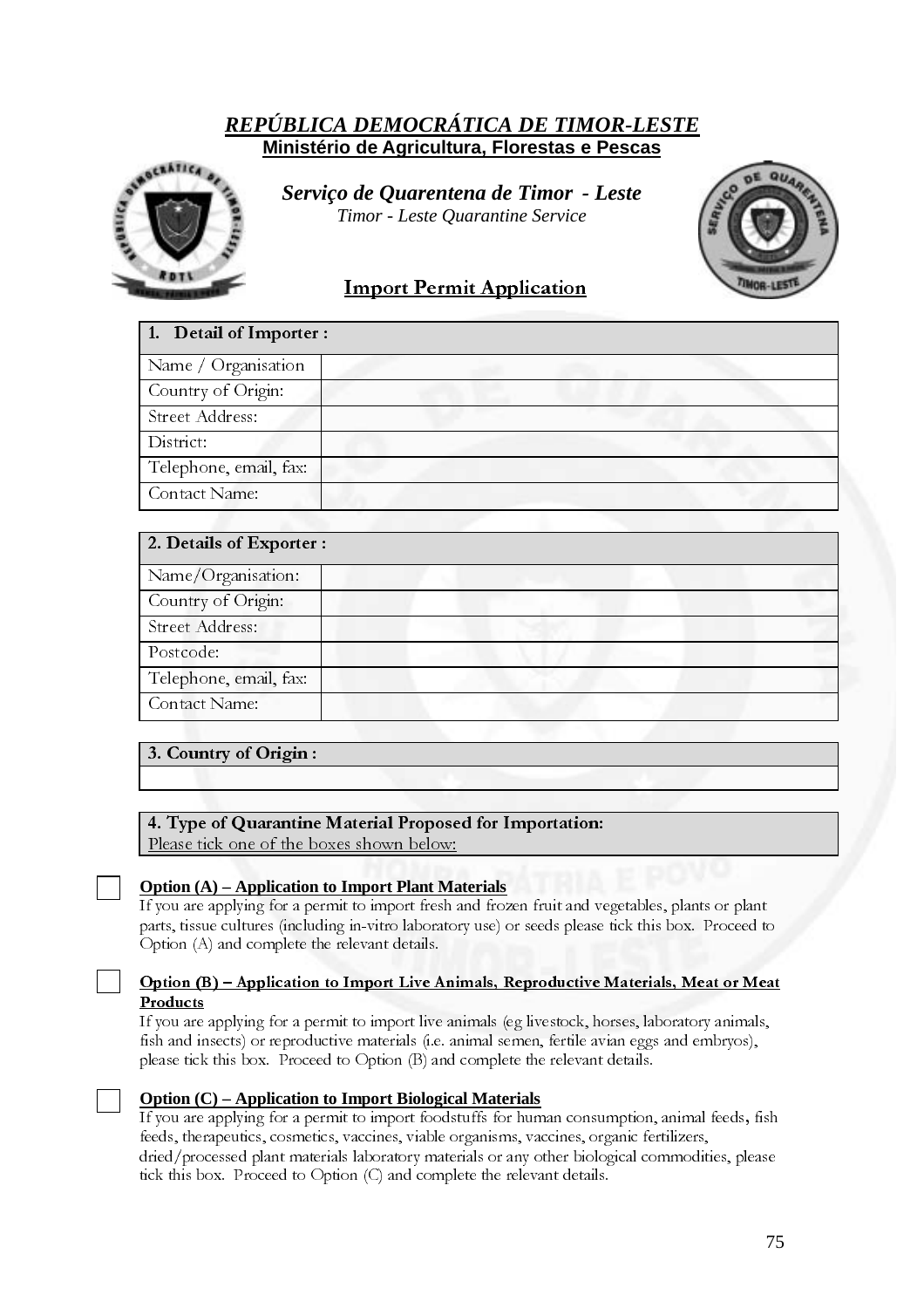## *REPÚBLICA DEMOCRÁTICA DE TIMOR-LESTE*

**Ministério de Agricultura, Florestas e Pescas**

***Serviço de Quarentena de Timor - Leste***

*Timor - Leste Quarantine Service*

## Import Permit Application

| 1. Detail of Importer : | |
|---|---|
| Name / Organisation | |
| Country of Origin: | |
| Street Address: | |
| District: | |
| Telephone, email, fax: | |
| Contact Name: | |

| 2. Details of Exporter : | |
|---|---|
| Name/Organisation: | |
| Country of Origin: | |
| Street Address: | |
| Postcode: | |
| Telephone, email, fax: | |
| Contact Name: | |

| 3. Country of Origin : |
|---|
| |

**4. Type of Quarantine Material Proposed for Importation:**

Please tick one of the boxes shown below:

☐ **Option (A) – Application to Import Plant Materials**

If you are applying for a permit to import fresh and frozen fruit and vegetables, plants or plant parts, tissue cultures (including in-vitro laboratory use) or seeds please tick this box. Proceed to Option (A) and complete the relevant details.

☐ **Option (B) – Application to Import Live Animals, Reproductive Materials, Meat or Meat Products**

If you are applying for a permit to import live animals (eg livestock, horses, laboratory animals, fish and insects) or reproductive materials (i.e. animal semen, fertile avian eggs and embryos), please tick this box. Proceed to Option (B) and complete the relevant details.

☐ **Option (C) – Application to Import Biological Materials**

If you are applying for a permit to import foodstuffs for human consumption, animal feeds, fish feeds, therapeutics, cosmetics, vaccines, viable organisms, vaccines, organic fertilizers, dried/processed plant materials laboratory materials or any other biological commodities, please tick this box. Proceed to Option (C) and complete the relevant details.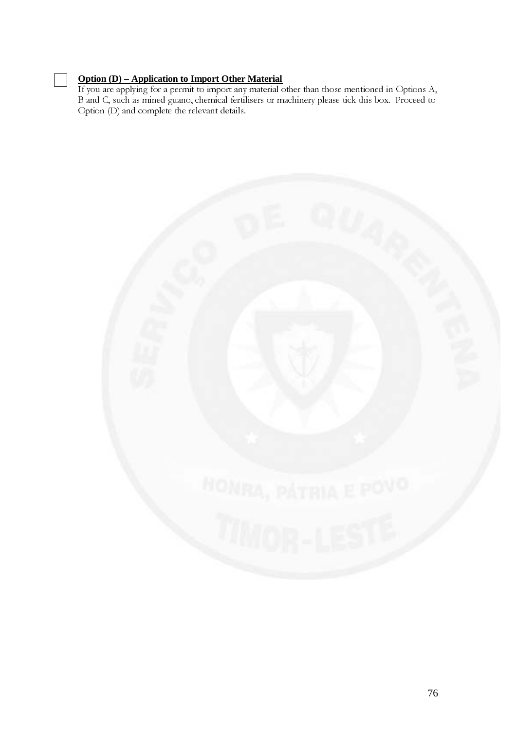☐ **Option (D) – Application to Import Other Material**

If you are applying for a permit to import any material other than those mentioned in Options A, B and C, such as mined guano, chemical fertilisers or machinery please tick this box. Proceed to Option (D) and complete the relevant details.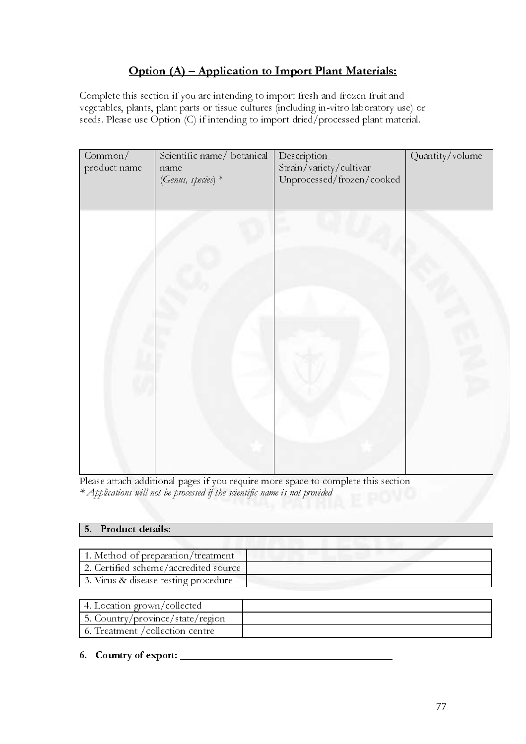## Option (A) – Application to Import Plant Materials:

Complete this section if you are intending to import fresh and frozen fruit and vegetables, plants, plant parts or tissue cultures (including in-vitro laboratory use) or seeds. Please use Option (C) if intending to import dried/processed plant material.

| Common/ product name | Scientific name/ botanical name (*Genus, species*) * | Description – Strain/variety/cultivar Unprocessed/frozen/cooked | Quantity/volume |
|---|---|---|---|
| | | | |

Please attach additional pages if you require more space to complete this section
*\* Applications will not be processed if the scientific name is not provided*

**5. Product details:**

| | |
|---|---|
| 1. Method of preparation/treatment | |
| 2. Certified scheme/accredited source | |
| 3. Virus & disease testing procedure | |

| | |
|---|---|
| 4. Location grown/collected | |
| 5. Country/province/state/region | |
| 6. Treatment /collection centre | |

**6. Country of export:** ________________________________________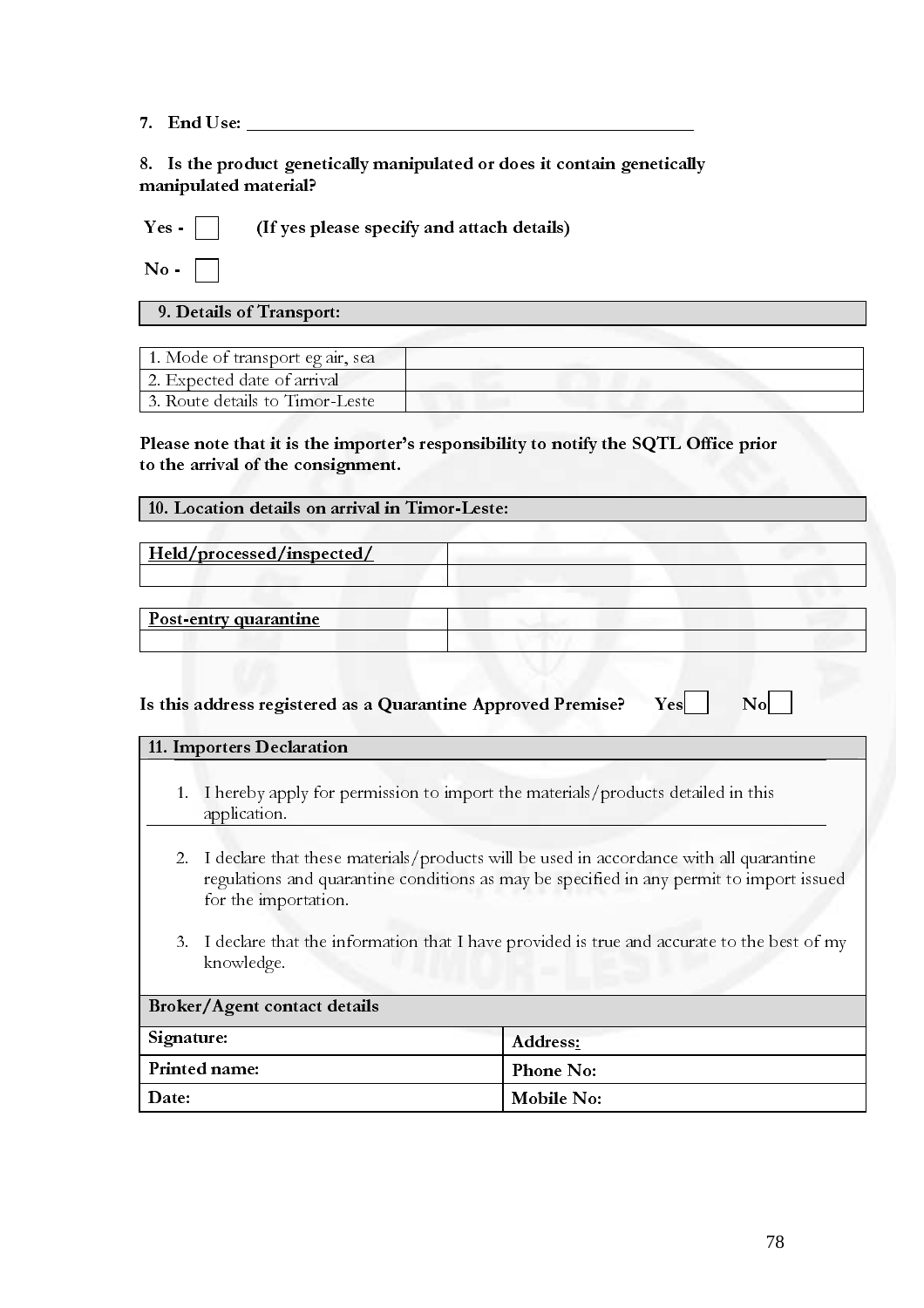7. **End Use:** ______________________________________________

8. **Is the product genetically manipulated or does it contain genetically manipulated material?**

**Yes -** ☐ **(If yes please specify and attach details)**

**No -** ☐

| **9. Details of Transport:** |
|---|

| | |
|---|---|
| 1. Mode of transport eg air, sea | |
| 2. Expected date of arrival | |
| 3. Route details to Timor-Leste | |

**Please note that it is the importer's responsibility to notify the SQTL Office prior to the arrival of the consignment.**

| **10. Location details on arrival in Timor-Leste:** |
|---|

| **Held/processed/inspected/** | |
|---|---|
| | |

| **Post-entry quarantine** | |
|---|---|
| | |

**Is this address registered as a Quarantine Approved Premise?** **Yes** ☐ **No** ☐

| **11. Importers Declaration** |
|---|
| 1. I hereby apply for permission to import the materials/products detailed in this application. |
| 2. I declare that these materials/products will be used in accordance with all quarantine regulations and quarantine conditions as may be specified in any permit to import issued for the importation. |
| 3. I declare that the information that I have provided is true and accurate to the best of my knowledge. |

| **Broker/Agent contact details** | |
|---|---|
| **Signature:** | **Address:** |
| **Printed name:** | **Phone No:** |
| **Date:** | **Mobile No:** |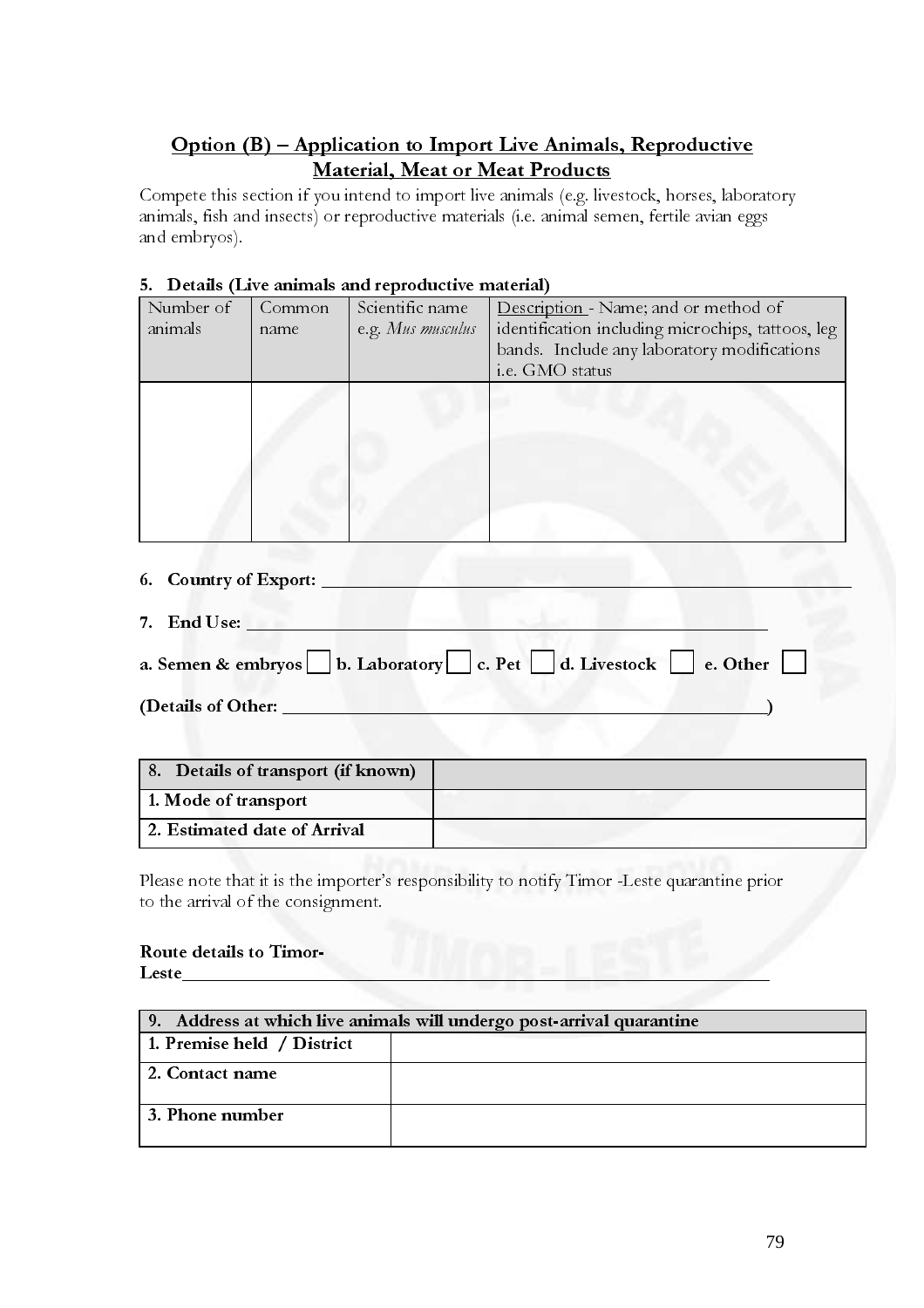## Option (B) – Application to Import Live Animals, Reproductive Material, Meat or Meat Products

Compete this section if you intend to import live animals (e.g. livestock, horses, laboratory animals, fish and insects) or reproductive materials (i.e. animal semen, fertile avian eggs and embryos).

**5. Details (Live animals and reproductive material)**

| Number of animals | Common name | Scientific name e.g. *Mus musculus* | Description - Name; and or method of identification including microchips, tattoos, leg bands. Include any laboratory modifications i.e. GMO status |
|---|---|---|---|
| | | | |

**6. Country of Export:** ______________________________

**7. End Use:** ______________________________

**a. Semen & embryos** ☐ **b. Laboratory** ☐ **c. Pet** ☐ **d. Livestock** ☐ **e. Other** ☐

**(Details of Other:** ______________________________**)**

| 8. Details of transport (if known) | |
|---|---|
| 1. Mode of transport | |
| 2. Estimated date of Arrival | |

Please note that it is the importer's responsibility to notify Timor -Leste quarantine prior to the arrival of the consignment.

**Route details to Timor-Leste**______________________________

| 9. Address at which live animals will undergo post-arrival quarantine | |
|---|---|
| 1. Premise held / District | |
| 2. Contact name | |
| 3. Phone number | |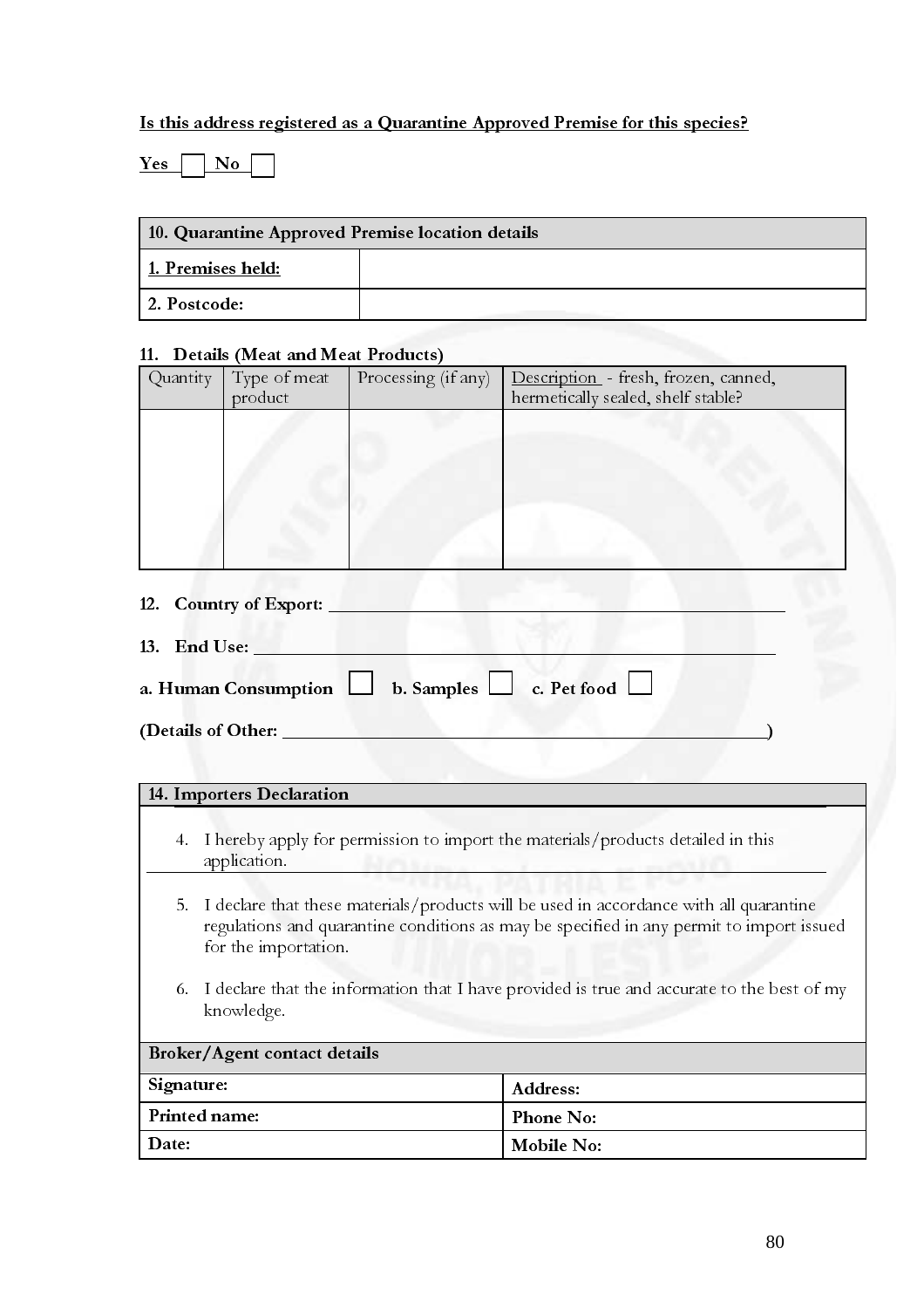**Is this address registered as a Quarantine Approved Premise for this species?**

**Yes** ☐ **No** ☐

| **10. Quarantine Approved Premise location details** | |
|---|---|
| **1. Premises held:** | |
| **2. Postcode:** | |

**11. Details (Meat and Meat Products)**

| Quantity | Type of meat product | Processing (if any) | Description - fresh, frozen, canned, hermetically sealed, shelf stable? |
|---|---|---|---|
| | | | |

**12. Country of Export:** ____________________

**13. End Use:** ____________________

**a. Human Consumption** ☐ **b. Samples** ☐ **c. Pet food** ☐

**(Details of Other:** ____________________**)**

| **14. Importers Declaration** | |
|---|---|
| 4. I hereby apply for permission to import the materials/products detailed in this application.<br>5. I declare that these materials/products will be used in accordance with all quarantine regulations and quarantine conditions as may be specified in any permit to import issued for the importation.<br>6. I declare that the information that I have provided is true and accurate to the best of my knowledge. | |
| **Broker/Agent contact details** | |
| **Signature:** | **Address:** |
| **Printed name:** | **Phone No:** |
| **Date:** | **Mobile No:** |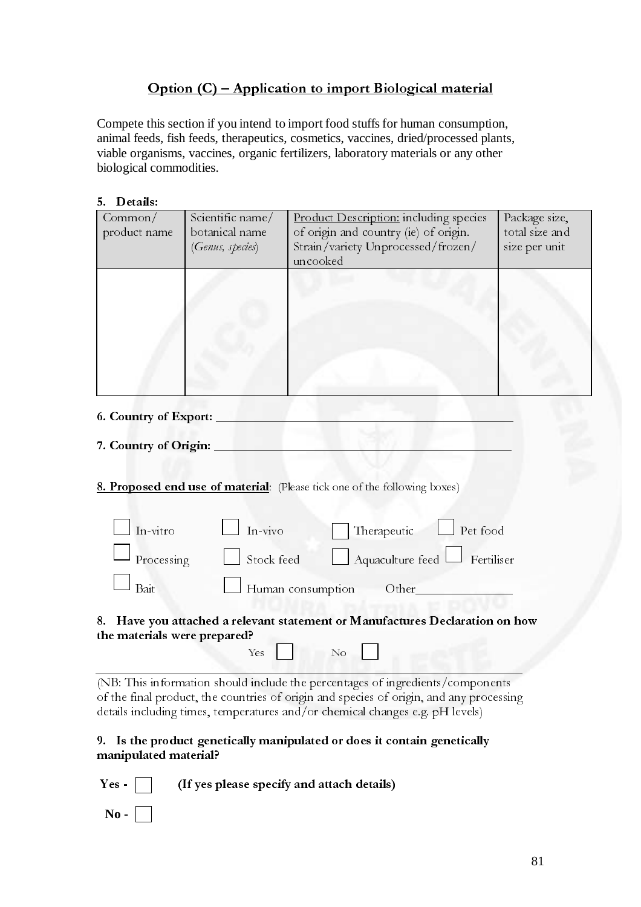## Option (C) – Application to import Biological material

Compete this section if you intend to import food stuffs for human consumption, animal feeds, fish feeds, therapeutics, cosmetics, vaccines, dried/processed plants, viable organisms, vaccines, organic fertilizers, laboratory materials or any other biological commodities.

**5. Details:**

| Common/ product name | Scientific name/ botanical name (*Genus, species*) | Product Description: including species of origin and country (ie) of origin. Strain/variety Unprocessed/frozen/ uncooked | Package size, total size and size per unit |
|---|---|---|---|
| | | | |

**6. Country of Export:** ____________________________________________

**7. Country of Origin:** ____________________________________________

**8. Proposed end use of material**: (Please tick one of the following boxes)

☐ In-vitro ☐ In-vivo ☐ Therapeutic ☐ Pet food

☐ Processing ☐ Stock feed ☐ Aquaculture feed ☐ Fertiliser

☐ Bait ☐ Human consumption Other______________

**8. Have you attached a relevant statement or Manufactures Declaration on how the materials were prepared?**

Yes ☐ No ☐

(NB: This information should include the percentages of ingredients/components of the final product, the countries of origin and species of origin, and any processing details including times, temperatures and/or chemical changes e.g. pH levels)

**9. Is the product genetically manipulated or does it contain genetically manipulated material?**

**Yes -** ☐ **(If yes please specify and attach details)**

**No -** ☐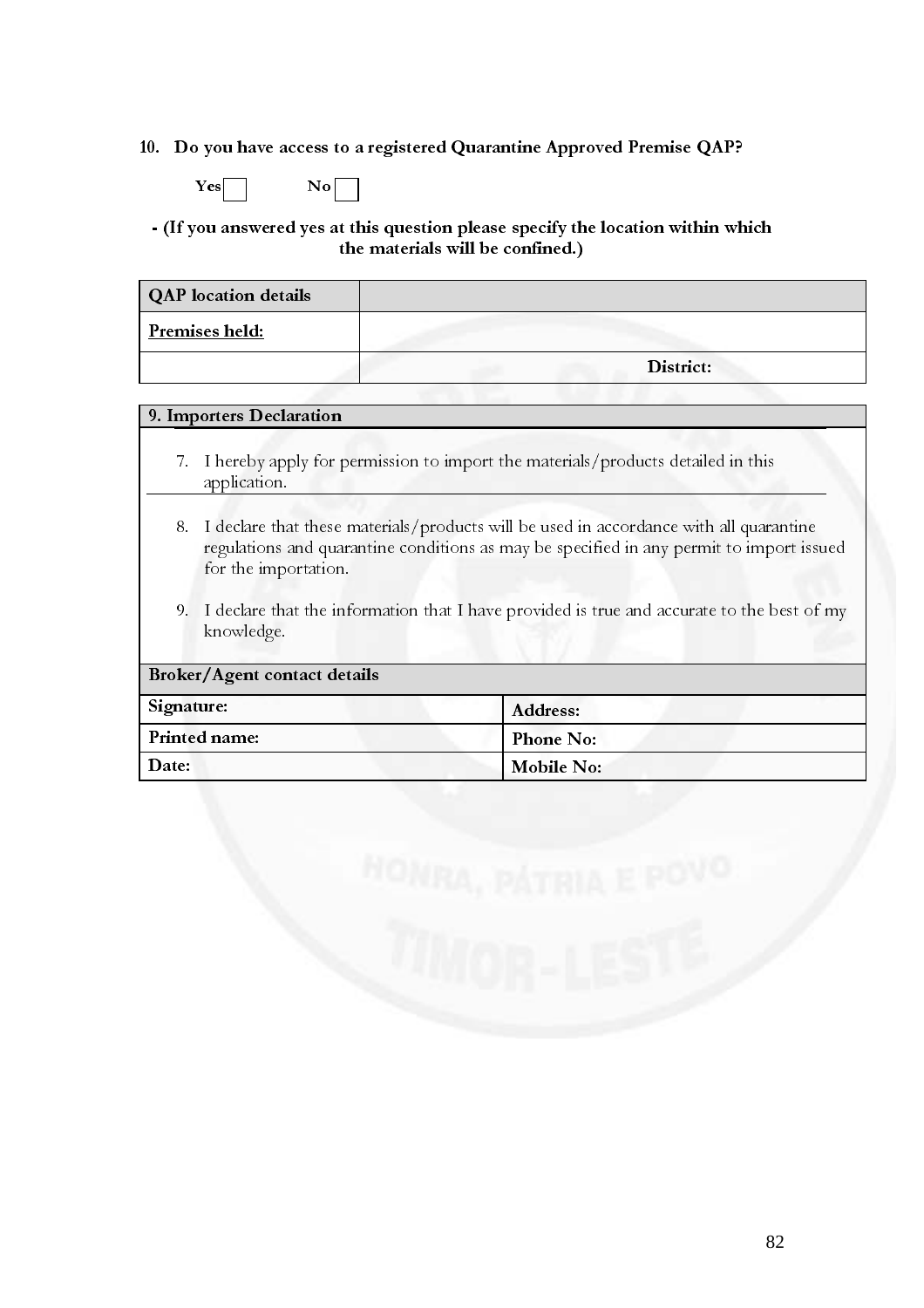**10. Do you have access to a registered Quarantine Approved Premise QAP?**

**Yes** ☐ **No** ☐

**- (If you answered yes at this question please specify the location within which the materials will be confined.)**

| **QAP location details** | |
|---|---|
| **Premises held:** | |
| | **District:** |

| **9. Importers Declaration** |
|---|
| 7. I hereby apply for permission to import the materials/products detailed in this application.<br><br>8. I declare that these materials/products will be used in accordance with all quarantine regulations and quarantine conditions as may be specified in any permit to import issued for the importation.<br><br>9. I declare that the information that I have provided is true and accurate to the best of my knowledge. |

| **Broker/Agent contact details** | |
|---|---|
| **Signature:** | **Address:** |
| **Printed name:** | **Phone No:** |
| **Date:** | **Mobile No:** |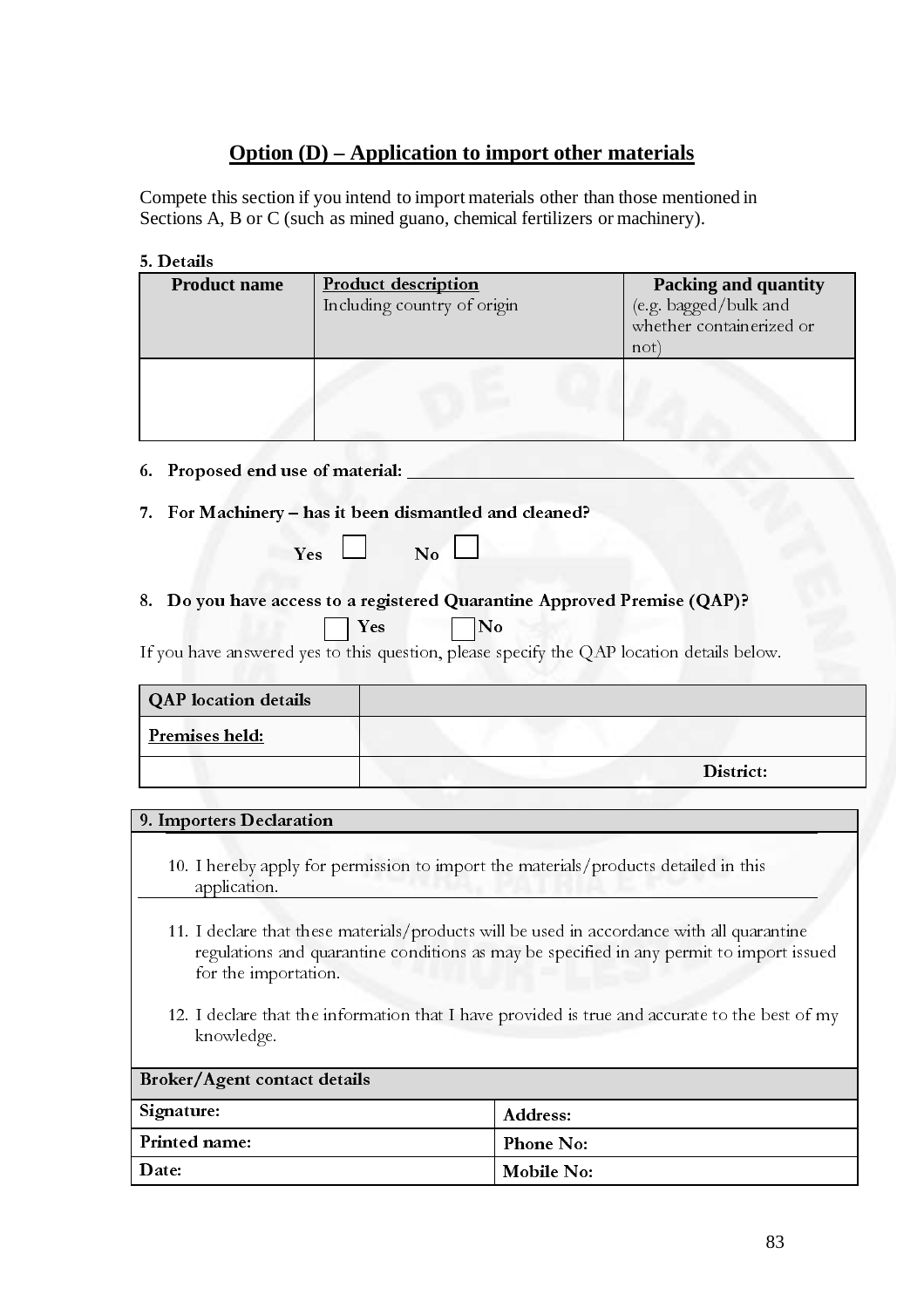## Option (D) – Application to import other materials

Compete this section if you intend to import materials other than those mentioned in Sections A, B or C (such as mined guano, chemical fertilizers or machinery).

**5. Details**

| **Product name** | Product description<br>Including country of origin | **Packing and quantity**<br>(e.g. bagged/bulk and whether containerized or not) |
|---|---|---|
| | | |

**6. Proposed end use of material:** ______________________________

**7. For Machinery – has it been dismantled and cleaned?**

Yes ☐ No ☐

**8. Do you have access to a registered Quarantine Approved Premise (QAP)?**

☐ Yes ☐ No

If you have answered yes to this question, please specify the QAP location details below.

| **QAP location details** | |
|---|---|
| **Premises held:** | |
| | **District:** |

**9. Importers Declaration**

10. I hereby apply for permission to import the materials/products detailed in this application.

11. I declare that these materials/products will be used in accordance with all quarantine regulations and quarantine conditions as may be specified in any permit to import issued for the importation.

12. I declare that the information that I have provided is true and accurate to the best of my knowledge.

| **Broker/Agent contact details** | |
|---|---|
| **Signature:** | **Address:** |
| **Printed name:** | **Phone No:** |
| **Date:** | **Mobile No:** |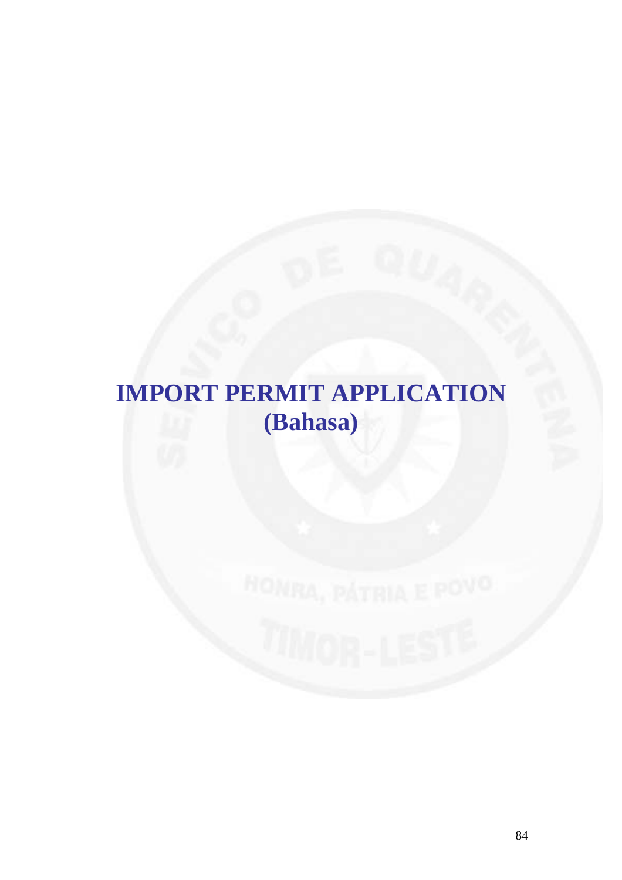# IMPORT PERMIT APPLICATION
# (Bahasa)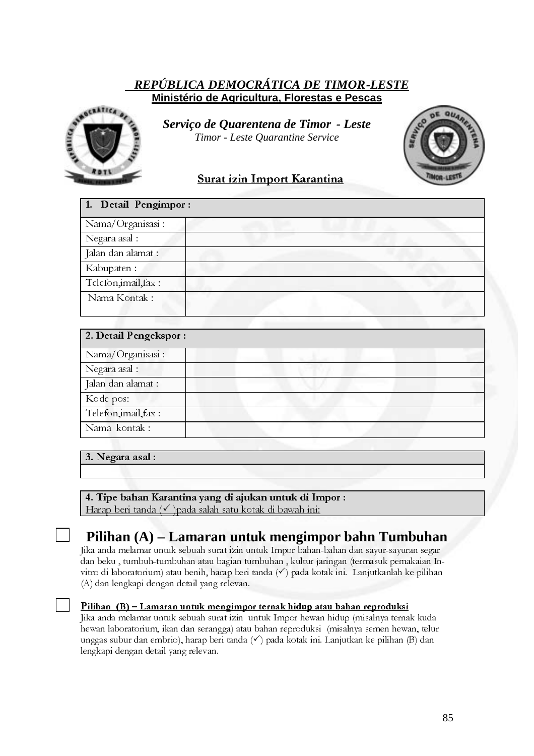# *REPÚBLICA DEMOCRÁTICA DE TIMOR-LESTE*

**Ministério de Agricultura, Florestas e Pescas**

***Serviço de Quarentena de Timor - Leste***

*Timor - Leste Quarantine Service*

## Surat izin Import Karantina

| 1. Detail Pengimpor : | |
|---|---|
| Nama/Organisasi : | |
| Negara asal : | |
| Jalan dan alamat : | |
| Kabupaten : | |
| Telefon,imail,fax : | |
| Nama Kontak : | |

| 2. Detail Pengekspor : | |
|---|---|
| Nama/Organisasi : | |
| Negara asal : | |
| Jalan dan alamat : | |
| Kode pos: | |
| Telefon,imail,fax : | |
| Nama kontak : | |

| 3. Negara asal : |
|---|
| |

| 4. Tipe bahan Karantina yang di ajukan untuk di Impor : Harap beri tanda (✓ )pada salah satu kotak di bawah ini: |
|---|

☐ **Pilihan (A) – Lamaran untuk mengimpor bahn Tumbuhan**

Jika anda melamar untuk sebuah surat izin untuk Impor bahan-bahan dan sayur-sayuran segar dan beku , tumbuh-tumbuhan atau bagian tumbuhan , kultur jaringan (termasuk pemakaian In-vitro di laboratorium) atau benih, harap beri tanda (✓) pada kotak ini. Lanjutkanlah ke pilihan (A) dan lengkapi dengan detail yang relevan.

☐ **Pilihan (B) – Lamaran untuk mengimpor ternak hidup atau bahan reproduksi**

Jika anda melamar untuk sebuah surat izin untuk Impor hewan hidup (misalnya ternak kuda hewan laboratorium, ikan dan serangga) atau bahan reproduksi (misalnya semen hewan, telur unggas subur dan embrio), harap beri tanda (✓) pada kotak ini. Lanjutkan ke pilihan (B) dan lengkapi dengan detail yang relevan.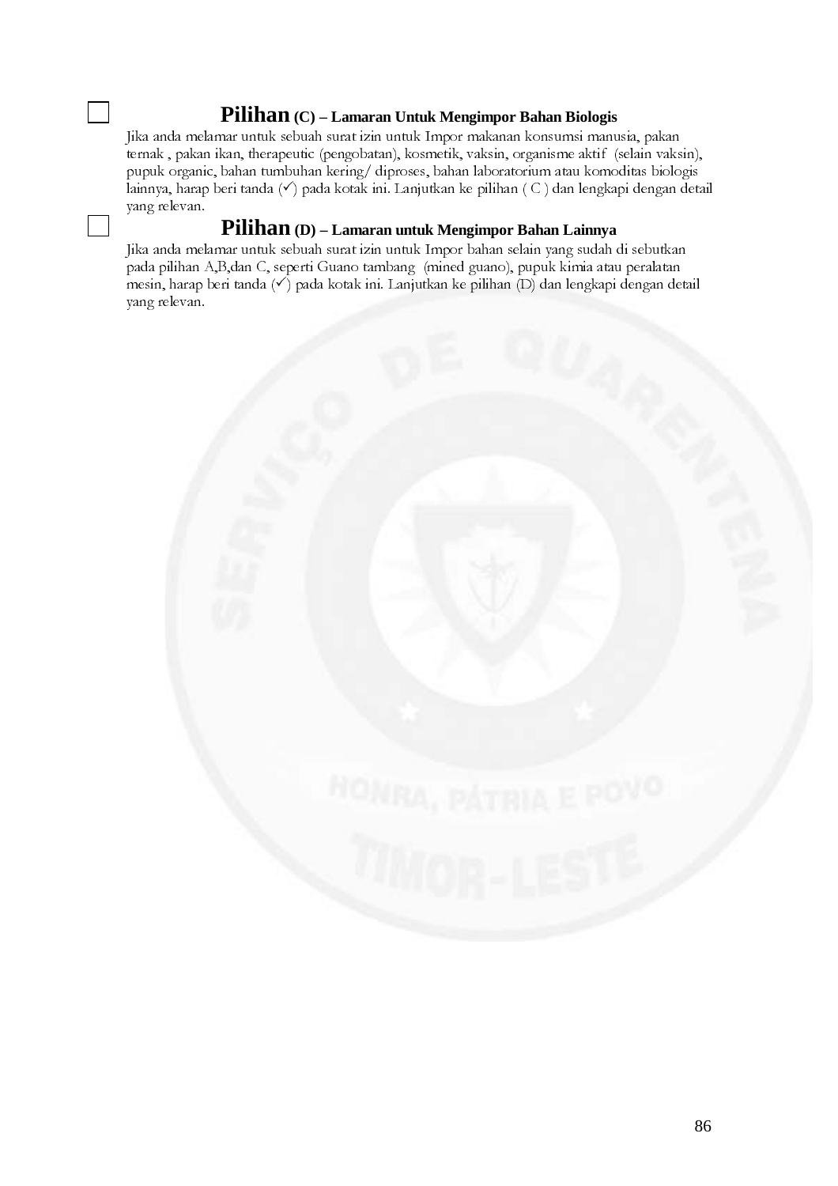☐ **Pilihan (C) – Lamaran Untuk Mengimpor Bahan Biologis**

Jika anda melamar untuk sebuah surat izin untuk Impor makanan konsumsi manusia, pakan ternak , pakan ikan, therapeutic (pengobatan), kosmetik, vaksin, organisme aktif (selain vaksin), pupuk organic, bahan tumbuhan kering/ diproses, bahan laboratorium atau komoditas biologis lainnya, harap beri tanda (✓) pada kotak ini. Lanjutkan ke pilihan ( C ) dan lengkapi dengan detail yang relevan.

☐ **Pilihan (D) – Lamaran untuk Mengimpor Bahan Lainnya**

Jika anda melamar untuk sebuah surat izin untuk Impor bahan selain yang sudah di sebutkan pada pilihan A,B,dan C, seperti Guano tambang (mined guano), pupuk kimia atau peralatan mesin, harap beri tanda (✓) pada kotak ini. Lanjutkan ke pilihan (D) dan lengkapi dengan detail yang relevan.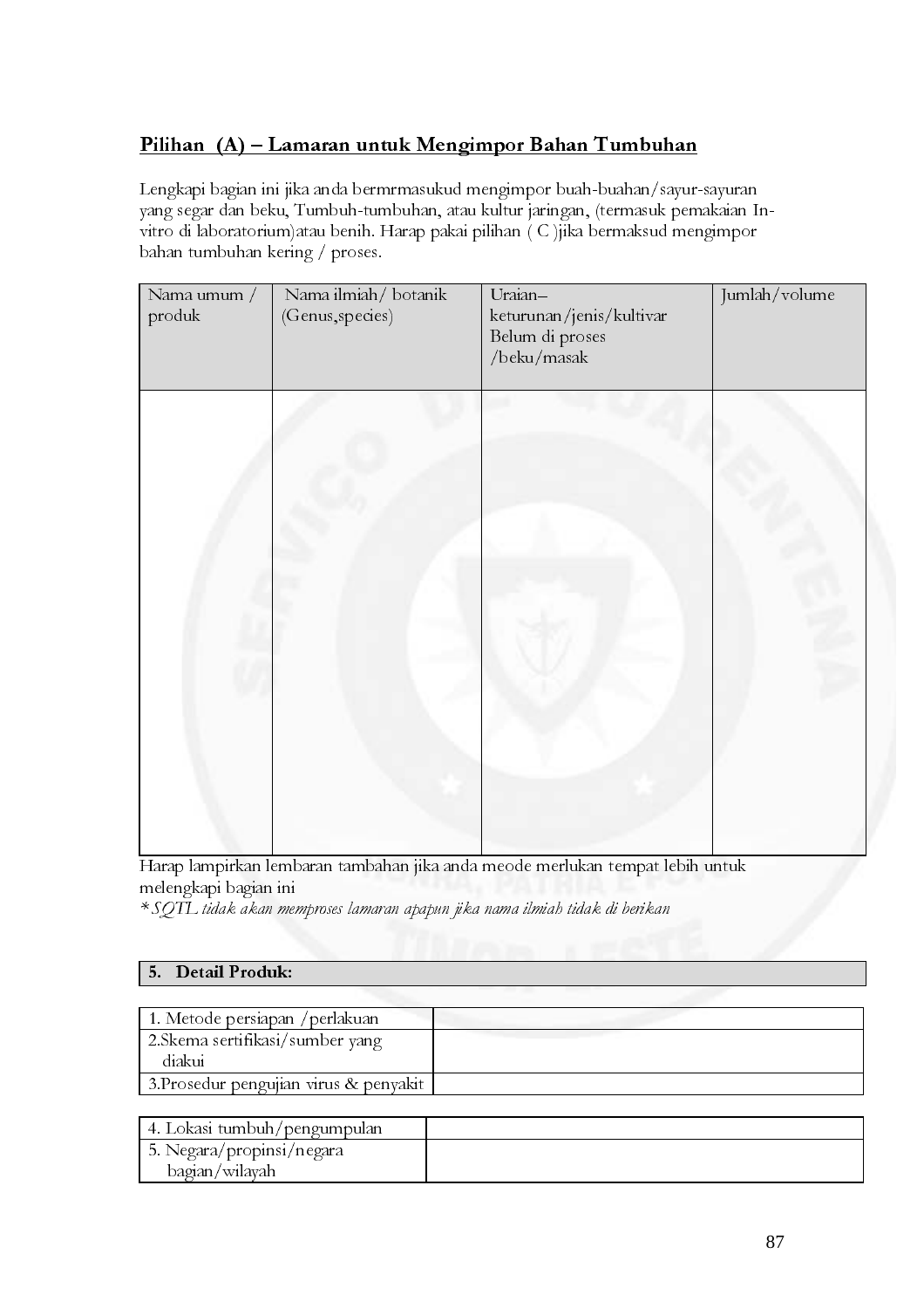## Pilihan (A) – Lamaran untuk Mengimpor Bahan Tumbuhan

Lengkapi bagian ini jika anda bermrmasukud mengimpor buah-buahan/sayur-sayuran yang segar dan beku, Tumbuh-tumbuhan, atau kultur jaringan, (termasuk pemakaian In-vitro di laboratorium)atau benih. Harap pakai pilihan ( C )jika bermaksud mengimpor bahan tumbuhan kering / proses.

| Nama umum / produk | Nama ilmiah/ botanik (Genus,species) | Uraian– keturunan/jenis/kultivar Belum di proses /beku/masak | Jumlah/volume |
|---|---|---|---|
| | | | |

Harap lampirkan lembaran tambahan jika anda meode merlukan tempat lebih untuk melengkapi bagian ini

*\*SQTL tidak akan memproses lamaran apapun jika nama ilmiah tidak di berikan*

| **5. Detail Produk:** |
|---|

| 1. Metode persiapan /perlakuan | |
|---|---|
| 2.Skema sertifikasi/sumber yang diakui | |
| 3.Prosedur pengujian virus & penyakit | |

| 4. Lokasi tumbuh/pengumpulan | |
|---|---|
| 5. Negara/propinsi/negara bagian/wilayah | |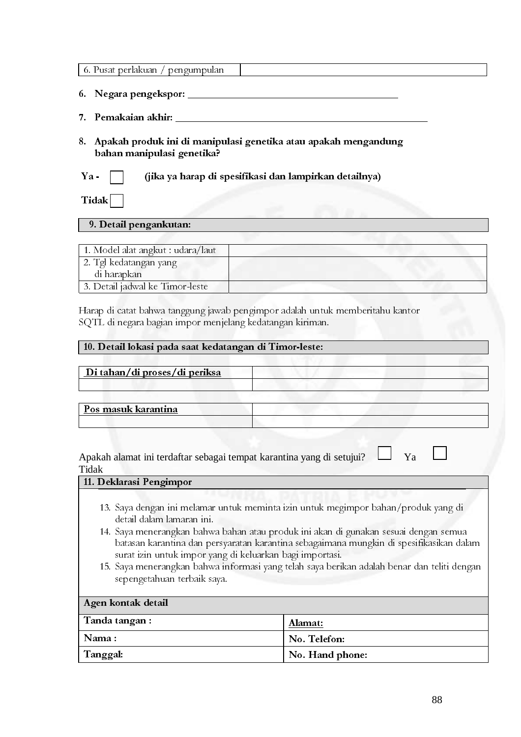| 6. Pusat perlakuan / pengumpulan | |
|---|---|

6. **Negara pengekspor:** ____________________________________________

7. **Pemakaian akhir:** ____________________________________________________

8. **Apakah produk ini di manipulasi genetika atau apakah mengandung bahan manipulasi genetika?**

**Ya -** ☐ **(jika ya harap di spesifikasi dan lampirkan detailnya)**

**Tidak** ☐

| **9. Detail penganku­tan:** |
|---|

| 1. Model alat angkut : udara/laut | |
|---|---|
| 2. Tgl kedatangan yang di harapkan | |
| 3. Detail jadwal ke Timor-leste | |

Harap di catat bahwa tanggung jawab pengimpor adalah untuk memberitahu kantor SQTL di negara bagian impor menjelang kedatangan kiriman.

| **10. Detail lokasi pada saat kedatangan di Timor-leste:** |
|---|

| **Di tahan/di proses/di periksa** | |
|---|---|
| | |

| **Pos masuk karantina** | |
|---|---|
| | |

Apakah alamat ini terdaftar sebagai tempat karantina yang di setujui? ☐ Ya ☐ Tidak

| **11. Deklarasi Pengimpor** | |
|---|---|
| 13. Saya dengan ini melamar untuk meminta izin untuk megimpor bahan/produk yang di detail dalam lamaran ini.<br>14. Saya menerangkan bahwa bahan atau produk ini akan di gunakan sesuai dengan semua batasan karantina dan persyaratan karantina sebagaimana mungkin di spesifikasikan dalam surat izin untuk impor yang di keluarkan bagi importasi.<br>15. Saya menerangkan bahwa informasi yang telah saya berikan adalah benar dan teliti dengan sepengetahuan terbaik saya. | |
| **Agen kontak detail** | |
| **Tanda tangan :** | **Alamat:** |
| **Nama :** | **No. Telefon:** |
| **Tanggal:** | **No. Hand phone:** |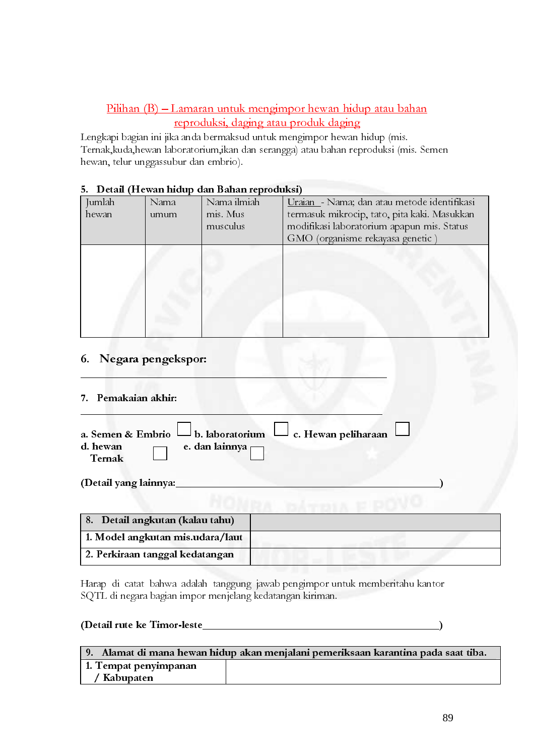## Pilihan (B) – Lamaran untuk mengimpor hewan hidup atau bahan reproduksi, daging atau produk daging

Lengkapi bagian ini jika anda bermaksud untuk mengimpor hewan hidup (mis. Ternak,kuda,hewan laboratorium,ikan dan serangga) atau bahan reproduksi (mis. Semen hewan, telur unggassubur dan embrio).

**5. Detail (Hewan hidup dan Bahan reproduksi)**

| Jumlah hewan | Nama umum | Nama ilmiah mis. Mus musculus | Uraian - Nama; dan atau metode identifikasi termasuk mikrocip, tato, pita kaki. Masukkan modifikasi laboratorium apapun mis. Status GMO (organisme rekayasa genetic ) |
|---|---|---|---|
| | | | |

**6. Negara pengekspor:**

______________________________________________

**7. Pemakaian akhir:**

______________________________________________

**a. Semen & Embrio** ☐ **b. laboratorium** ☐ **c. Hewan peliharaan** ☐
**d. hewan Ternak** ☐ **e. dan lainnya** ☐

**(Detail yang lainnya:______________________________________________)**

| 8. Detail angkutan (kalau tahu) | |
|---|---|
| 1. Model angkutan mis.udara/laut | |
| 2. Perkiraan tanggal kedatangan | |

Harap di catat bahwa adalah tanggung jawab pengimpor untuk memberitahu kantor SQTL di negara bagian impor menjelang kedatangan kiriman.

**(Detail rute ke Timor-leste______________________________________________)**

| 9. Alamat di mana hewan hidup akan menjalani pemeriksaan karantina pada saat tiba. | |
|---|---|
| 1. Tempat penyimpanan / Kabupaten | |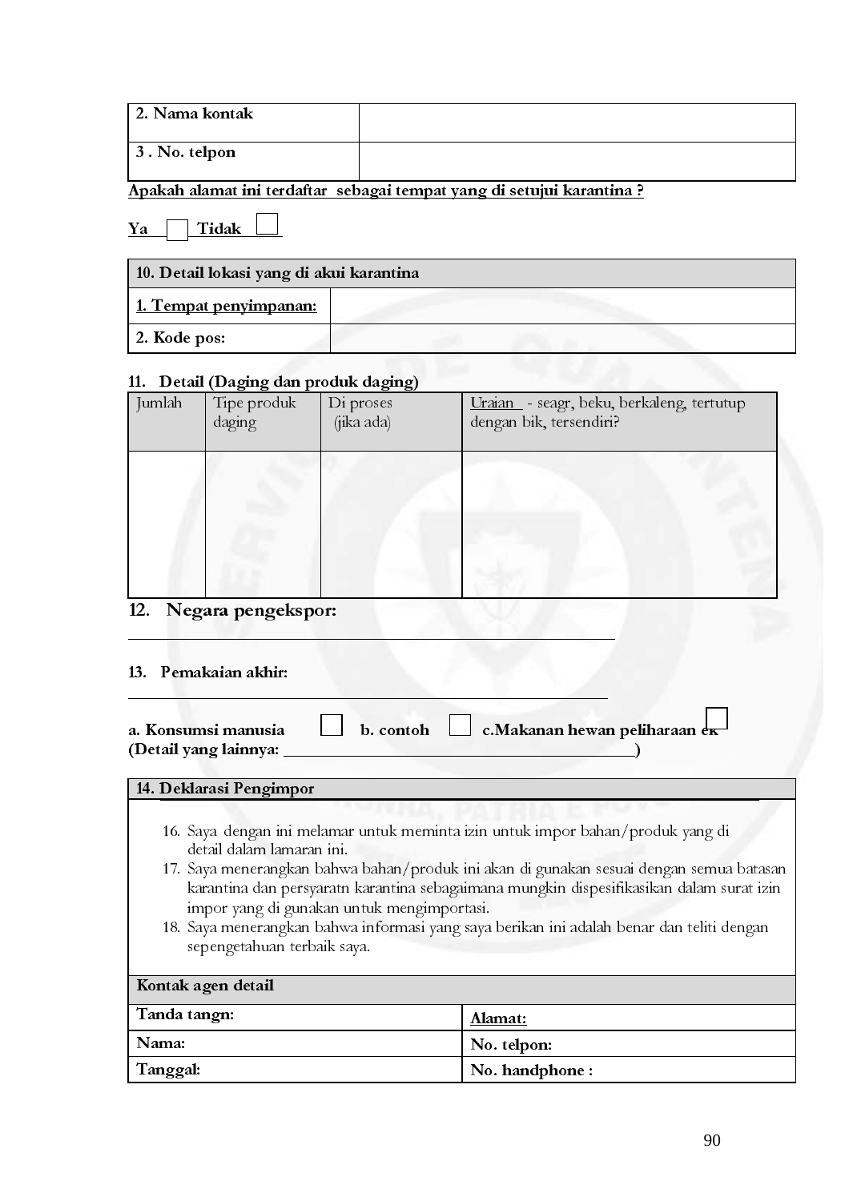| 2. Nama kontak | |
|---|---|
| 3 . No. telpon | |

**Apakah alamat ini terdaftar sebagai tempat yang di setujui karantina ?**

**Ya** ☐ **Tidak** ☐

| 10. Detail lokasi yang di akui karantina | |
|---|---|
| **1. Tempat penyimpanan:** | |
| **2. Kode pos:** | |

**11. Detail (Daging dan produk daging)**

| Jumlah | Tipe produk daging | Di proses (jika ada) | Uraian - seagr, beku, berkaleng, tertutup dengan bik, tersendiri? |
|---|---|---|---|
| | | | |

**12. Negara pengekspor:**

______________________________________________

**13. Pemakaian akhir:**

______________________________________________

**a. Konsumsi manusia** ☐ **b. contoh** ☐ **c.Makanan hewan peliharaan ek** ☐

**(Detail yang lainnya: ______________________________)**

**14. Deklarasi Pengimpor**

16. Saya dengan ini melamar untuk meminta izin untuk impor bahan/produk yang di detail dalam lamaran ini.
17. Saya menerangkan bahwa bahan/produk ini akan di gunakan sesuai dengan semua batasan karantina dan persyaratn karantina sebagaimana mungkin dispesifikasikan dalam surat izin impor yang di gunakan untuk mengimportasi.
18. Saya menerangkan bahwa informasi yang saya berikan ini adalah benar dan teliti dengan sepengetahuan terbaik saya.

| Kontak agen detail | |
|---|---|
| **Tanda tangn:** | **Alamat:** |
| **Nama:** | **No. telpon:** |
| **Tanggal:** | **No. handphone :** |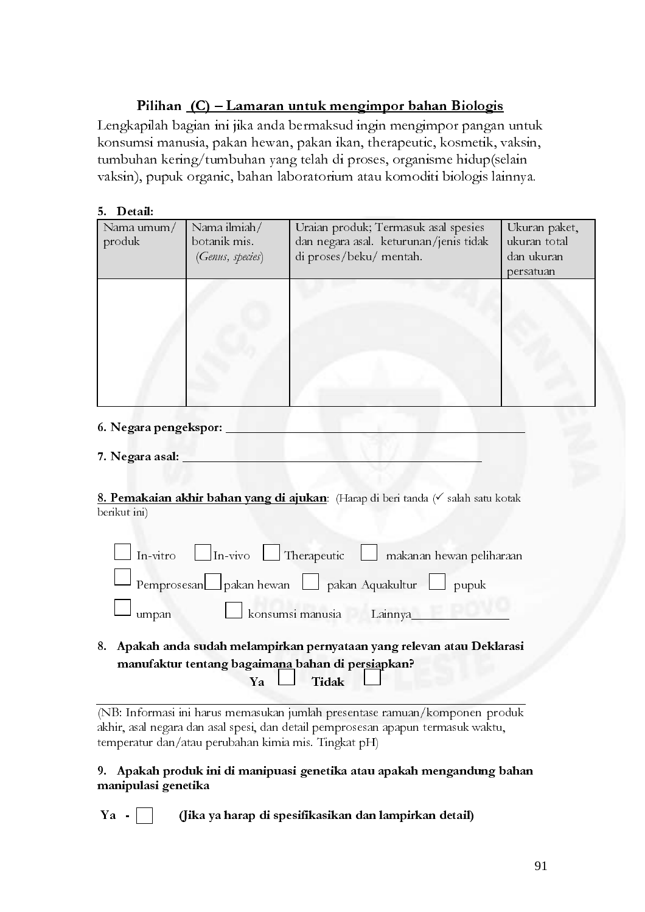## Pilihan (C) – Lamaran untuk mengimpor bahan Biologis

Lengkapilah bagian ini jika anda bermaksud ingin mengimpor pangan untuk konsumsi manusia, pakan hewan, pakan ikan, therapeutic, kosmetik, vaksin, tumbuhan kering/tumbuhan yang telah di proses, organisme hidup(selain vaksin), pupuk organic, bahan laboratorium atau komoditi biologis lainnya.

**5. Detail:**

| Nama umum/ produk | Nama ilmiah/ botanik mis. (*Genus, species*) | Uraian produk; Termasuk asal spesies dan negara asal. keturunan/jenis tidak di proses/beku/ mentah. | Ukuran paket, ukuran total dan ukuran persatuan |
|---|---|---|---|
| | | | |

**6. Negara pengekspor:** ________________________________________________

**7. Negara asal:** ________________________________________________

**8. Pemakaian akhir bahan yang di ajukan**: (Harap di beri tanda (✓ salah satu kotak berikut ini)

☐ In-vitro ☐ In-vivo ☐ Therapeutic ☐ makanan hewan peliharaan

☐ Pemprosesan ☐ pakan hewan ☐ pakan Aquakultur ☐ pupuk

☐ umpan ☐ konsumsi manusia Lainnya______________

**8. Apakah anda sudah melampirkan pernyataan yang relevan atau Deklarasi manufaktur tentang bagaimana bahan di persiapkan?**

**Ya** ☐ **Tidak** ☐

(NB: Informasi ini harus memasukan jumlah presentase ramuan/komponen produk akhir, asal negara dan asal spesi, dan detail pemprosesan apapun termasuk waktu, temperatur dan/atau perubahan kimia mis. Tingkat pH)

**9. Apakah produk ini di manipuasi genetika atau apakah mengandung bahan manipulasi genetika**

**Ya -** ☐ **(Jika ya harap di spesifikasikan dan lampirkan detail)**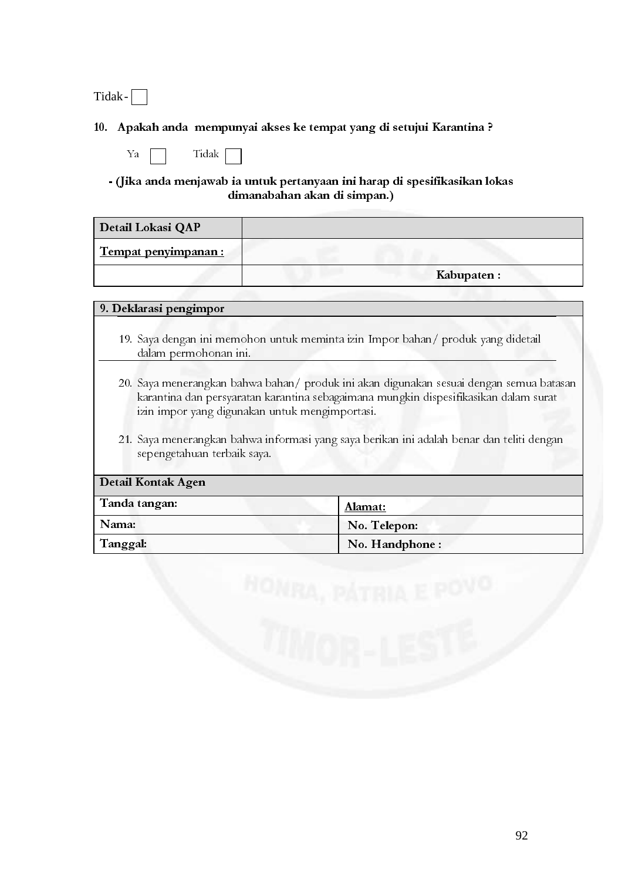Tidak - ☐

**10. Apakah anda mempunyai akses ke tempat yang di setujui Karantina ?**

Ya ☐ Tidak ☐

**- (Jika anda menjawab ia untuk pertanyaan ini harap di spesifikasikan lokas dimanabahan akan di simpan.)**

| **Detail Lokasi QAP** | |
|---|---|
| **Tempat penyimpanan :** | |
| | **Kabupaten :** |

| **9. Deklarasi pengimpor** |
|---|
| 19. Saya dengan ini memohon untuk meminta izin Impor bahan/ produk yang didetail dalam permohonan ini.<br><br>20. Saya menerangkan bahwa bahan/ produk ini akan digunakan sesuai dengan semua batasan karantina dan persyaratan karantina sebagaimana mungkin dispesifikasikan dalam surat izin impor yang digunakan untuk mengimportasi.<br><br>21. Saya menerangkan bahwa informasi yang saya berikan ini adalah benar dan teliti dengan sepengetahuan terbaik saya. |

| **Detail Kontak Agen** | |
|---|---|
| **Tanda tangan:** | **Alamat:** |
| **Nama:** | **No. Telepon:** |
| **Tanggal:** | **No. Handphone :** |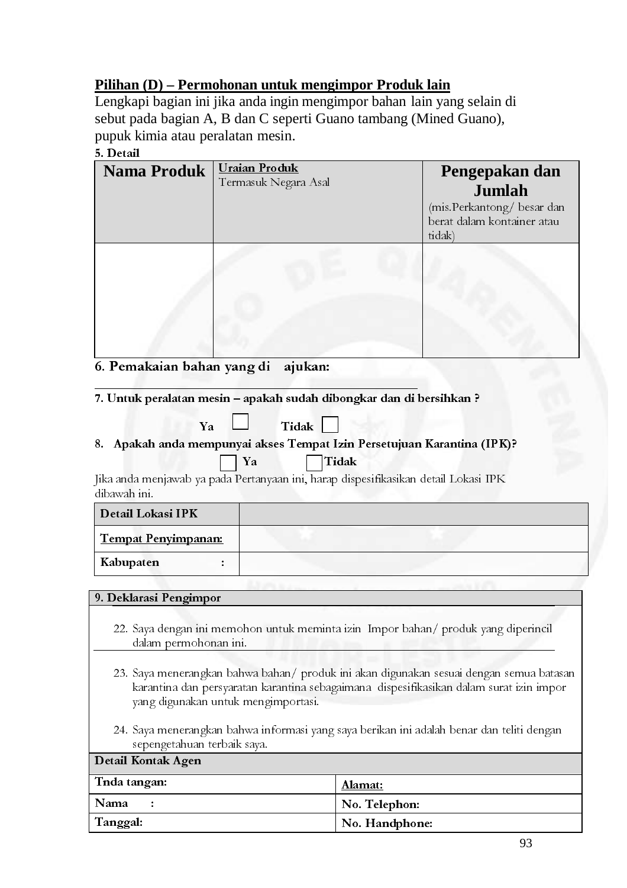**Pilihan (D) – Permohonan untuk mengimpor Produk lain**

Lengkapi bagian ini jika anda ingin mengimpor bahan lain yang selain di sebut pada bagian A, B dan C seperti Guano tambang (Mined Guano), pupuk kimia atau peralatan mesin.

**5. Detail**

| **Nama Produk** | **Uraian Produk** Termasuk Negara Asal | **Pengepakan dan Jumlah** (mis.Perkantong/ besar dan berat dalam kontainer atau tidak) |
|---|---|---|
| | | |

**6. Pemakaian bahan yang di ajukan:**

_______________________________________________

**7. Untuk peralatan mesin – apakah sudah dibongkar dan di bersihkan ?**

**Ya** ☐ **Tidak** ☐

**8. Apakah anda mempunyai akses Tempat Izin Persetujuan Karantina (IPK)?**

☐ **Ya** ☐ **Tidak**

Jika anda menjawab ya pada Pertanyaan ini, harap dispesifikasikan detail Lokasi IPK dibawah ini.

| **Detail Lokasi IPK** | |
|---|---|
| **Tempat Penyimpanan:** | |
| **Kabupaten :** | |

**9. Deklarasi Pengimpor**

22. Saya dengan ini memohon untuk meminta izin Impor bahan/ produk yang diperincil dalam permohonan ini.

23. Saya menerangkan bahwa bahan/ produk ini akan digunakan sesuai dengan semua batasan karantina dan persyaratan karantina sebagaimana dispesifikasikan dalam surat izin impor yang digunakan untuk mengimportasi.

24. Saya menerangkan bahwa informasi yang saya berikan ini adalah benar dan teliti dengan sepengetahuan terbaik saya.

| **Detail Kontak Agen** | |
|---|---|
| **Tnda tangan:** | **Alamat:** |
| **Nama :** | **No. Telephon:** |
| **Tanggal:** | **No. Handphone:** |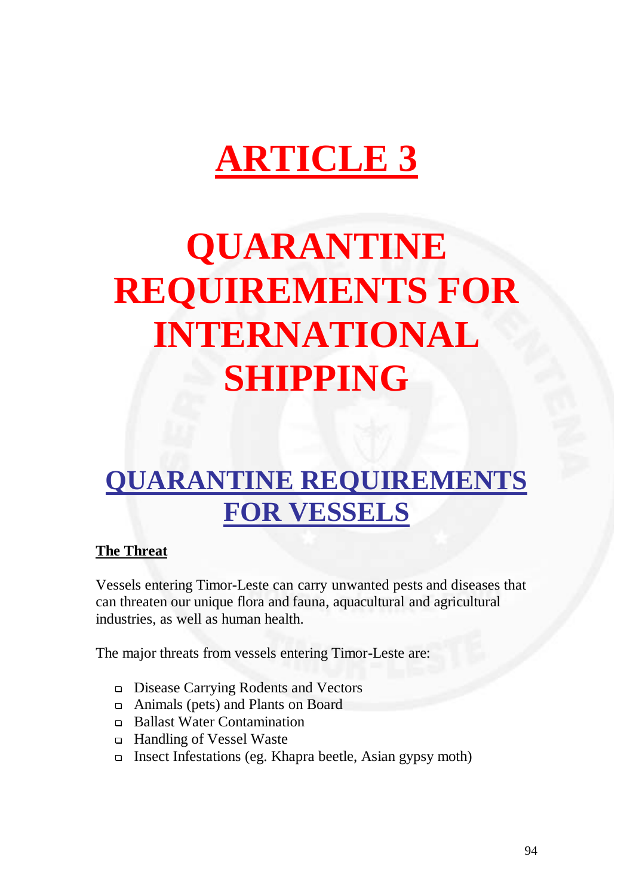# ARTICLE 3

# QUARANTINE REQUIREMENTS FOR INTERNATIONAL SHIPPING

## QUARANTINE REQUIREMENTS FOR VESSELS

### The Threat

Vessels entering Timor-Leste can carry unwanted pests and diseases that can threaten our unique flora and fauna, aquacultural and agricultural industries, as well as human health.

The major threats from vessels entering Timor-Leste are:

- Disease Carrying Rodents and Vectors
- Animals (pets) and Plants on Board
- Ballast Water Contamination
- Handling of Vessel Waste
- Insect Infestations (eg. Khapra beetle, Asian gypsy moth)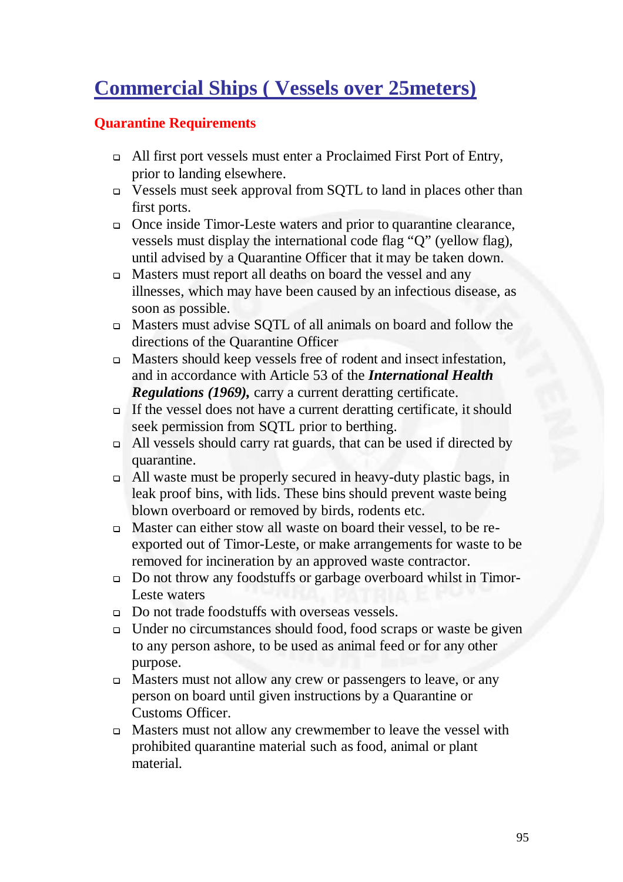# Commercial Ships ( Vessels over 25meters)

## Quarantine Requirements

- All first port vessels must enter a Proclaimed First Port of Entry, prior to landing elsewhere.
- Vessels must seek approval from SQTL to land in places other than first ports.
- Once inside Timor-Leste waters and prior to quarantine clearance, vessels must display the international code flag "Q" (yellow flag), until advised by a Quarantine Officer that it may be taken down.
- Masters must report all deaths on board the vessel and any illnesses, which may have been caused by an infectious disease, as soon as possible.
- Masters must advise SQTL of all animals on board and follow the directions of the Quarantine Officer
- Masters should keep vessels free of rodent and insect infestation, and in accordance with Article 53 of the ***International Health Regulations (1969),*** carry a current deratting certificate.
- If the vessel does not have a current deratting certificate, it should seek permission from SQTL prior to berthing.
- All vessels should carry rat guards, that can be used if directed by quarantine.
- All waste must be properly secured in heavy-duty plastic bags, in leak proof bins, with lids. These bins should prevent waste being blown overboard or removed by birds, rodents etc.
- Master can either stow all waste on board their vessel, to be re-exported out of Timor-Leste, or make arrangements for waste to be removed for incineration by an approved waste contractor.
- Do not throw any foodstuffs or garbage overboard whilst in Timor-Leste waters
- Do not trade foodstuffs with overseas vessels.
- Under no circumstances should food, food scraps or waste be given to any person ashore, to be used as animal feed or for any other purpose.
- Masters must not allow any crew or passengers to leave, or any person on board until given instructions by a Quarantine or Customs Officer.
- Masters must not allow any crewmember to leave the vessel with prohibited quarantine material such as food, animal or plant material.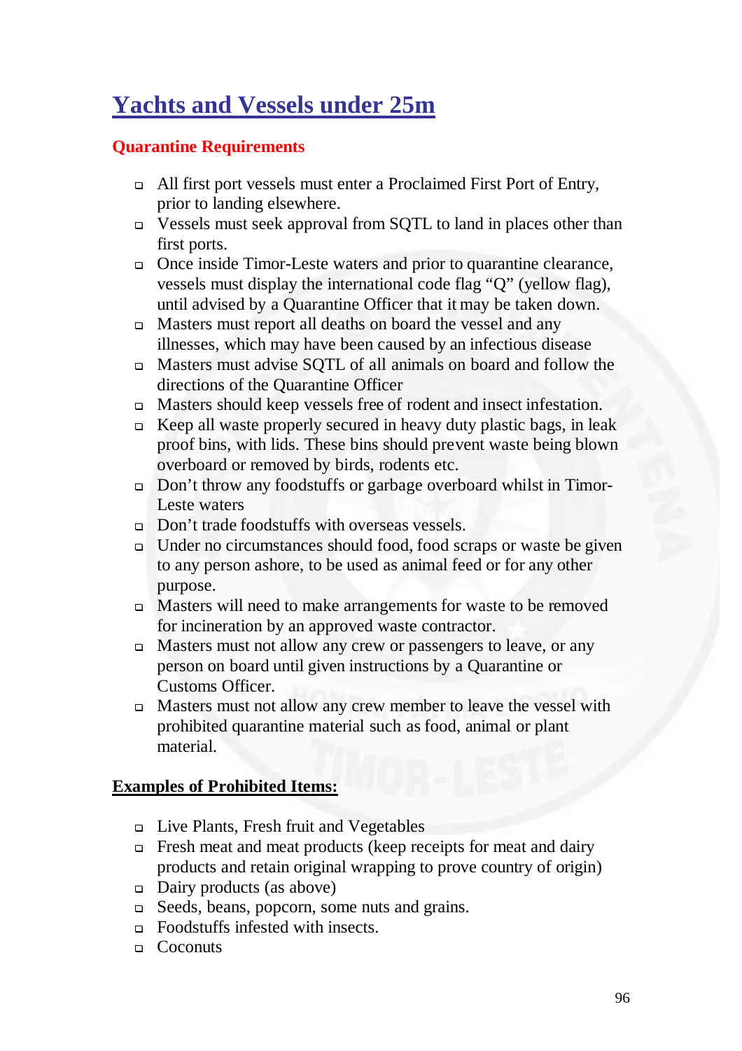# Yachts and Vessels under 25m

## Quarantine Requirements

- All first port vessels must enter a Proclaimed First Port of Entry, prior to landing elsewhere.
- Vessels must seek approval from SQTL to land in places other than first ports.
- Once inside Timor-Leste waters and prior to quarantine clearance, vessels must display the international code flag "Q" (yellow flag), until advised by a Quarantine Officer that it may be taken down.
- Masters must report all deaths on board the vessel and any illnesses, which may have been caused by an infectious disease
- Masters must advise SQTL of all animals on board and follow the directions of the Quarantine Officer
- Masters should keep vessels free of rodent and insect infestation.
- Keep all waste properly secured in heavy duty plastic bags, in leak proof bins, with lids. These bins should prevent waste being blown overboard or removed by birds, rodents etc.
- Don't throw any foodstuffs or garbage overboard whilst in Timor-Leste waters
- Don't trade foodstuffs with overseas vessels.
- Under no circumstances should food, food scraps or waste be given to any person ashore, to be used as animal feed or for any other purpose.
- Masters will need to make arrangements for waste to be removed for incineration by an approved waste contractor.
- Masters must not allow any crew or passengers to leave, or any person on board until given instructions by a Quarantine or Customs Officer.
- Masters must not allow any crew member to leave the vessel with prohibited quarantine material such as food, animal or plant material.

**Examples of Prohibited Items:**

- Live Plants, Fresh fruit and Vegetables
- Fresh meat and meat products (keep receipts for meat and dairy products and retain original wrapping to prove country of origin)
- Dairy products (as above)
- Seeds, beans, popcorn, some nuts and grains.
- Foodstuffs infested with insects.
- Coconuts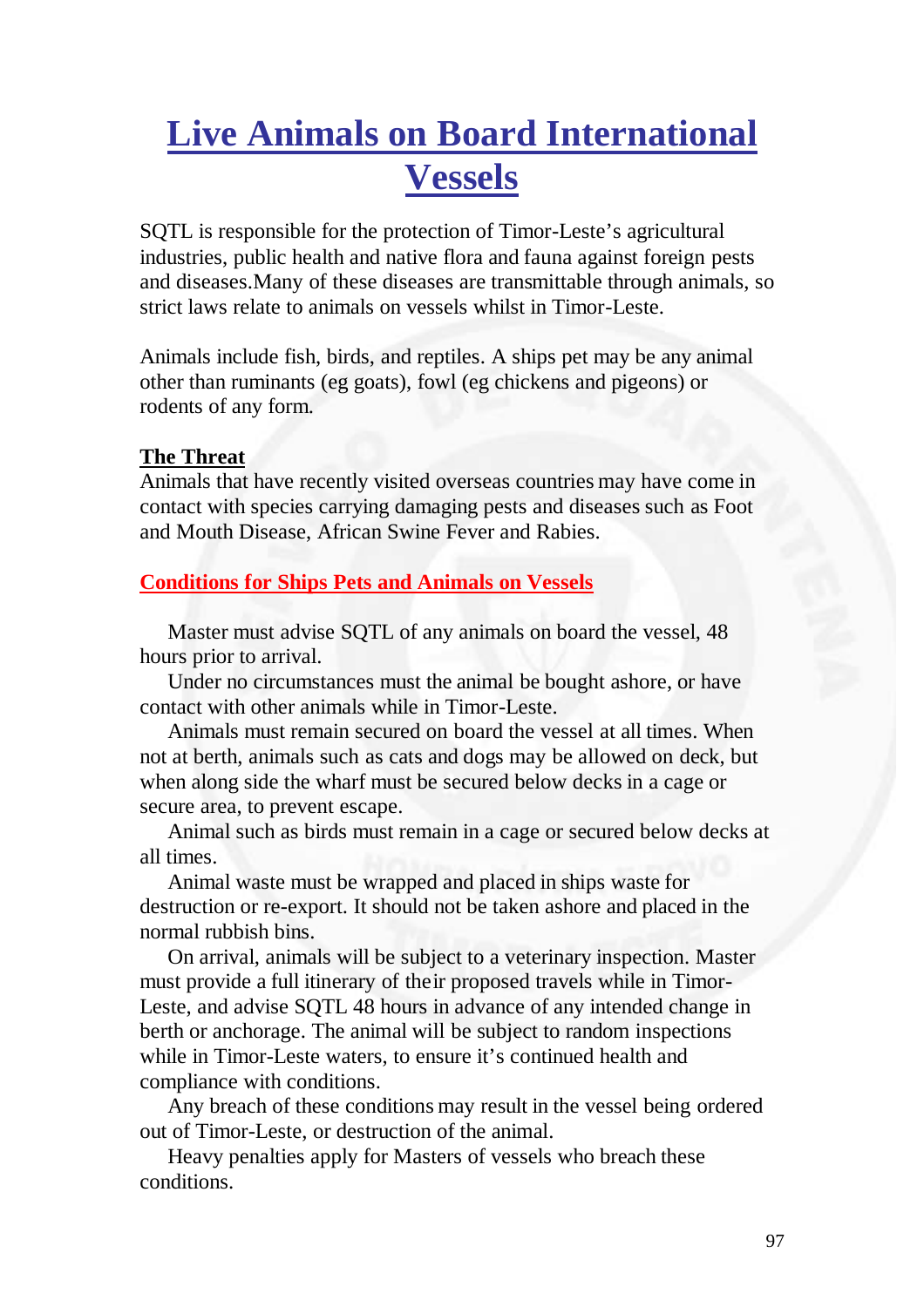# Live Animals on Board International Vessels

SQTL is responsible for the protection of Timor-Leste's agricultural industries, public health and native flora and fauna against foreign pests and diseases.Many of these diseases are transmittable through animals, so strict laws relate to animals on vessels whilst in Timor-Leste.

Animals include fish, birds, and reptiles. A ships pet may be any animal other than ruminants (eg goats), fowl (eg chickens and pigeons) or rodents of any form.

**The Threat**

Animals that have recently visited overseas countries may have come in contact with species carrying damaging pests and diseases such as Foot and Mouth Disease, African Swine Fever and Rabies.

## Conditions for Ships Pets and Animals on Vessels

Master must advise SQTL of any animals on board the vessel, 48 hours prior to arrival.

Under no circumstances must the animal be bought ashore, or have contact with other animals while in Timor-Leste.

Animals must remain secured on board the vessel at all times. When not at berth, animals such as cats and dogs may be allowed on deck, but when along side the wharf must be secured below decks in a cage or secure area, to prevent escape.

Animal such as birds must remain in a cage or secured below decks at all times.

Animal waste must be wrapped and placed in ships waste for destruction or re-export. It should not be taken ashore and placed in the normal rubbish bins.

On arrival, animals will be subject to a veterinary inspection. Master must provide a full itinerary of their proposed travels while in Timor-Leste, and advise SQTL 48 hours in advance of any intended change in berth or anchorage. The animal will be subject to random inspections while in Timor-Leste waters, to ensure it's continued health and compliance with conditions.

Any breach of these conditions may result in the vessel being ordered out of Timor-Leste, or destruction of the animal.

Heavy penalties apply for Masters of vessels who breach these conditions.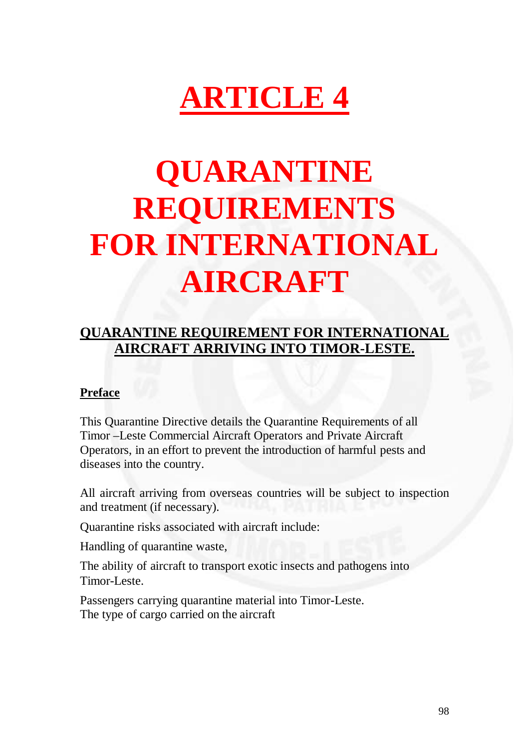# ARTICLE 4

# QUARANTINE REQUIREMENTS FOR INTERNATIONAL AIRCRAFT

## QUARANTINE REQUIREMENT FOR INTERNATIONAL AIRCRAFT ARRIVING INTO TIMOR-LESTE.

### Preface

This Quarantine Directive details the Quarantine Requirements of all Timor –Leste Commercial Aircraft Operators and Private Aircraft Operators, in an effort to prevent the introduction of harmful pests and diseases into the country.

All aircraft arriving from overseas countries will be subject to inspection and treatment (if necessary).

Quarantine risks associated with aircraft include:

Handling of quarantine waste,

The ability of aircraft to transport exotic insects and pathogens into Timor-Leste.

Passengers carrying quarantine material into Timor-Leste.
The type of cargo carried on the aircraft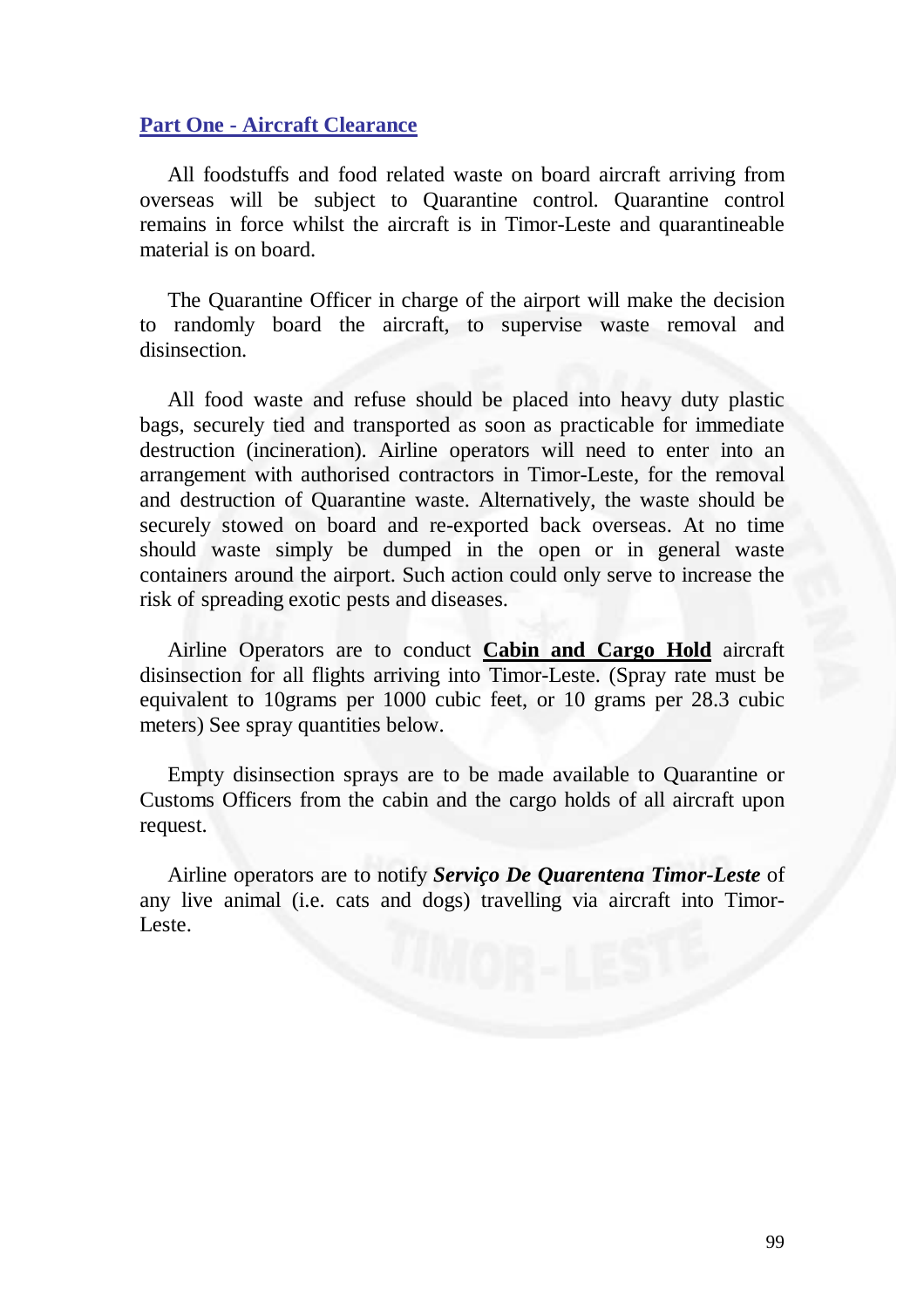## Part One - Aircraft Clearance

All foodstuffs and food related waste on board aircraft arriving from overseas will be subject to Quarantine control. Quarantine control remains in force whilst the aircraft is in Timor-Leste and quarantineable material is on board.

The Quarantine Officer in charge of the airport will make the decision to randomly board the aircraft, to supervise waste removal and disinsection.

All food waste and refuse should be placed into heavy duty plastic bags, securely tied and transported as soon as practicable for immediate destruction (incineration). Airline operators will need to enter into an arrangement with authorised contractors in Timor-Leste, for the removal and destruction of Quarantine waste. Alternatively, the waste should be securely stowed on board and re-exported back overseas. At no time should waste simply be dumped in the open or in general waste containers around the airport. Such action could only serve to increase the risk of spreading exotic pests and diseases.

Airline Operators are to conduct **Cabin and Cargo Hold** aircraft disinsection for all flights arriving into Timor-Leste. (Spray rate must be equivalent to 10grams per 1000 cubic feet, or 10 grams per 28.3 cubic meters) See spray quantities below.

Empty disinsection sprays are to be made available to Quarantine or Customs Officers from the cabin and the cargo holds of all aircraft upon request.

Airline operators are to notify ***Serviço De Quarentena Timor-Leste*** of any live animal (i.e. cats and dogs) travelling via aircraft into Timor-Leste.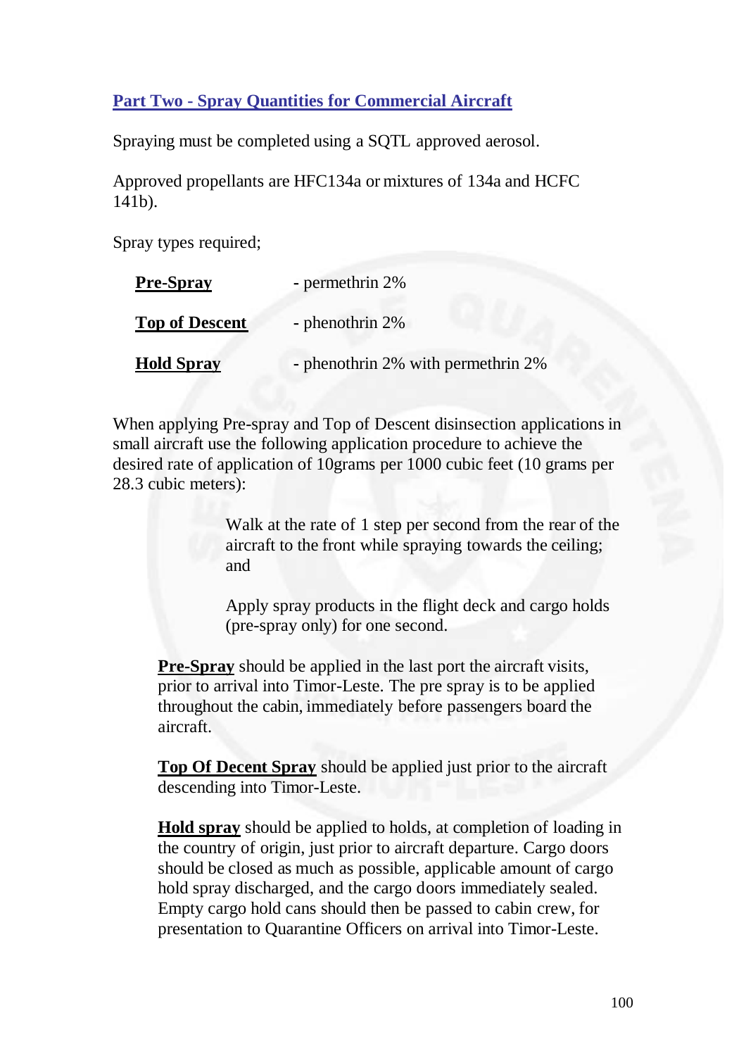## Part Two - Spray Quantities for Commercial Aircraft

Spraying must be completed using a SQTL approved aerosol.

Approved propellants are HFC134a or mixtures of 134a and HCFC 141b).

Spray types required;

**Pre-Spray** - permethrin 2%

**Top of Descent** - phenothrin 2%

**Hold Spray** - phenothrin 2% with permethrin 2%

When applying Pre-spray and Top of Descent disinsection applications in small aircraft use the following application procedure to achieve the desired rate of application of 10grams per 1000 cubic feet (10 grams per 28.3 cubic meters):

> Walk at the rate of 1 step per second from the rear of the aircraft to the front while spraying towards the ceiling; and
>
> Apply spray products in the flight deck and cargo holds (pre-spray only) for one second.

**Pre-Spray** should be applied in the last port the aircraft visits, prior to arrival into Timor-Leste. The pre spray is to be applied throughout the cabin, immediately before passengers board the aircraft.

**Top Of Decent Spray** should be applied just prior to the aircraft descending into Timor-Leste.

**Hold spray** should be applied to holds, at completion of loading in the country of origin, just prior to aircraft departure. Cargo doors should be closed as much as possible, applicable amount of cargo hold spray discharged, and the cargo doors immediately sealed. Empty cargo hold cans should then be passed to cabin crew, for presentation to Quarantine Officers on arrival into Timor-Leste.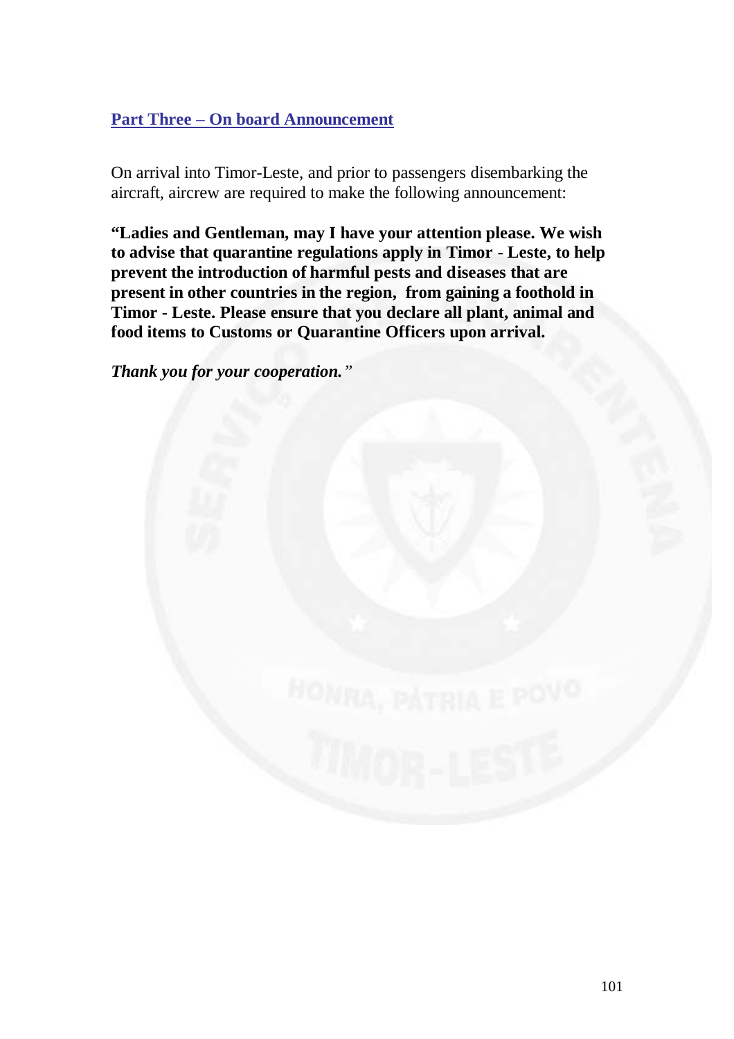## Part Three – On board Announcement

On arrival into Timor-Leste, and prior to passengers disembarking the aircraft, aircrew are required to make the following announcement:

**"Ladies and Gentleman, may I have your attention please. We wish to advise that quarantine regulations apply in Timor - Leste, to help prevent the introduction of harmful pests and diseases that are present in other countries in the region, from gaining a foothold in Timor - Leste. Please ensure that you declare all plant, animal and food items to Customs or Quarantine Officers upon arrival.**

***Thank you for your cooperation."***